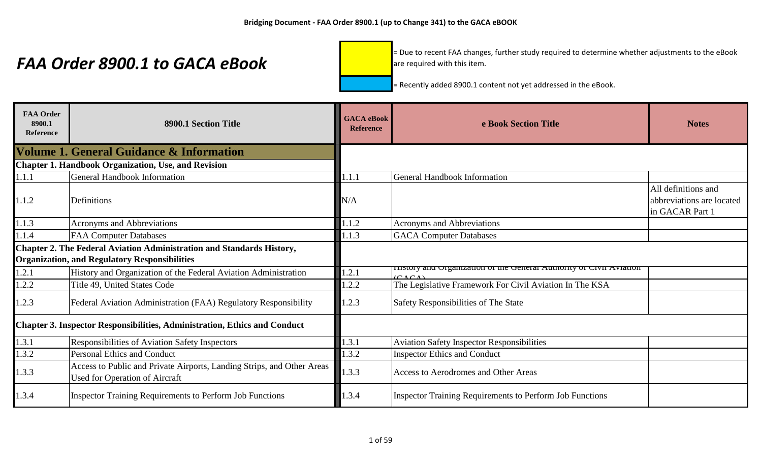# FAA Order 8900.1 to GACA eBook

= Due to recent FAA changes, further study required to determine whether adjustments to the eBook are required with this item.

= Recently added 8900.1 content not yet addressed in the eBook.

| FAA Order 8900.1 Reference | 8900.1 Section Title | GACA eBook Reference | e Book Section Title | Notes |
|---|---|---|---|---|
| **Volume 1. General Guidance & Information** | | | | |
| **Chapter 1. Handbook Organization, Use, and Revision** | | | | |
| 1.1.1 | General Handbook Information | 1.1.1 | General Handbook Information | |
| 1.1.2 | Definitions | N/A | | All definitions and abbreviations are located in GACAR Part 1 |
| 1.1.3 | Acronyms and Abbreviations | 1.1.2 | Acronyms and Abbreviations | |
| 1.1.4 | FAA Computer Databases | 1.1.3 | GACA Computer Databases | |
| **Chapter 2. The Federal Aviation Administration and Standards History, Organization, and Regulatory Responsibilities** | | | | |
| 1.2.1 | History and Organization of the Federal Aviation Administration | 1.2.1 | History and Organization of the General Authority of Civil Aviation (GACA) | |
| 1.2.2 | Title 49, United States Code | 1.2.2 | The Legislative Framework For Civil Aviation In The KSA | |
| 1.2.3 | Federal Aviation Administration (FAA) Regulatory Responsibility | 1.2.3 | Safety Responsibilities of The State | |
| **Chapter 3. Inspector Responsibilities, Administration, Ethics and Conduct** | | | | |
| 1.3.1 | Responsibilities of Aviation Safety Inspectors | 1.3.1 | Aviation Safety Inspector Responsibilities | |
| 1.3.2 | Personal Ethics and Conduct | 1.3.2 | Inspector Ethics and Conduct | |
| 1.3.3 | Access to Public and Private Airports, Landing Strips, and Other Areas Used for Operation of Aircraft | 1.3.3 | Access to Aerodromes and Other Areas | |
| 1.3.4 | Inspector Training Requirements to Perform Job Functions | 1.3.4 | Inspector Training Requirements to Perform Job Functions | |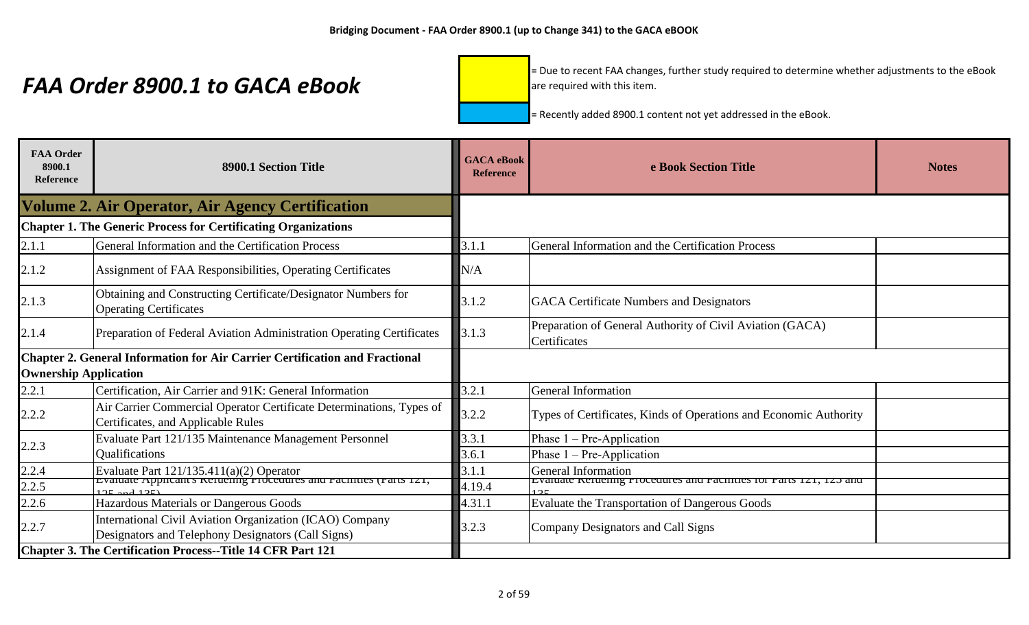# FAA Order 8900.1 to GACA eBook

(Yellow) = Due to recent FAA changes, further study required to determine whether adjustments to the eBook are required with this item.

(Blue) = Recently added 8900.1 content not yet addressed in the eBook.

| FAA Order 8900.1 Reference | 8900.1 Section Title | GACA eBook Reference | e Book Section Title | Notes |
|---|---|---|---|---|
| **Volume 2. Air Operator, Air Agency Certification** | | | | |
| **Chapter 1. The Generic Process for Certificating Organizations** | | | | |
| 2.1.1 | General Information and the Certification Process | 3.1.1 | General Information and the Certification Process | |
| 2.1.2 | Assignment of FAA Responsibilities, Operating Certificates | N/A | | |
| 2.1.3 | Obtaining and Constructing Certificate/Designator Numbers for Operating Certificates | 3.1.2 | GACA Certificate Numbers and Designators | |
| 2.1.4 | Preparation of Federal Aviation Administration Operating Certificates | 3.1.3 | Preparation of General Authority of Civil Aviation (GACA) Certificates | |
| **Chapter 2. General Information for Air Carrier Certification and Fractional Ownership Application** | | | | |
| 2.2.1 | Certification, Air Carrier and 91K: General Information | 3.2.1 | General Information | |
| 2.2.2 | Air Carrier Commercial Operator Certificate Determinations, Types of Certificates, and Applicable Rules | 3.2.2 | Types of Certificates, Kinds of Operations and Economic Authority | |
| 2.2.3 | Evaluate Part 121/135 Maintenance Management Personnel Qualifications | 3.3.1 | Phase 1 – Pre-Application | |
| | | 3.6.1 | Phase 1 – Pre-Application | |
| 2.2.4 | Evaluate Part 121/135.411(a)(2) Operator | 3.1.1 | General Information | |
| 2.2.5 | Evaluate Applicant's Refueling Procedures and Facilities (Parts 121, 125 and 135) | 4.19.4 | Evaluate Refueling Procedures and Facilities for Parts 121, 125 and 135 | |
| 2.2.6 | Hazardous Materials or Dangerous Goods | 4.31.1 | Evaluate the Transportation of Dangerous Goods | |
| 2.2.7 | International Civil Aviation Organization (ICAO) Company Designators and Telephony Designators (Call Signs) | 3.2.3 | Company Designators and Call Signs | |
| **Chapter 3. The Certification Process--Title 14 CFR Part 121** | | | | |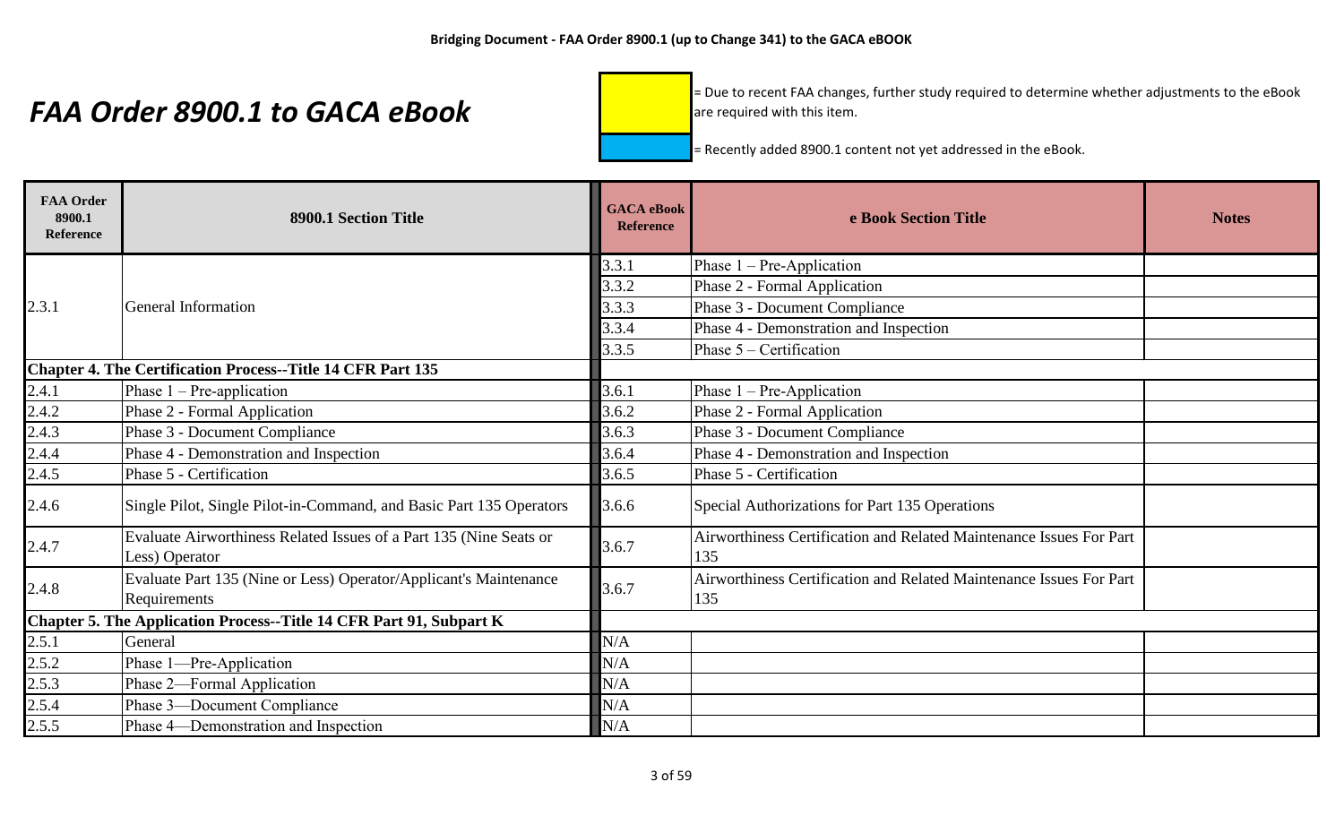**Bridging Document - FAA Order 8900.1 (up to Change 341) to the GACA eBOOK**

# *FAA Order 8900.1 to GACA eBook*

[Yellow] = Due to recent FAA changes, further study required to determine whether adjustments to the eBook are required with this item.

[Blue] = Recently added 8900.1 content not yet addressed in the eBook.

| FAA Order 8900.1 Reference | 8900.1 Section Title | GACA eBook Reference | e Book Section Title | Notes |
|---|---|---|---|---|
| 2.3.1 | General Information | 3.3.1 | Phase 1 – Pre-Application | |
| | | 3.3.2 | Phase 2 - Formal Application | |
| | | 3.3.3 | Phase 3 - Document Compliance | |
| | | 3.3.4 | Phase 4 - Demonstration and Inspection | |
| | | 3.3.5 | Phase 5 – Certification | |
| **Chapter 4. The Certification Process--Title 14 CFR Part 135** | | | | |
| 2.4.1 | Phase 1 – Pre-application | 3.6.1 | Phase 1 – Pre-Application | |
| 2.4.2 | Phase 2 - Formal Application | 3.6.2 | Phase 2 - Formal Application | |
| 2.4.3 | Phase 3 - Document Compliance | 3.6.3 | Phase 3 - Document Compliance | |
| 2.4.4 | Phase 4 - Demonstration and Inspection | 3.6.4 | Phase 4 - Demonstration and Inspection | |
| 2.4.5 | Phase 5 - Certification | 3.6.5 | Phase 5 - Certification | |
| 2.4.6 | Single Pilot, Single Pilot-in-Command, and Basic Part 135 Operators | 3.6.6 | Special Authorizations for Part 135 Operations | |
| 2.4.7 | Evaluate Airworthiness Related Issues of a Part 135 (Nine Seats or Less) Operator | 3.6.7 | Airworthiness Certification and Related Maintenance Issues For Part 135 | |
| 2.4.8 | Evaluate Part 135 (Nine or Less) Operator/Applicant's Maintenance Requirements | 3.6.7 | Airworthiness Certification and Related Maintenance Issues For Part 135 | |
| **Chapter 5. The Application Process--Title 14 CFR Part 91, Subpart K** | | | | |
| 2.5.1 | General | N/A | | |
| 2.5.2 | Phase 1—Pre-Application | N/A | | |
| 2.5.3 | Phase 2—Formal Application | N/A | | |
| 2.5.4 | Phase 3—Document Compliance | N/A | | |
| 2.5.5 | Phase 4—Demonstration and Inspection | N/A | | |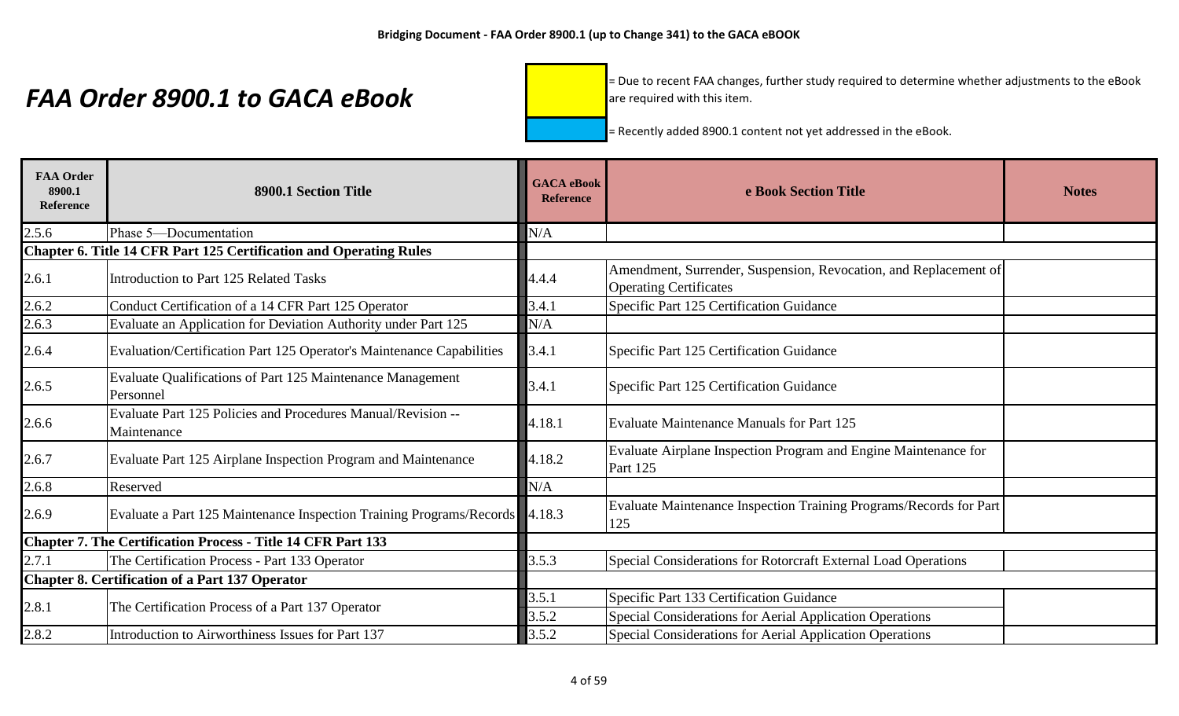# FAA Order 8900.1 to GACA eBook

= Due to recent FAA changes, further study required to determine whether adjustments to the eBook are required with this item.

= Recently added 8900.1 content not yet addressed in the eBook.

| FAA Order 8900.1 Reference | 8900.1 Section Title | GACA eBook Reference | e Book Section Title | Notes |
|---|---|---|---|---|
| 2.5.6 | Phase 5—Documentation | N/A | | |
| **Chapter 6. Title 14 CFR Part 125 Certification and Operating Rules** | | | | |
| 2.6.1 | Introduction to Part 125 Related Tasks | 4.4.4 | Amendment, Surrender, Suspension, Revocation, and Replacement of Operating Certificates | |
| 2.6.2 | Conduct Certification of a 14 CFR Part 125 Operator | 3.4.1 | Specific Part 125 Certification Guidance | |
| 2.6.3 | Evaluate an Application for Deviation Authority under Part 125 | N/A | | |
| 2.6.4 | Evaluation/Certification Part 125 Operator's Maintenance Capabilities | 3.4.1 | Specific Part 125 Certification Guidance | |
| 2.6.5 | Evaluate Qualifications of Part 125 Maintenance Management Personnel | 3.4.1 | Specific Part 125 Certification Guidance | |
| 2.6.6 | Evaluate Part 125 Policies and Procedures Manual/Revision -- Maintenance | 4.18.1 | Evaluate Maintenance Manuals for Part 125 | |
| 2.6.7 | Evaluate Part 125 Airplane Inspection Program and Maintenance | 4.18.2 | Evaluate Airplane Inspection Program and Engine Maintenance for Part 125 | |
| 2.6.8 | Reserved | N/A | | |
| 2.6.9 | Evaluate a Part 125 Maintenance Inspection Training Programs/Records | 4.18.3 | Evaluate Maintenance Inspection Training Programs/Records for Part 125 | |
| **Chapter 7. The Certification Process - Title 14 CFR Part 133** | | | | |
| 2.7.1 | The Certification Process - Part 133 Operator | 3.5.3 | Special Considerations for Rotorcraft External Load Operations | |
| **Chapter 8. Certification of a Part 137 Operator** | | | | |
| 2.8.1 | The Certification Process of a Part 137 Operator | 3.5.1 | Specific Part 133 Certification Guidance | |
| | | 3.5.2 | Special Considerations for Aerial Application Operations | |
| 2.8.2 | Introduction to Airworthiness Issues for Part 137 | 3.5.2 | Special Considerations for Aerial Application Operations | |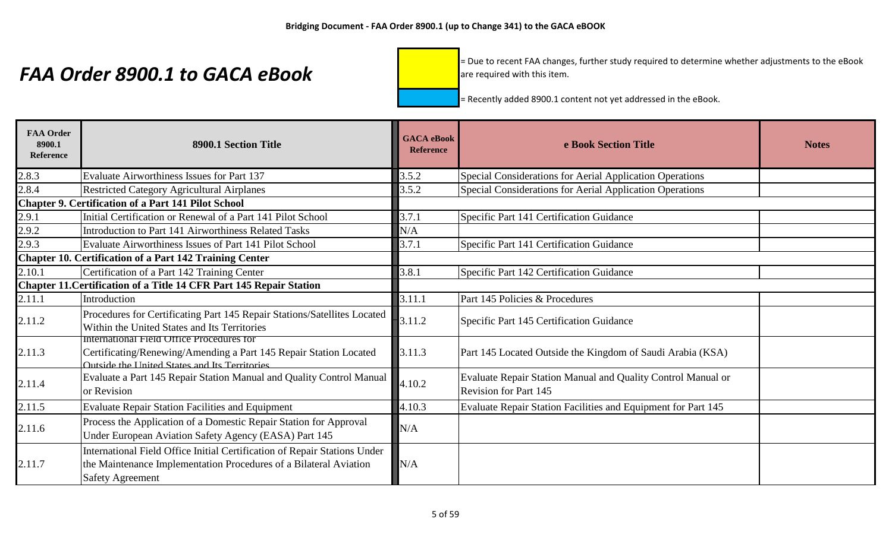# FAA Order 8900.1 to GACA eBook

= Due to recent FAA changes, further study required to determine whether adjustments to the eBook are required with this item.

= Recently added 8900.1 content not yet addressed in the eBook.

| FAA Order 8900.1 Reference | 8900.1 Section Title | GACA eBook Reference | e Book Section Title | Notes |
|---|---|---|---|---|
| 2.8.3 | Evaluate Airworthiness Issues for Part 137 | 3.5.2 | Special Considerations for Aerial Application Operations | |
| 2.8.4 | Restricted Category Agricultural Airplanes | 3.5.2 | Special Considerations for Aerial Application Operations | |
| **Chapter 9. Certification of a Part 141 Pilot School** | | | | |
| 2.9.1 | Initial Certification or Renewal of a Part 141 Pilot School | 3.7.1 | Specific Part 141 Certification Guidance | |
| 2.9.2 | Introduction to Part 141 Airworthiness Related Tasks | N/A | | |
| 2.9.3 | Evaluate Airworthiness Issues of Part 141 Pilot School | 3.7.1 | Specific Part 141 Certification Guidance | |
| **Chapter 10. Certification of a Part 142 Training Center** | | | | |
| 2.10.1 | Certification of a Part 142 Training Center | 3.8.1 | Specific Part 142 Certification Guidance | |
| **Chapter 11.Certification of a Title 14 CFR Part 145 Repair Station** | | | | |
| 2.11.1 | Introduction | 3.11.1 | Part 145 Policies & Procedures | |
| 2.11.2 | Procedures for Certificating Part 145 Repair Stations/Satellites Located Within the United States and Its Territories | 3.11.2 | Specific Part 145 Certification Guidance | |
| 2.11.3 | International Field Office Procedures for Certificating/Renewing/Amending a Part 145 Repair Station Located Outside the United States and Its Territories | 3.11.3 | Part 145 Located Outside the Kingdom of Saudi Arabia (KSA) | |
| 2.11.4 | Evaluate a Part 145 Repair Station Manual and Quality Control Manual or Revision | 4.10.2 | Evaluate Repair Station Manual and Quality Control Manual or Revision for Part 145 | |
| 2.11.5 | Evaluate Repair Station Facilities and Equipment | 4.10.3 | Evaluate Repair Station Facilities and Equipment for Part 145 | |
| 2.11.6 | Process the Application of a Domestic Repair Station for Approval Under European Aviation Safety Agency (EASA) Part 145 | N/A | | |
| 2.11.7 | International Field Office Initial Certification of Repair Stations Under the Maintenance Implementation Procedures of a Bilateral Aviation Safety Agreement | N/A | | |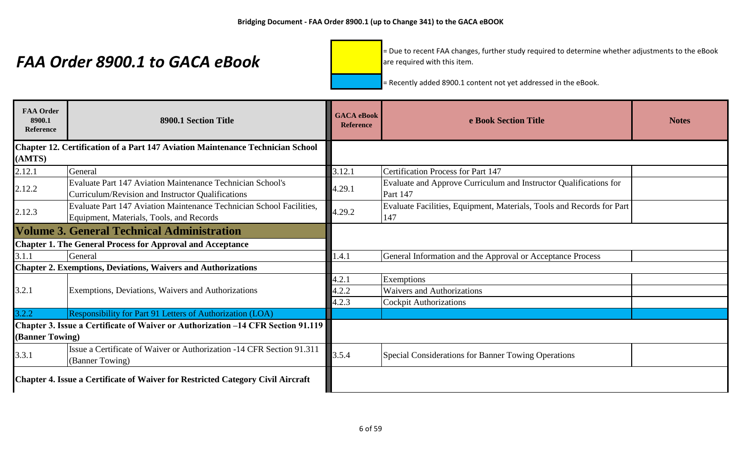**Bridging Document - FAA Order 8900.1 (up to Change 341) to the GACA eBOOK**

# *FAA Order 8900.1 to GACA eBook*

[Yellow] = Due to recent FAA changes, further study required to determine whether adjustments to the eBook are required with this item.

[Blue] = Recently added 8900.1 content not yet addressed in the eBook.

| FAA Order 8900.1 Reference | 8900.1 Section Title | GACA eBook Reference | e Book Section Title | Notes |
|---|---|---|---|---|
| **Chapter 12. Certification of a Part 147 Aviation Maintenance Technician School (AMTS)** | | | | |
| 2.12.1 | General | 3.12.1 | Certification Process for Part 147 | |
| 2.12.2 | Evaluate Part 147 Aviation Maintenance Technician School's Curriculum/Revision and Instructor Qualifications | 4.29.1 | Evaluate and Approve Curriculum and Instructor Qualifications for Part 147 | |
| 2.12.3 | Evaluate Part 147 Aviation Maintenance Technician School Facilities, Equipment, Materials, Tools, and Records | 4.29.2 | Evaluate Facilities, Equipment, Materials, Tools and Records for Part 147 | |
| **Volume 3. General Technical Administration** | | | | |
| **Chapter 1. The General Process for Approval and Acceptance** | | | | |
| 3.1.1 | General | 1.4.1 | General Information and the Approval or Acceptance Process | |
| **Chapter 2. Exemptions, Deviations, Waivers and Authorizations** | | | | |
| 3.2.1 | Exemptions, Deviations, Waivers and Authorizations | 4.2.1 | Exemptions | |
| | | 4.2.2 | Waivers and Authorizations | |
| | | 4.2.3 | Cockpit Authorizations | |
| 3.2.2 | Responsibility for Part 91 Letters of Authorization (LOA) | | | |
| **Chapter 3. Issue a Certificate of Waiver or Authorization –14 CFR Section 91.119 (Banner Towing)** | | | | |
| 3.3.1 | Issue a Certificate of Waiver or Authorization -14 CFR Section 91.311 (Banner Towing) | 3.5.4 | Special Considerations for Banner Towing Operations | |
| **Chapter 4. Issue a Certificate of Waiver for Restricted Category Civil Aircraft** | | | | |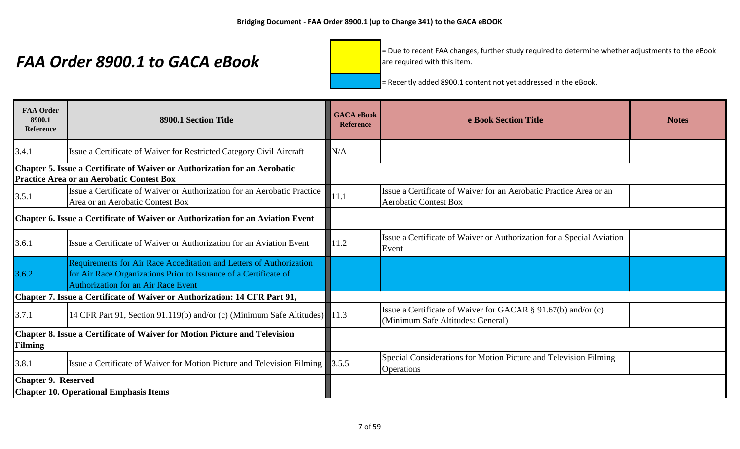# FAA Order 8900.1 to GACA eBook

= Due to recent FAA changes, further study required to determine whether adjustments to the eBook are required with this item.

= Recently added 8900.1 content not yet addressed in the eBook.

| FAA Order 8900.1 Reference | 8900.1 Section Title | GACA eBook Reference | e Book Section Title | Notes |
|---|---|---|---|---|
| 3.4.1 | Issue a Certificate of Waiver for Restricted Category Civil Aircraft | N/A | | |
| **Chapter 5. Issue a Certificate of Waiver or Authorization for an Aerobatic Practice Area or an Aerobatic Contest Box** | | | | |
| 3.5.1 | Issue a Certificate of Waiver or Authorization for an Aerobatic Practice Area or an Aerobatic Contest Box | 11.1 | Issue a Certificate of Waiver for an Aerobatic Practice Area or an Aerobatic Contest Box | |
| **Chapter 6. Issue a Certificate of Waiver or Authorization for an Aviation Event** | | | | |
| 3.6.1 | Issue a Certificate of Waiver or Authorization for an Aviation Event | 11.2 | Issue a Certificate of Waiver or Authorization for a Special Aviation Event | |
| 3.6.2 | Requirements for Air Race Acceditation and Letters of Authorization for Air Race Organizations Prior to Issuance of a Certificate of Authorization for an Air Race Event | | | |
| **Chapter 7. Issue a Certificate of Waiver or Authorization: 14 CFR Part 91,** | | | | |
| 3.7.1 | 14 CFR Part 91, Section 91.119(b) and/or (c) (Minimum Safe Altitudes) | 11.3 | Issue a Certificate of Waiver for GACAR § 91.67(b) and/or (c) (Minimum Safe Altitudes: General) | |
| **Chapter 8. Issue a Certificate of Waiver for Motion Picture and Television Filming** | | | | |
| 3.8.1 | Issue a Certificate of Waiver for Motion Picture and Television Filming | 3.5.5 | Special Considerations for Motion Picture and Television Filming Operations | |
| **Chapter 9. Reserved** | | | | |
| **Chapter 10. Operational Emphasis Items** | | | | |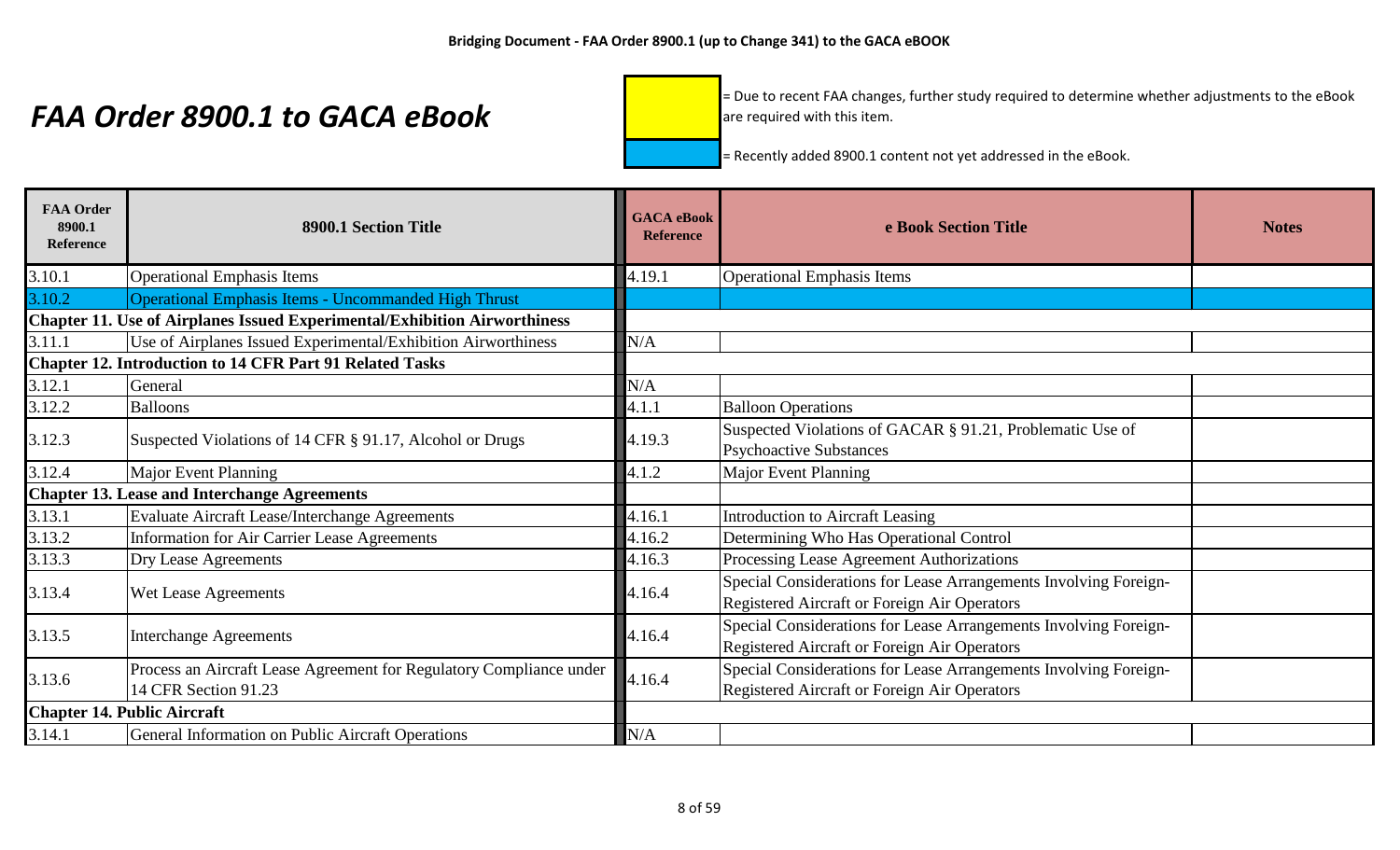## FAA Order 8900.1 to GACA eBook

= Due to recent FAA changes, further study required to determine whether adjustments to the eBook are required with this item.

= Recently added 8900.1 content not yet addressed in the eBook.

| FAA Order 8900.1 Reference | 8900.1 Section Title | GACA eBook Reference | e Book Section Title | Notes |
|---|---|---|---|---|
| 3.10.1 | Operational Emphasis Items | 4.19.1 | Operational Emphasis Items | |
| 3.10.2 | Operational Emphasis Items - Uncommanded High Thrust | | | |
| **Chapter 11. Use of Airplanes Issued Experimental/Exhibition Airworthiness** | | | | |
| 3.11.1 | Use of Airplanes Issued Experimental/Exhibition Airworthiness | N/A | | |
| **Chapter 12. Introduction to 14 CFR Part 91 Related Tasks** | | | | |
| 3.12.1 | General | N/A | | |
| 3.12.2 | Balloons | 4.1.1 | Balloon Operations | |
| 3.12.3 | Suspected Violations of 14 CFR § 91.17, Alcohol or Drugs | 4.19.3 | Suspected Violations of GACAR § 91.21, Problematic Use of Psychoactive Substances | |
| 3.12.4 | Major Event Planning | 4.1.2 | Major Event Planning | |
| **Chapter 13. Lease and Interchange Agreements** | | | | |
| 3.13.1 | Evaluate Aircraft Lease/Interchange Agreements | 4.16.1 | Introduction to Aircraft Leasing | |
| 3.13.2 | Information for Air Carrier Lease Agreements | 4.16.2 | Determining Who Has Operational Control | |
| 3.13.3 | Dry Lease Agreements | 4.16.3 | Processing Lease Agreement Authorizations | |
| 3.13.4 | Wet Lease Agreements | 4.16.4 | Special Considerations for Lease Arrangements Involving Foreign-Registered Aircraft or Foreign Air Operators | |
| 3.13.5 | Interchange Agreements | 4.16.4 | Special Considerations for Lease Arrangements Involving Foreign-Registered Aircraft or Foreign Air Operators | |
| 3.13.6 | Process an Aircraft Lease Agreement for Regulatory Compliance under 14 CFR Section 91.23 | 4.16.4 | Special Considerations for Lease Arrangements Involving Foreign-Registered Aircraft or Foreign Air Operators | |
| **Chapter 14. Public Aircraft** | | | | |
| 3.14.1 | General Information on Public Aircraft Operations | N/A | | |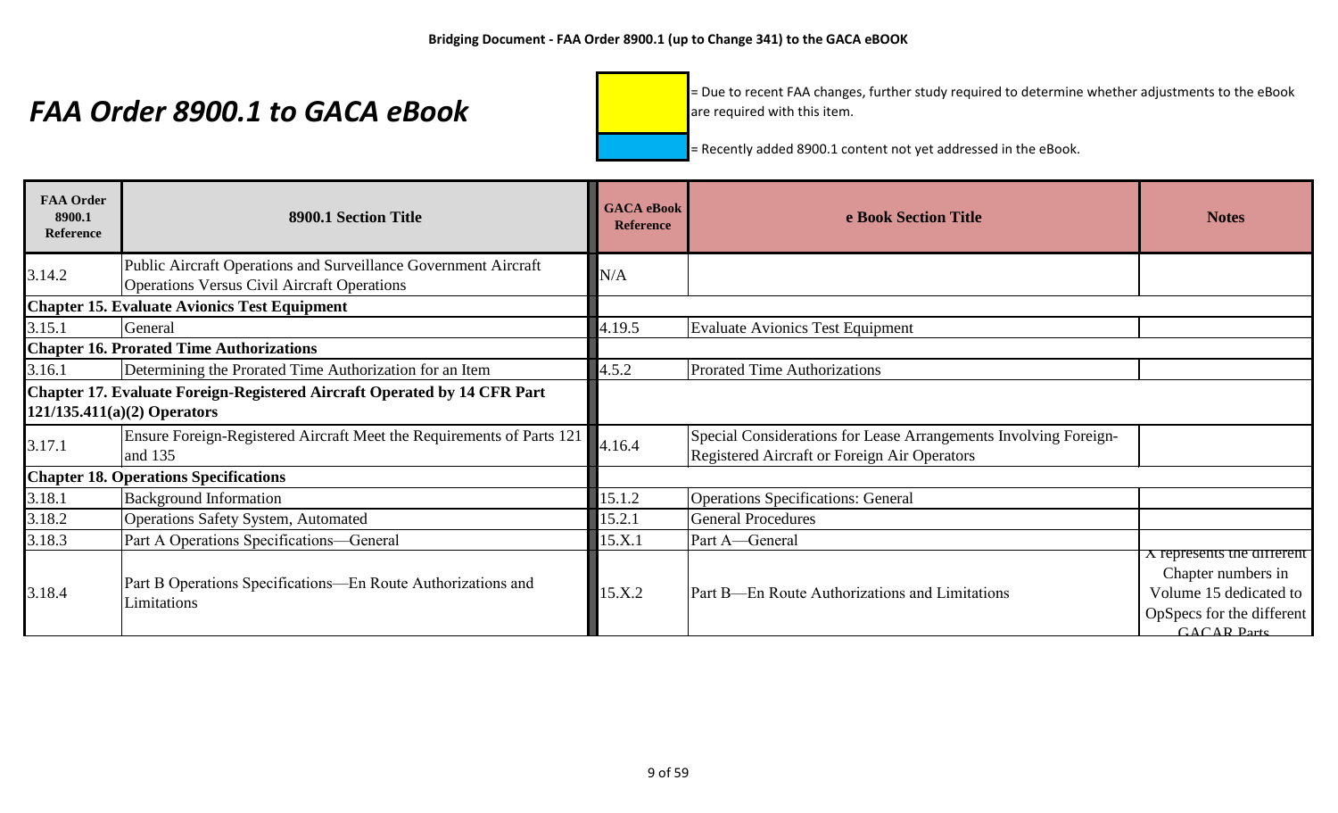# FAA Order 8900.1 to GACA eBook

= Due to recent FAA changes, further study required to determine whether adjustments to the eBook are required with this item.

= Recently added 8900.1 content not yet addressed in the eBook.

| FAA Order 8900.1 Reference | 8900.1 Section Title | GACA eBook Reference | e Book Section Title | Notes |
|---|---|---|---|---|
| 3.14.2 | Public Aircraft Operations and Surveillance Government Aircraft Operations Versus Civil Aircraft Operations | N/A | | |
| **Chapter 15. Evaluate Avionics Test Equipment** | | | | |
| 3.15.1 | General | 4.19.5 | Evaluate Avionics Test Equipment | |
| **Chapter 16. Prorated Time Authorizations** | | | | |
| 3.16.1 | Determining the Prorated Time Authorization for an Item | 4.5.2 | Prorated Time Authorizations | |
| **Chapter 17. Evaluate Foreign-Registered Aircraft Operated by 14 CFR Part 121/135.411(a)(2) Operators** | | | | |
| 3.17.1 | Ensure Foreign-Registered Aircraft Meet the Requirements of Parts 121 and 135 | 4.16.4 | Special Considerations for Lease Arrangements Involving Foreign-Registered Aircraft or Foreign Air Operators | |
| **Chapter 18. Operations Specifications** | | | | |
| 3.18.1 | Background Information | 15.1.2 | Operations Specifications: General | |
| 3.18.2 | Operations Safety System, Automated | 15.2.1 | General Procedures | |
| 3.18.3 | Part A Operations Specifications—General | 15.X.1 | Part A—General | X represents the different Chapter numbers in Volume 15 dedicated to OpSpecs for the different GACAR Parts |
| 3.18.4 | Part B Operations Specifications—En Route Authorizations and Limitations | 15.X.2 | Part B—En Route Authorizations and Limitations | |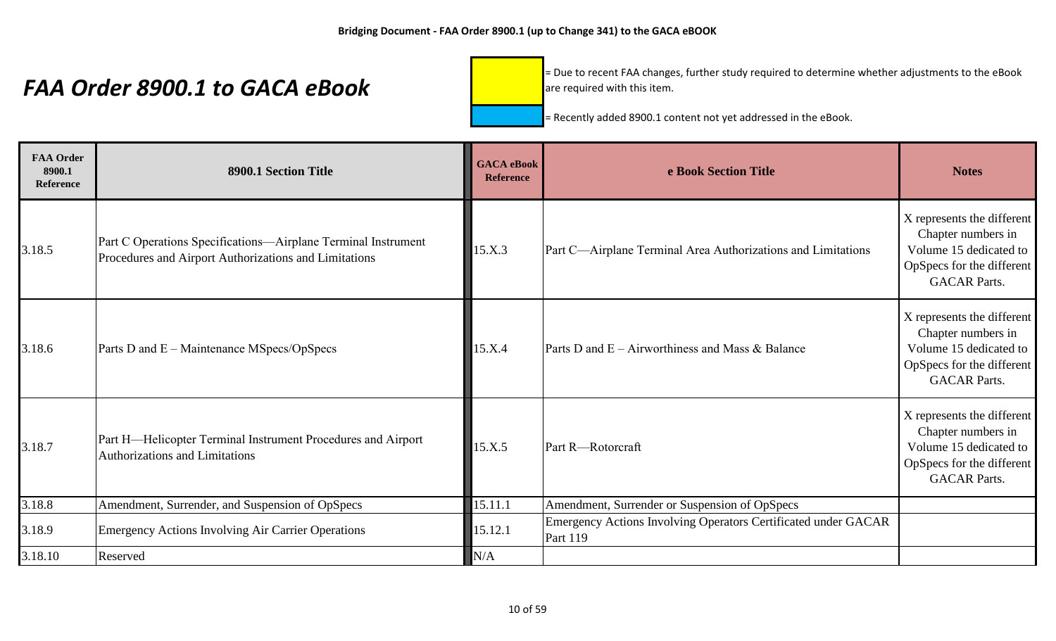# FAA Order 8900.1 to GACA eBook

= Due to recent FAA changes, further study required to determine whether adjustments to the eBook are required with this item.

= Recently added 8900.1 content not yet addressed in the eBook.

| FAA Order 8900.1 Reference | 8900.1 Section Title | GACA eBook Reference | e Book Section Title | Notes |
|---|---|---|---|---|
| 3.18.5 | Part C Operations Specifications—Airplane Terminal Instrument Procedures and Airport Authorizations and Limitations | 15.X.3 | Part C—Airplane Terminal Area Authorizations and Limitations | X represents the different Chapter numbers in Volume 15 dedicated to OpSpecs for the different GACAR Parts. |
| 3.18.6 | Parts D and E – Maintenance MSpecs/OpSpecs | 15.X.4 | Parts D and E – Airworthiness and Mass & Balance | X represents the different Chapter numbers in Volume 15 dedicated to OpSpecs for the different GACAR Parts. |
| 3.18.7 | Part H—Helicopter Terminal Instrument Procedures and Airport Authorizations and Limitations | 15.X.5 | Part R—Rotorcraft | X represents the different Chapter numbers in Volume 15 dedicated to OpSpecs for the different GACAR Parts. |
| 3.18.8 | Amendment, Surrender, and Suspension of OpSpecs | 15.11.1 | Amendment, Surrender or Suspension of OpSpecs | |
| 3.18.9 | Emergency Actions Involving Air Carrier Operations | 15.12.1 | Emergency Actions Involving Operators Certificated under GACAR Part 119 | |
| 3.18.10 | Reserved | N/A | | |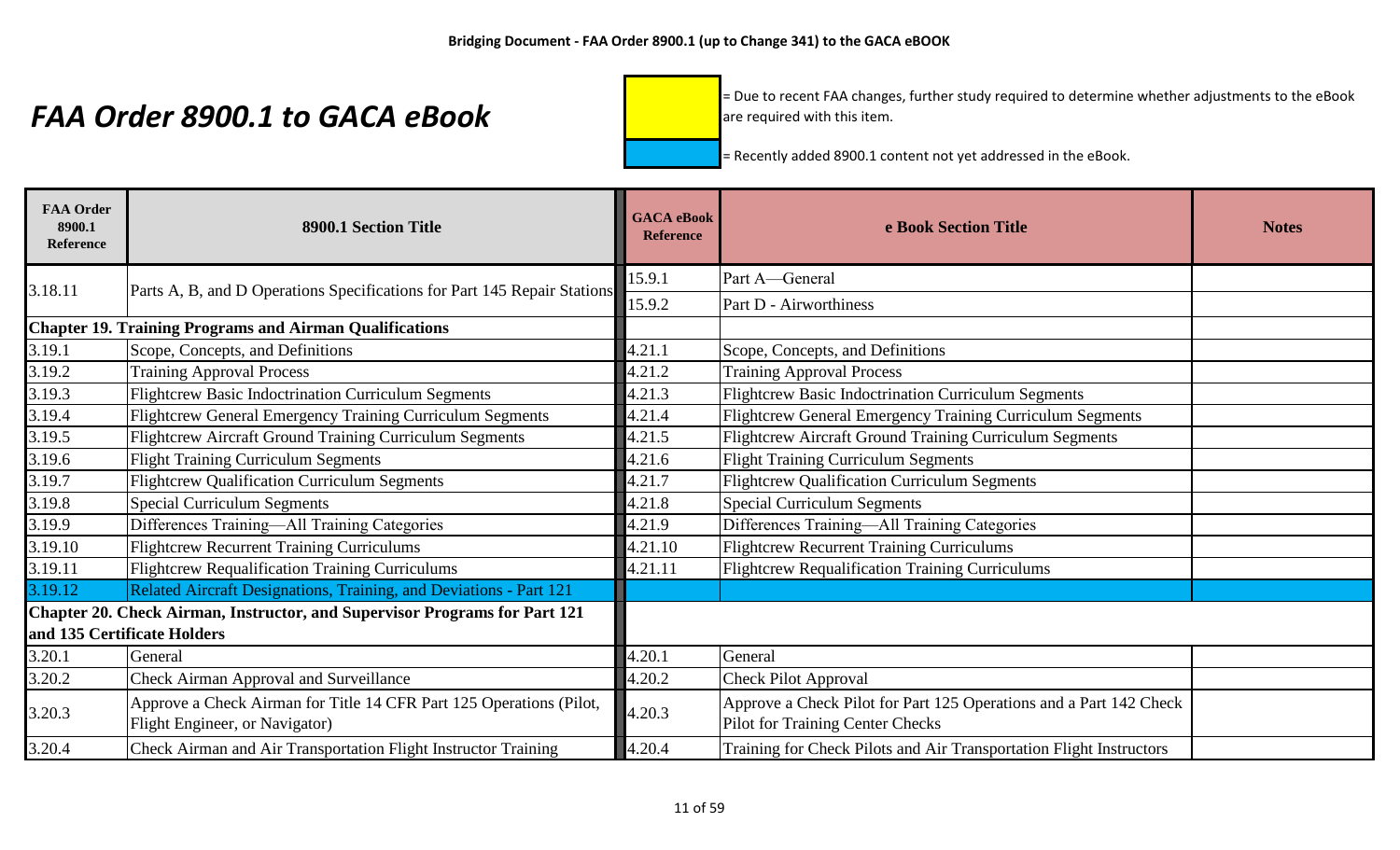Bridging Document - FAA Order 8900.1 (up to Change 341) to the GACA eBOOK

# *FAA Order 8900.1 to GACA eBook*

[Yellow] = Due to recent FAA changes, further study required to determine whether adjustments to the eBook are required with this item.

[Blue] = Recently added 8900.1 content not yet addressed in the eBook.

| FAA Order 8900.1 Reference | 8900.1 Section Title | GACA eBook Reference | e Book Section Title | Notes |
|---|---|---|---|---|
| 3.18.11 | Parts A, B, and D Operations Specifications for Part 145 Repair Stations | 15.9.1 | Part A—General | |
| | | 15.9.2 | Part D - Airworthiness | |
| **Chapter 19. Training Programs and Airman Qualifications** | | | | |
| 3.19.1 | Scope, Concepts, and Definitions | 4.21.1 | Scope, Concepts, and Definitions | |
| 3.19.2 | Training Approval Process | 4.21.2 | Training Approval Process | |
| 3.19.3 | Flightcrew Basic Indoctrination Curriculum Segments | 4.21.3 | Flightcrew Basic Indoctrination Curriculum Segments | |
| 3.19.4 | Flightcrew General Emergency Training Curriculum Segments | 4.21.4 | Flightcrew General Emergency Training Curriculum Segments | |
| 3.19.5 | Flightcrew Aircraft Ground Training Curriculum Segments | 4.21.5 | Flightcrew Aircraft Ground Training Curriculum Segments | |
| 3.19.6 | Flight Training Curriculum Segments | 4.21.6 | Flight Training Curriculum Segments | |
| 3.19.7 | Flightcrew Qualification Curriculum Segments | 4.21.7 | Flightcrew Qualification Curriculum Segments | |
| 3.19.8 | Special Curriculum Segments | 4.21.8 | Special Curriculum Segments | |
| 3.19.9 | Differences Training—All Training Categories | 4.21.9 | Differences Training—All Training Categories | |
| 3.19.10 | Flightcrew Recurrent Training Curriculums | 4.21.10 | Flightcrew Recurrent Training Curriculums | |
| 3.19.11 | Flightcrew Requalification Training Curriculums | 4.21.11 | Flightcrew Requalification Training Curriculums | |
| 3.19.12 | Related Aircraft Designations, Training, and Deviations - Part 121 | | | |
| **Chapter 20. Check Airman, Instructor, and Supervisor Programs for Part 121 and 135 Certificate Holders** | | | | |
| 3.20.1 | General | 4.20.1 | General | |
| 3.20.2 | Check Airman Approval and Surveillance | 4.20.2 | Check Pilot Approval | |
| 3.20.3 | Approve a Check Airman for Title 14 CFR Part 125 Operations (Pilot, Flight Engineer, or Navigator) | 4.20.3 | Approve a Check Pilot for Part 125 Operations and a Part 142 Check Pilot for Training Center Checks | |
| 3.20.4 | Check Airman and Air Transportation Flight Instructor Training | 4.20.4 | Training for Check Pilots and Air Transportation Flight Instructors | |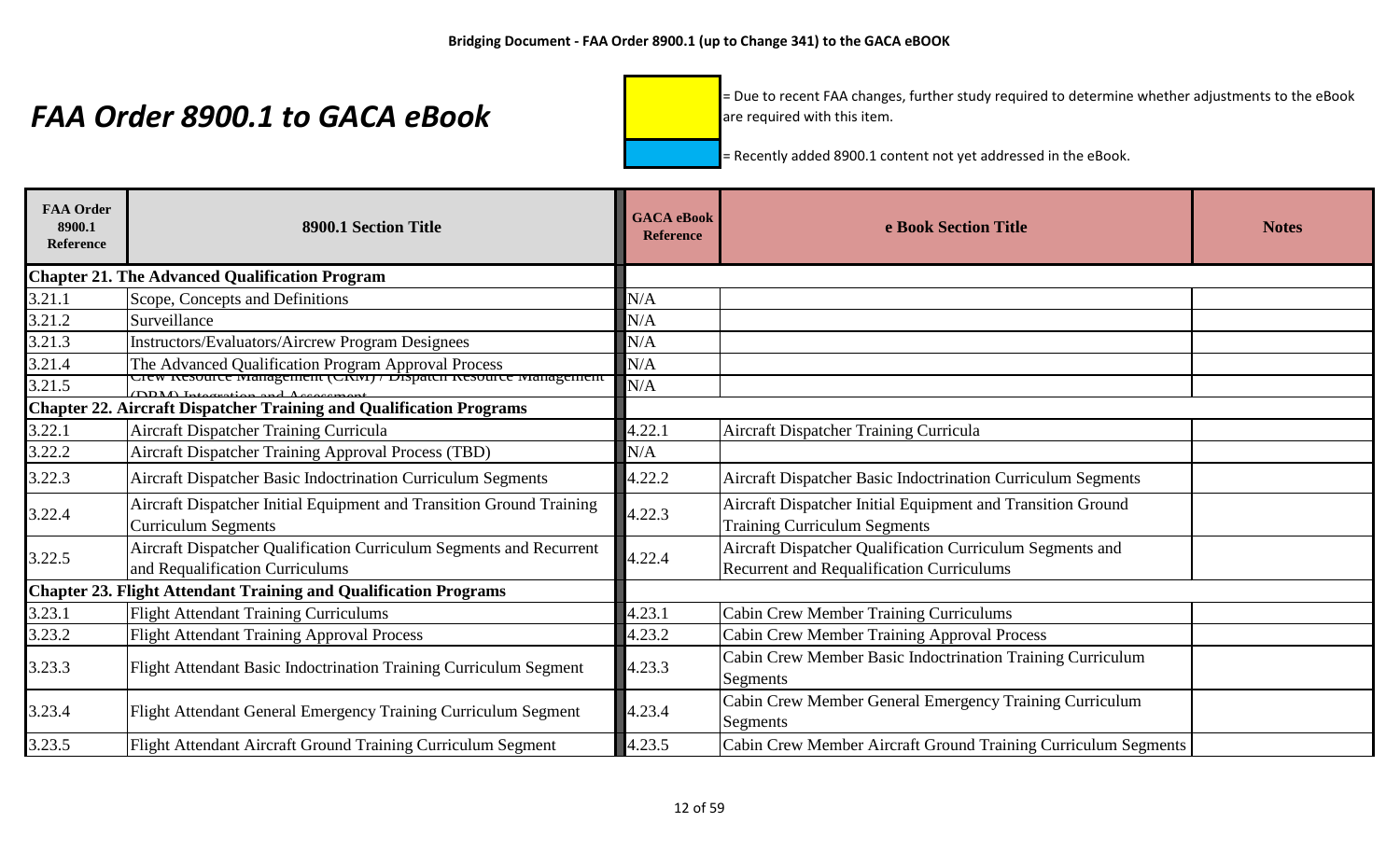**Bridging Document - FAA Order 8900.1 (up to Change 341) to the GACA eBOOK**

# *FAA Order 8900.1 to GACA eBook*

[Yellow] = Due to recent FAA changes, further study required to determine whether adjustments to the eBook are required with this item.

[Blue] = Recently added 8900.1 content not yet addressed in the eBook.

| FAA Order 8900.1 Reference | 8900.1 Section Title | GACA eBook Reference | e Book Section Title | Notes |
|---|---|---|---|---|
| **Chapter 21. The Advanced Qualification Program** | | | | |
| 3.21.1 | Scope, Concepts and Definitions | N/A | | |
| 3.21.2 | Surveillance | N/A | | |
| 3.21.3 | Instructors/Evaluators/Aircrew Program Designees | N/A | | |
| 3.21.4 | The Advanced Qualification Program Approval Process | N/A | | |
| 3.21.5 | Crew Resource Management (CRM) / Dispatch Resource Management (DRM) Integration and Assessment | N/A | | |
| **Chapter 22. Aircraft Dispatcher Training and Qualification Programs** | | | | |
| 3.22.1 | Aircraft Dispatcher Training Curricula | 4.22.1 | Aircraft Dispatcher Training Curricula | |
| 3.22.2 | Aircraft Dispatcher Training Approval Process (TBD) | N/A | | |
| 3.22.3 | Aircraft Dispatcher Basic Indoctrination Curriculum Segments | 4.22.2 | Aircraft Dispatcher Basic Indoctrination Curriculum Segments | |
| 3.22.4 | Aircraft Dispatcher Initial Equipment and Transition Ground Training Curriculum Segments | 4.22.3 | Aircraft Dispatcher Initial Equipment and Transition Ground Training Curriculum Segments | |
| 3.22.5 | Aircraft Dispatcher Qualification Curriculum Segments and Recurrent and Requalification Curriculums | 4.22.4 | Aircraft Dispatcher Qualification Curriculum Segments and Recurrent and Requalification Curriculums | |
| **Chapter 23. Flight Attendant Training and Qualification Programs** | | | | |
| 3.23.1 | Flight Attendant Training Curriculums | 4.23.1 | Cabin Crew Member Training Curriculums | |
| 3.23.2 | Flight Attendant Training Approval Process | 4.23.2 | Cabin Crew Member Training Approval Process | |
| 3.23.3 | Flight Attendant Basic Indoctrination Training Curriculum Segment | 4.23.3 | Cabin Crew Member Basic Indoctrination Training Curriculum Segments | |
| 3.23.4 | Flight Attendant General Emergency Training Curriculum Segment | 4.23.4 | Cabin Crew Member General Emergency Training Curriculum Segments | |
| 3.23.5 | Flight Attendant Aircraft Ground Training Curriculum Segment | 4.23.5 | Cabin Crew Member Aircraft Ground Training Curriculum Segments | |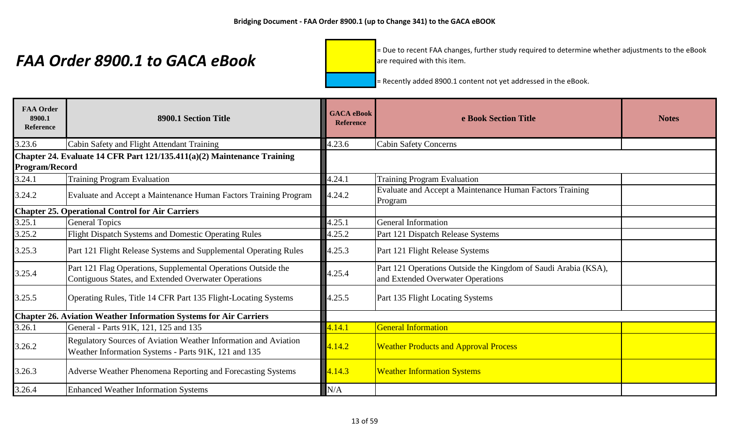# FAA Order 8900.1 to GACA eBook

= Due to recent FAA changes, further study required to determine whether adjustments to the eBook are required with this item.

= Recently added 8900.1 content not yet addressed in the eBook.

| FAA Order 8900.1 Reference | 8900.1 Section Title | GACA eBook Reference | e Book Section Title | Notes |
|---|---|---|---|---|
| 3.23.6 | Cabin Safety and Flight Attendant Training | 4.23.6 | Cabin Safety Concerns | |
| **Chapter 24. Evaluate 14 CFR Part 121/135.411(a)(2) Maintenance Training Program/Record** | | | | |
| 3.24.1 | Training Program Evaluation | 4.24.1 | Training Program Evaluation | |
| 3.24.2 | Evaluate and Accept a Maintenance Human Factors Training Program | 4.24.2 | Evaluate and Accept a Maintenance Human Factors Training Program | |
| **Chapter 25. Operational Control for Air Carriers** | | | | |
| 3.25.1 | General Topics | 4.25.1 | General Information | |
| 3.25.2 | Flight Dispatch Systems and Domestic Operating Rules | 4.25.2 | Part 121 Dispatch Release Systems | |
| 3.25.3 | Part 121 Flight Release Systems and Supplemental Operating Rules | 4.25.3 | Part 121 Flight Release Systems | |
| 3.25.4 | Part 121 Flag Operations, Supplemental Operations Outside the Contiguous States, and Extended Overwater Operations | 4.25.4 | Part 121 Operations Outside the Kingdom of Saudi Arabia (KSA), and Extended Overwater Operations | |
| 3.25.5 | Operating Rules, Title 14 CFR Part 135 Flight-Locating Systems | 4.25.5 | Part 135 Flight Locating Systems | |
| **Chapter 26. Aviation Weather Information Systems for Air Carriers** | | | | |
| 3.26.1 | General - Parts 91K, 121, 125 and 135 | 4.14.1 | General Information | |
| 3.26.2 | Regulatory Sources of Aviation Weather Information and Aviation Weather Information Systems - Parts 91K, 121 and 135 | 4.14.2 | Weather Products and Approval Process | |
| 3.26.3 | Adverse Weather Phenomena Reporting and Forecasting Systems | 4.14.3 | Weather Information Systems | |
| 3.26.4 | Enhanced Weather Information Systems | N/A | | |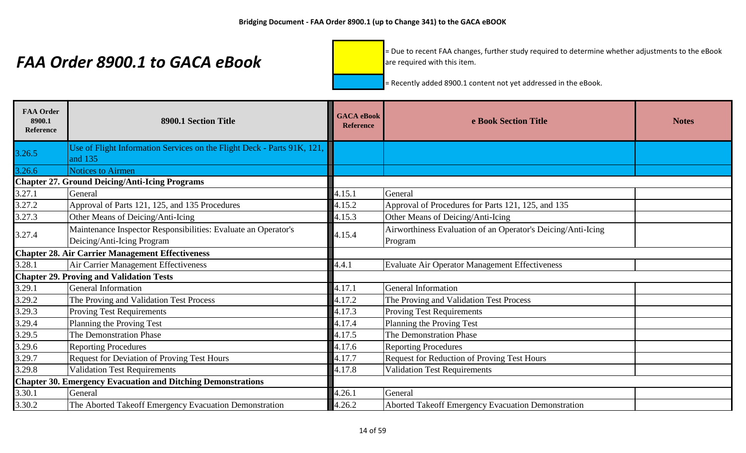# FAA Order 8900.1 to GACA eBook

= Due to recent FAA changes, further study required to determine whether adjustments to the eBook are required with this item.

= Recently added 8900.1 content not yet addressed in the eBook.

| FAA Order 8900.1 Reference | 8900.1 Section Title | GACA eBook Reference | e Book Section Title | Notes |
|---|---|---|---|---|
| 3.26.5 | Use of Flight Information Services on the Flight Deck - Parts 91K, 121, and 135 | | | |
| 3.26.6 | Notices to Airmen | | | |
| **Chapter 27. Ground Deicing/Anti-Icing Programs** | | | | |
| 3.27.1 | General | 4.15.1 | General | |
| 3.27.2 | Approval of Parts 121, 125, and 135 Procedures | 4.15.2 | Approval of Procedures for Parts 121, 125, and 135 | |
| 3.27.3 | Other Means of Deicing/Anti-Icing | 4.15.3 | Other Means of Deicing/Anti-Icing | |
| 3.27.4 | Maintenance Inspector Responsibilities: Evaluate an Operator's Deicing/Anti-Icing Program | 4.15.4 | Airworthiness Evaluation of an Operator's Deicing/Anti-Icing Program | |
| **Chapter 28. Air Carrier Management Effectiveness** | | | | |
| 3.28.1 | Air Carrier Management Effectiveness | 4.4.1 | Evaluate Air Operator Management Effectiveness | |
| **Chapter 29. Proving and Validation Tests** | | | | |
| 3.29.1 | General Information | 4.17.1 | General Information | |
| 3.29.2 | The Proving and Validation Test Process | 4.17.2 | The Proving and Validation Test Process | |
| 3.29.3 | Proving Test Requirements | 4.17.3 | Proving Test Requirements | |
| 3.29.4 | Planning the Proving Test | 4.17.4 | Planning the Proving Test | |
| 3.29.5 | The Demonstration Phase | 4.17.5 | The Demonstration Phase | |
| 3.29.6 | Reporting Procedures | 4.17.6 | Reporting Procedures | |
| 3.29.7 | Request for Deviation of Proving Test Hours | 4.17.7 | Request for Reduction of Proving Test Hours | |
| 3.29.8 | Validation Test Requirements | 4.17.8 | Validation Test Requirements | |
| **Chapter 30. Emergency Evacuation and Ditching Demonstrations** | | | | |
| 3.30.1 | General | 4.26.1 | General | |
| 3.30.2 | The Aborted Takeoff Emergency Evacuation Demonstration | 4.26.2 | Aborted Takeoff Emergency Evacuation Demonstration | |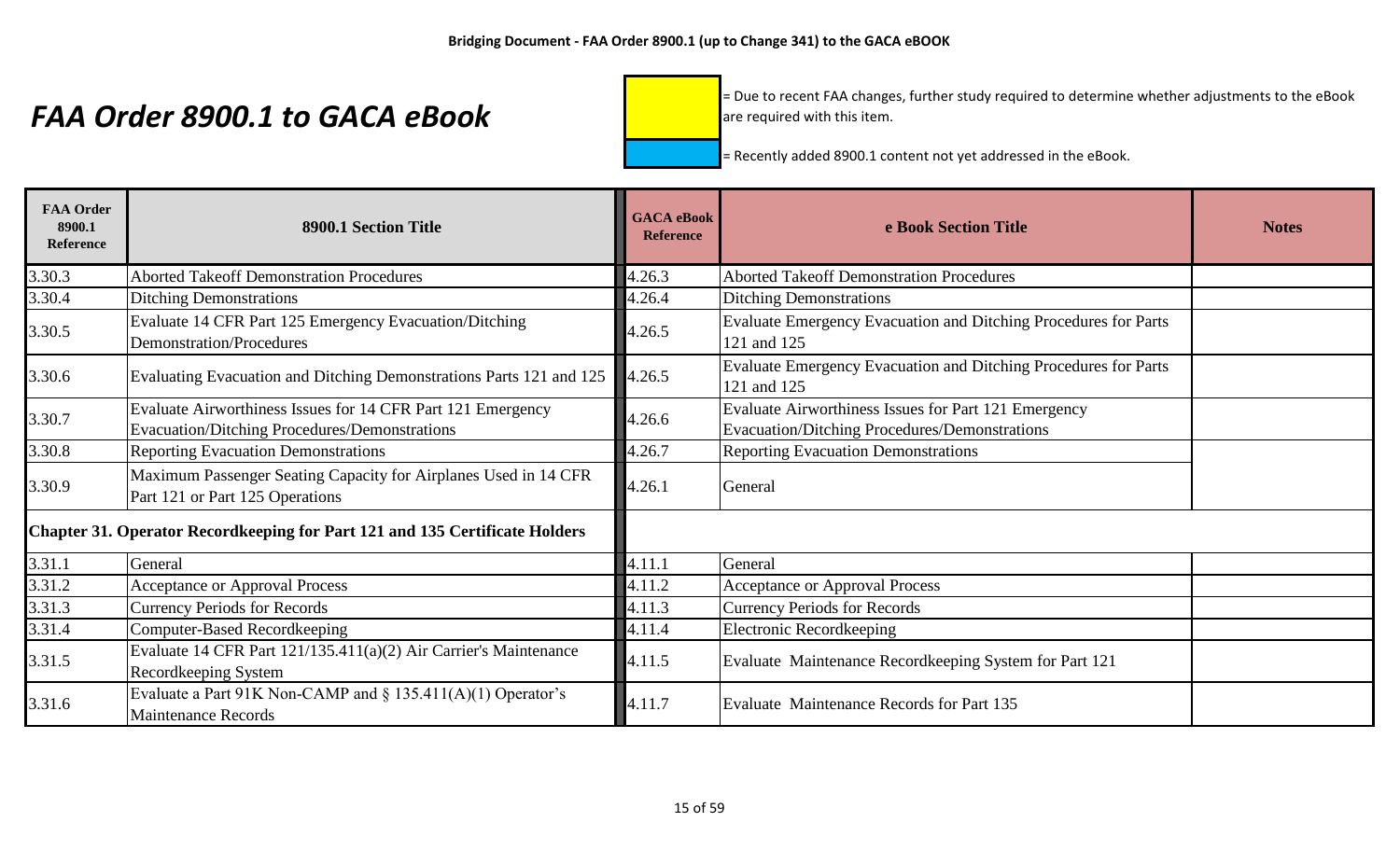# FAA Order 8900.1 to GACA eBook

= Due to recent FAA changes, further study required to determine whether adjustments to the eBook are required with this item.

= Recently added 8900.1 content not yet addressed in the eBook.

| FAA Order 8900.1 Reference | 8900.1 Section Title | GACA eBook Reference | e Book Section Title | Notes |
|---|---|---|---|---|
| 3.30.3 | Aborted Takeoff Demonstration Procedures | 4.26.3 | Aborted Takeoff Demonstration Procedures | |
| 3.30.4 | Ditching Demonstrations | 4.26.4 | Ditching Demonstrations | |
| 3.30.5 | Evaluate 14 CFR Part 125 Emergency Evacuation/Ditching Demonstration/Procedures | 4.26.5 | Evaluate Emergency Evacuation and Ditching Procedures for Parts 121 and 125 | |
| 3.30.6 | Evaluating Evacuation and Ditching Demonstrations Parts 121 and 125 | 4.26.5 | Evaluate Emergency Evacuation and Ditching Procedures for Parts 121 and 125 | |
| 3.30.7 | Evaluate Airworthiness Issues for 14 CFR Part 121 Emergency Evacuation/Ditching Procedures/Demonstrations | 4.26.6 | Evaluate Airworthiness Issues for Part 121 Emergency Evacuation/Ditching Procedures/Demonstrations | |
| 3.30.8 | Reporting Evacuation Demonstrations | 4.26.7 | Reporting Evacuation Demonstrations | |
| 3.30.9 | Maximum Passenger Seating Capacity for Airplanes Used in 14 CFR Part 121 or Part 125 Operations | 4.26.1 | General | |
| **Chapter 31. Operator Recordkeeping for Part 121 and 135 Certificate Holders** | | | | |
| 3.31.1 | General | 4.11.1 | General | |
| 3.31.2 | Acceptance or Approval Process | 4.11.2 | Acceptance or Approval Process | |
| 3.31.3 | Currency Periods for Records | 4.11.3 | Currency Periods for Records | |
| 3.31.4 | Computer-Based Recordkeeping | 4.11.4 | Electronic Recordkeeping | |
| 3.31.5 | Evaluate 14 CFR Part 121/135.411(a)(2) Air Carrier's Maintenance Recordkeeping System | 4.11.5 | Evaluate Maintenance Recordkeeping System for Part 121 | |
| 3.31.6 | Evaluate a Part 91K Non-CAMP and § 135.411(A)(1) Operator's Maintenance Records | 4.11.7 | Evaluate Maintenance Records for Part 135 | |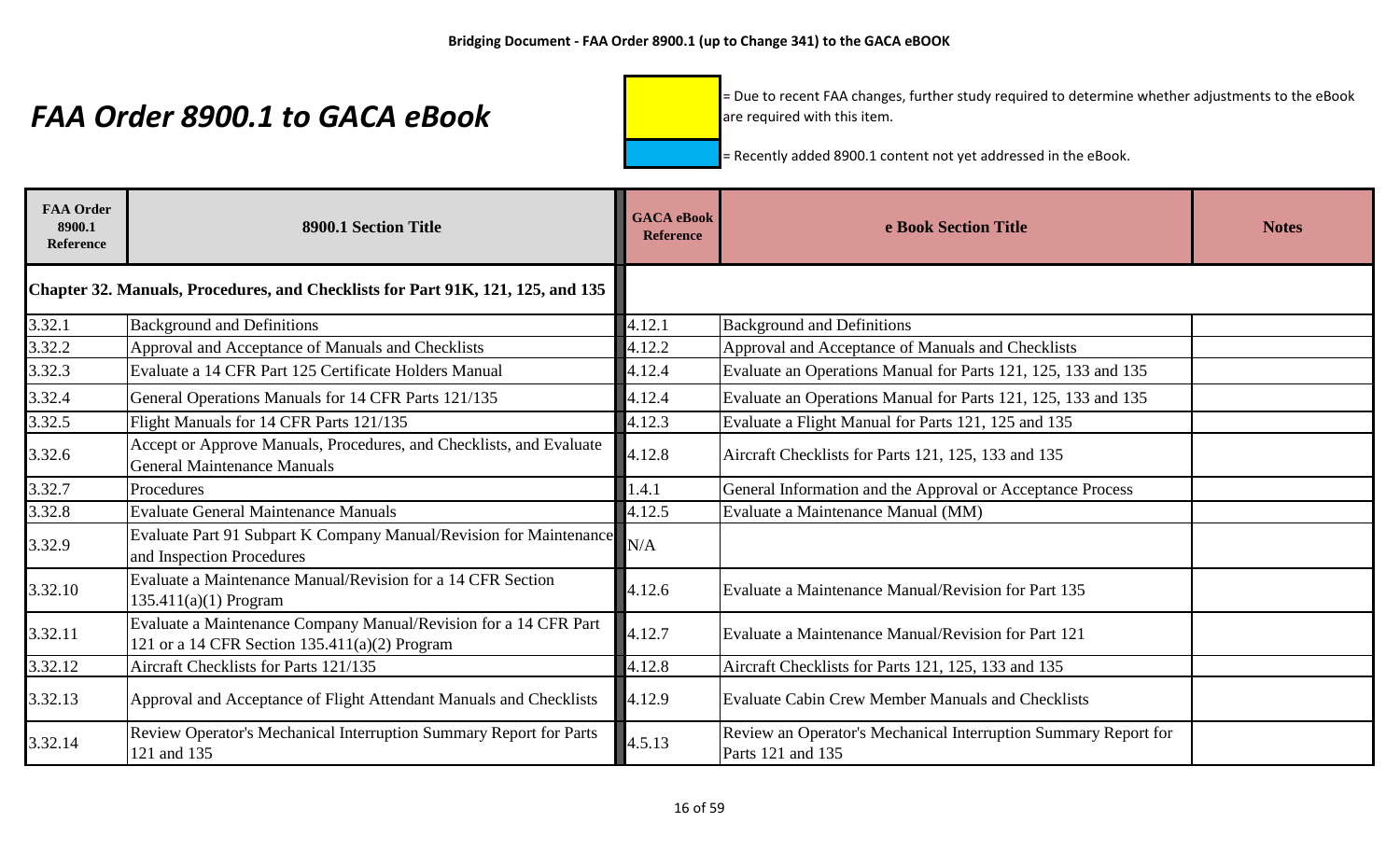# FAA Order 8900.1 to GACA eBook

= Due to recent FAA changes, further study required to determine whether adjustments to the eBook are required with this item.

= Recently added 8900.1 content not yet addressed in the eBook.

| FAA Order 8900.1 Reference | 8900.1 Section Title | GACA eBook Reference | e Book Section Title | Notes |
|---|---|---|---|---|
| **Chapter 32. Manuals, Procedures, and Checklists for Part 91K, 121, 125, and 135** | | | | |
| 3.32.1 | Background and Definitions | 4.12.1 | Background and Definitions | |
| 3.32.2 | Approval and Acceptance of Manuals and Checklists | 4.12.2 | Approval and Acceptance of Manuals and Checklists | |
| 3.32.3 | Evaluate a 14 CFR Part 125 Certificate Holders Manual | 4.12.4 | Evaluate an Operations Manual for Parts 121, 125, 133 and 135 | |
| 3.32.4 | General Operations Manuals for 14 CFR Parts 121/135 | 4.12.4 | Evaluate an Operations Manual for Parts 121, 125, 133 and 135 | |
| 3.32.5 | Flight Manuals for 14 CFR Parts 121/135 | 4.12.3 | Evaluate a Flight Manual for Parts 121, 125 and 135 | |
| 3.32.6 | Accept or Approve Manuals, Procedures, and Checklists, and Evaluate General Maintenance Manuals | 4.12.8 | Aircraft Checklists for Parts 121, 125, 133 and 135 | |
| 3.32.7 | Procedures | 1.4.1 | General Information and the Approval or Acceptance Process | |
| 3.32.8 | Evaluate General Maintenance Manuals | 4.12.5 | Evaluate a Maintenance Manual (MM) | |
| 3.32.9 | Evaluate Part 91 Subpart K Company Manual/Revision for Maintenance and Inspection Procedures | N/A | | |
| 3.32.10 | Evaluate a Maintenance Manual/Revision for a 14 CFR Section 135.411(a)(1) Program | 4.12.6 | Evaluate a Maintenance Manual/Revision for Part 135 | |
| 3.32.11 | Evaluate a Maintenance Company Manual/Revision for a 14 CFR Part 121 or a 14 CFR Section 135.411(a)(2) Program | 4.12.7 | Evaluate a Maintenance Manual/Revision for Part 121 | |
| 3.32.12 | Aircraft Checklists for Parts 121/135 | 4.12.8 | Aircraft Checklists for Parts 121, 125, 133 and 135 | |
| 3.32.13 | Approval and Acceptance of Flight Attendant Manuals and Checklists | 4.12.9 | Evaluate Cabin Crew Member Manuals and Checklists | |
| 3.32.14 | Review Operator's Mechanical Interruption Summary Report for Parts 121 and 135 | 4.5.13 | Review an Operator's Mechanical Interruption Summary Report for Parts 121 and 135 | |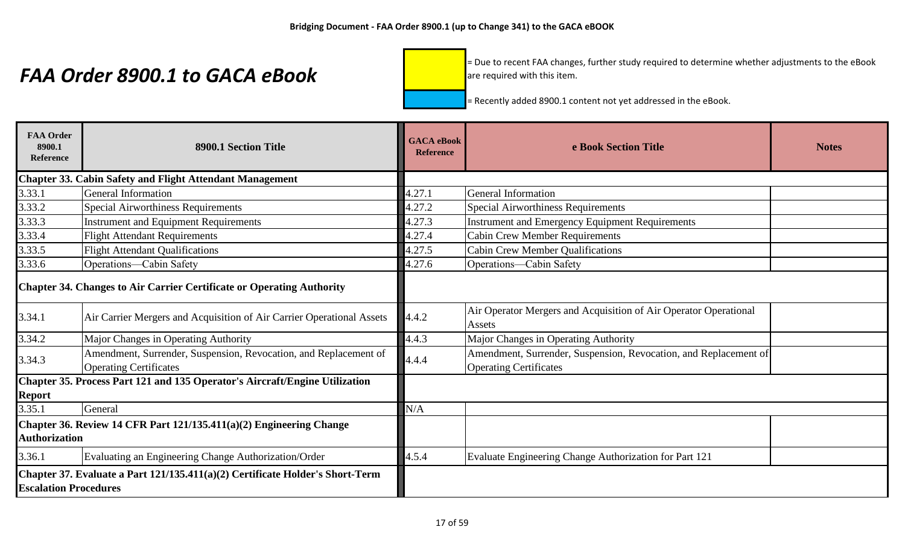# FAA Order 8900.1 to GACA eBook

= Due to recent FAA changes, further study required to determine whether adjustments to the eBook are required with this item.

= Recently added 8900.1 content not yet addressed in the eBook.

| FAA Order 8900.1 Reference | 8900.1 Section Title | GACA eBook Reference | e Book Section Title | Notes |
|---|---|---|---|---|
| **Chapter 33. Cabin Safety and Flight Attendant Management** | | | | |
| 3.33.1 | General Information | 4.27.1 | General Information | |
| 3.33.2 | Special Airworthiness Requirements | 4.27.2 | Special Airworthiness Requirements | |
| 3.33.3 | Instrument and Equipment Requirements | 4.27.3 | Instrument and Emergency Equipment Requirements | |
| 3.33.4 | Flight Attendant Requirements | 4.27.4 | Cabin Crew Member Requirements | |
| 3.33.5 | Flight Attendant Qualifications | 4.27.5 | Cabin Crew Member Qualifications | |
| 3.33.6 | Operations—Cabin Safety | 4.27.6 | Operations—Cabin Safety | |
| **Chapter 34. Changes to Air Carrier Certificate or Operating Authority** | | | | |
| 3.34.1 | Air Carrier Mergers and Acquisition of Air Carrier Operational Assets | 4.4.2 | Air Operator Mergers and Acquisition of Air Operator Operational Assets | |
| 3.34.2 | Major Changes in Operating Authority | 4.4.3 | Major Changes in Operating Authority | |
| 3.34.3 | Amendment, Surrender, Suspension, Revocation, and Replacement of Operating Certificates | 4.4.4 | Amendment, Surrender, Suspension, Revocation, and Replacement of Operating Certificates | |
| **Chapter 35. Process Part 121 and 135 Operator's Aircraft/Engine Utilization Report** | | | | |
| 3.35.1 | General | N/A | | |
| **Chapter 36. Review 14 CFR Part 121/135.411(a)(2) Engineering Change Authorization** | | | | |
| 3.36.1 | Evaluating an Engineering Change Authorization/Order | 4.5.4 | Evaluate Engineering Change Authorization for Part 121 | |
| **Chapter 37. Evaluate a Part 121/135.411(a)(2) Certificate Holder's Short-Term Escalation Procedures** | | | | |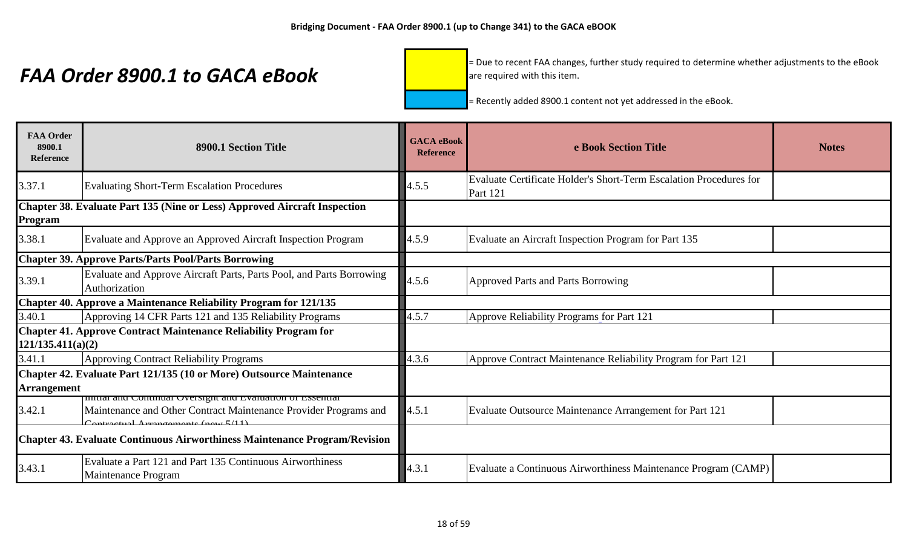# FAA Order 8900.1 to GACA eBook

= Due to recent FAA changes, further study required to determine whether adjustments to the eBook are required with this item.

= Recently added 8900.1 content not yet addressed in the eBook.

| FAA Order 8900.1 Reference | 8900.1 Section Title | GACA eBook Reference | e Book Section Title | Notes |
|---|---|---|---|---|
| 3.37.1 | Evaluating Short-Term Escalation Procedures | 4.5.5 | Evaluate Certificate Holder's Short-Term Escalation Procedures for Part 121 | |
| **Chapter 38. Evaluate Part 135 (Nine or Less) Approved Aircraft Inspection Program** | | | | |
| 3.38.1 | Evaluate and Approve an Approved Aircraft Inspection Program | 4.5.9 | Evaluate an Aircraft Inspection Program for Part 135 | |
| **Chapter 39. Approve Parts/Parts Pool/Parts Borrowing** | | | | |
| 3.39.1 | Evaluate and Approve Aircraft Parts, Parts Pool, and Parts Borrowing Authorization | 4.5.6 | Approved Parts and Parts Borrowing | |
| **Chapter 40. Approve a Maintenance Reliability Program for 121/135** | | | | |
| 3.40.1 | Approving 14 CFR Parts 121 and 135 Reliability Programs | 4.5.7 | Approve Reliability Programs for Part 121 | |
| **Chapter 41. Approve Contract Maintenance Reliability Program for 121/135.411(a)(2)** | | | | |
| 3.41.1 | Approving Contract Reliability Programs | 4.3.6 | Approve Contract Maintenance Reliability Program for Part 121 | |
| **Chapter 42. Evaluate Part 121/135 (10 or More) Outsource Maintenance Arrangement** | | | | |
| 3.42.1 | Initial and Continual Oversight and Evaluation of Essential Maintenance and Other Contract Maintenance Provider Programs and Contractual Arrangements (new 5/11) | 4.5.1 | Evaluate Outsource Maintenance Arrangement for Part 121 | |
| **Chapter 43. Evaluate Continuous Airworthiness Maintenance Program/Revision** | | | | |
| 3.43.1 | Evaluate a Part 121 and Part 135 Continuous Airworthiness Maintenance Program | 4.3.1 | Evaluate a Continuous Airworthiness Maintenance Program (CAMP) | |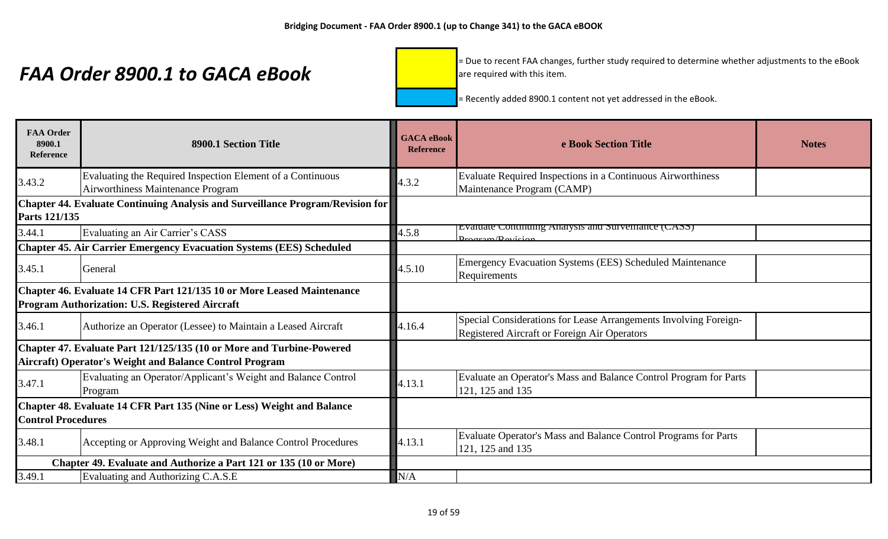# FAA Order 8900.1 to GACA eBook

= Due to recent FAA changes, further study required to determine whether adjustments to the eBook are required with this item.

= Recently added 8900.1 content not yet addressed in the eBook.

| FAA Order 8900.1 Reference | 8900.1 Section Title | GACA eBook Reference | e Book Section Title | Notes |
|---|---|---|---|---|
| 3.43.2 | Evaluating the Required Inspection Element of a Continuous Airworthiness Maintenance Program | 4.3.2 | Evaluate Required Inspections in a Continuous Airworthiness Maintenance Program (CAMP) | |
| **Chapter 44. Evaluate Continuing Analysis and Surveillance Program/Revision for Parts 121/135** | | | | |
| 3.44.1 | Evaluating an Air Carrier's CASS | 4.5.8 | Evaluate Continuing Analysis and Surveillance (CASS) Program/Revision | |
| **Chapter 45. Air Carrier Emergency Evacuation Systems (EES) Scheduled** | | | | |
| 3.45.1 | General | 4.5.10 | Emergency Evacuation Systems (EES) Scheduled Maintenance Requirements | |
| **Chapter 46. Evaluate 14 CFR Part 121/135 10 or More Leased Maintenance Program Authorization: U.S. Registered Aircraft** | | | | |
| 3.46.1 | Authorize an Operator (Lessee) to Maintain a Leased Aircraft | 4.16.4 | Special Considerations for Lease Arrangements Involving Foreign-Registered Aircraft or Foreign Air Operators | |
| **Chapter 47. Evaluate Part 121/125/135 (10 or More and Turbine-Powered Aircraft) Operator's Weight and Balance Control Program** | | | | |
| 3.47.1 | Evaluating an Operator/Applicant's Weight and Balance Control Program | 4.13.1 | Evaluate an Operator's Mass and Balance Control Program for Parts 121, 125 and 135 | |
| **Chapter 48. Evaluate 14 CFR Part 135 (Nine or Less) Weight and Balance Control Procedures** | | | | |
| 3.48.1 | Accepting or Approving Weight and Balance Control Procedures | 4.13.1 | Evaluate Operator's Mass and Balance Control Programs for Parts 121, 125 and 135 | |
| **Chapter 49. Evaluate and Authorize a Part 121 or 135 (10 or More)** | | | | |
| 3.49.1 | Evaluating and Authorizing C.A.S.E | N/A | | |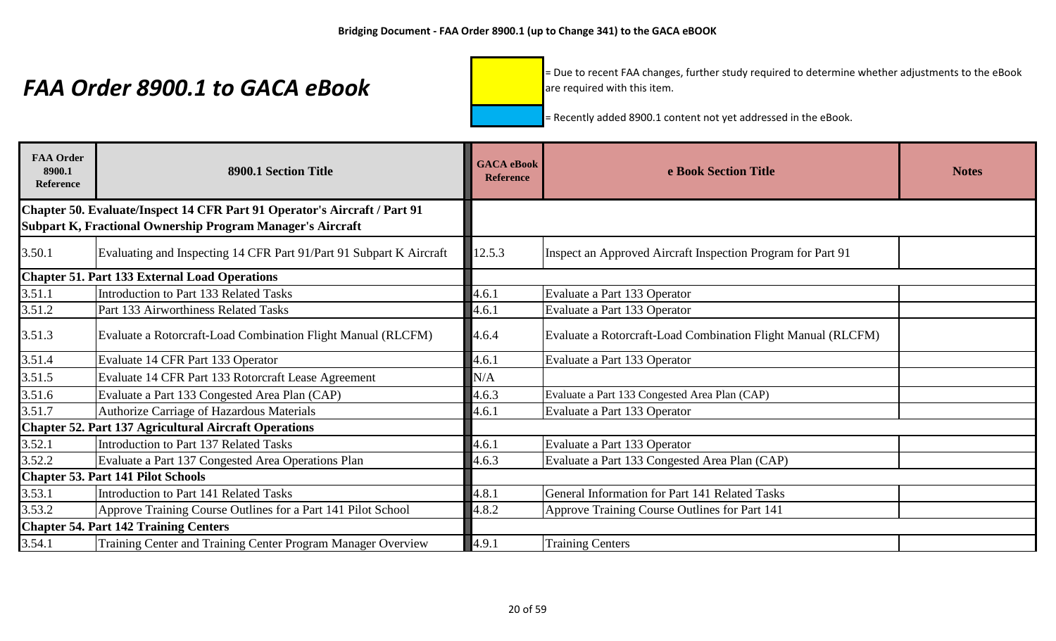# FAA Order 8900.1 to GACA eBook

= Due to recent FAA changes, further study required to determine whether adjustments to the eBook are required with this item.

= Recently added 8900.1 content not yet addressed in the eBook.

| FAA Order 8900.1 Reference | 8900.1 Section Title | GACA eBook Reference | e Book Section Title | Notes |
|---|---|---|---|---|
| **Chapter 50. Evaluate/Inspect 14 CFR Part 91 Operator's Aircraft / Part 91 Subpart K, Fractional Ownership Program Manager's Aircraft** | | | | |
| 3.50.1 | Evaluating and Inspecting 14 CFR Part 91/Part 91 Subpart K Aircraft | 12.5.3 | Inspect an Approved Aircraft Inspection Program for Part 91 | |
| **Chapter 51. Part 133 External Load Operations** | | | | |
| 3.51.1 | Introduction to Part 133 Related Tasks | 4.6.1 | Evaluate a Part 133 Operator | |
| 3.51.2 | Part 133 Airworthiness Related Tasks | 4.6.1 | Evaluate a Part 133 Operator | |
| 3.51.3 | Evaluate a Rotorcraft-Load Combination Flight Manual (RLCFM) | 4.6.4 | Evaluate a Rotorcraft-Load Combination Flight Manual (RLCFM) | |
| 3.51.4 | Evaluate 14 CFR Part 133 Operator | 4.6.1 | Evaluate a Part 133 Operator | |
| 3.51.5 | Evaluate 14 CFR Part 133 Rotorcraft Lease Agreement | N/A | | |
| 3.51.6 | Evaluate a Part 133 Congested Area Plan (CAP) | 4.6.3 | Evaluate a Part 133 Congested Area Plan (CAP) | |
| 3.51.7 | Authorize Carriage of Hazardous Materials | 4.6.1 | Evaluate a Part 133 Operator | |
| **Chapter 52. Part 137 Agricultural Aircraft Operations** | | | | |
| 3.52.1 | Introduction to Part 137 Related Tasks | 4.6.1 | Evaluate a Part 133 Operator | |
| 3.52.2 | Evaluate a Part 137 Congested Area Operations Plan | 4.6.3 | Evaluate a Part 133 Congested Area Plan (CAP) | |
| **Chapter 53. Part 141 Pilot Schools** | | | | |
| 3.53.1 | Introduction to Part 141 Related Tasks | 4.8.1 | General Information for Part 141 Related Tasks | |
| 3.53.2 | Approve Training Course Outlines for a Part 141 Pilot School | 4.8.2 | Approve Training Course Outlines for Part 141 | |
| **Chapter 54. Part 142 Training Centers** | | | | |
| 3.54.1 | Training Center and Training Center Program Manager Overview | 4.9.1 | Training Centers | |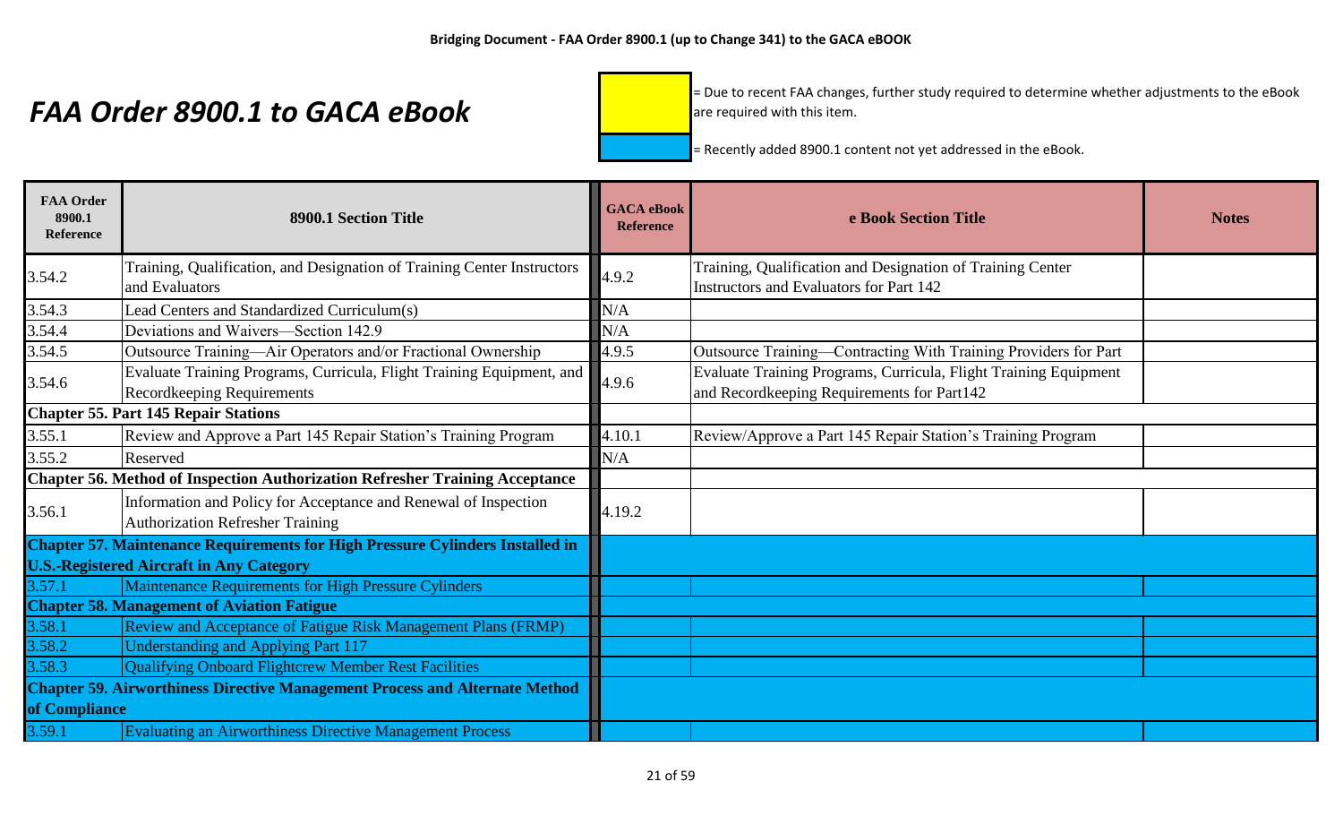**Bridging Document - FAA Order 8900.1 (up to Change 341) to the GACA eBOOK**

# *FAA Order 8900.1 to GACA eBook*

[Yellow] = Due to recent FAA changes, further study required to determine whether adjustments to the eBook are required with this item.

[Blue] = Recently added 8900.1 content not yet addressed in the eBook.

| FAA Order 8900.1 Reference | 8900.1 Section Title | GACA eBook Reference | e Book Section Title | Notes |
|---|---|---|---|---|
| 3.54.2 | Training, Qualification, and Designation of Training Center Instructors and Evaluators | 4.9.2 | Training, Qualification and Designation of Training Center Instructors and Evaluators for Part 142 | |
| 3.54.3 | Lead Centers and Standardized Curriculum(s) | N/A | | |
| 3.54.4 | Deviations and Waivers—Section 142.9 | N/A | | |
| 3.54.5 | Outsource Training—Air Operators and/or Fractional Ownership | 4.9.5 | Outsource Training—Contracting With Training Providers for Part | |
| 3.54.6 | Evaluate Training Programs, Curricula, Flight Training Equipment, and Recordkeeping Requirements | 4.9.6 | Evaluate Training Programs, Curricula, Flight Training Equipment and Recordkeeping Requirements for Part142 | |
| **Chapter 55. Part 145 Repair Stations** | | | | |
| 3.55.1 | Review and Approve a Part 145 Repair Station's Training Program | 4.10.1 | Review/Approve a Part 145 Repair Station's Training Program | |
| 3.55.2 | Reserved | N/A | | |
| **Chapter 56. Method of Inspection Authorization Refresher Training Acceptance** | | | | |
| 3.56.1 | Information and Policy for Acceptance and Renewal of Inspection Authorization Refresher Training | 4.19.2 | | |
| **Chapter 57. Maintenance Requirements for High Pressure Cylinders Installed in U.S.-Registered Aircraft in Any Category** | | | | |
| 3.57.1 | Maintenance Requirements for High Pressure Cylinders | | | |
| **Chapter 58. Management of Aviation Fatigue** | | | | |
| 3.58.1 | Review and Acceptance of Fatigue Risk Management Plans (FRMP) | | | |
| 3.58.2 | Understanding and Applying Part 117 | | | |
| 3.58.3 | Qualifying Onboard Flightcrew Member Rest Facilities | | | |
| **Chapter 59. Airworthiness Directive Management Process and Alternate Method of Compliance** | | | | |
| 3.59.1 | Evaluating an Airworthiness Directive Management Process | | | |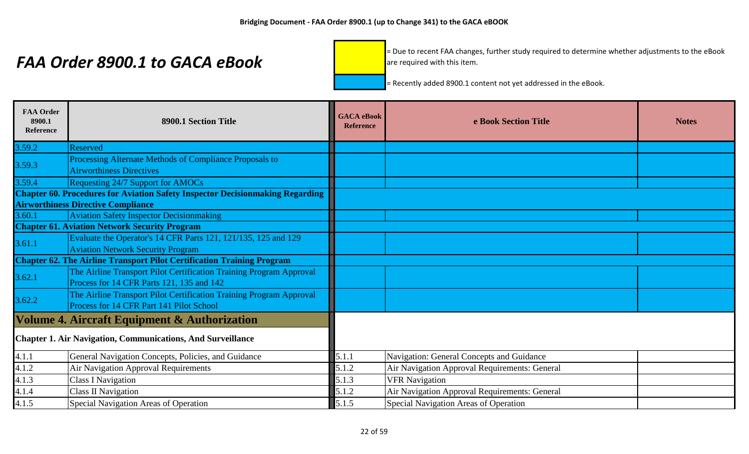**Bridging Document - FAA Order 8900.1 (up to Change 341) to the GACA eBOOK**

# *FAA Order 8900.1 to GACA eBook*

(Yellow) = Due to recent FAA changes, further study required to determine whether adjustments to the eBook are required with this item.

(Blue) = Recently added 8900.1 content not yet addressed in the eBook.

| FAA Order 8900.1 Reference | 8900.1 Section Title | GACA eBook Reference | e Book Section Title | Notes |
|---|---|---|---|---|
| 3.59.2 | Reserved | | | |
| 3.59.3 | Processing Alternate Methods of Compliance Proposals to Airworthiness Directives | | | |
| 3.59.4 | Requesting 24/7 Support for AMOCs | | | |
| **Chapter 60. Procedures for Aviation Safety Inspector Decisionmaking Regarding Airworthiness Directive Compliance** | | | | |
| 3.60.1 | Aviation Safety Inspector Decisionmaking | | | |
| **Chapter 61. Aviation Network Security Program** | | | | |
| 3.61.1 | Evaluate the Operator's 14 CFR Parts 121, 121/135, 125 and 129 Aviation Network Security Program | | | |
| **Chapter 62. The Airline Transport Pilot Certification Training Program** | | | | |
| 3.62.1 | The Airline Transport Pilot Certification Training Program Approval Process for 14 CFR Parts 121, 135 and 142 | | | |
| 3.62.2 | The Airline Transport Pilot Certification Training Program Approval Process for 14 CFR Part 141 Pilot School | | | |
| **Volume 4. Aircraft Equipment & Authorization** | | | | |
| **Chapter 1. Air Navigation, Communications, And Surveillance** | | | | |
| 4.1.1 | General Navigation Concepts, Policies, and Guidance | 5.1.1 | Navigation: General Concepts and Guidance | |
| 4.1.2 | Air Navigation Approval Requirements | 5.1.2 | Air Navigation Approval Requirements: General | |
| 4.1.3 | Class I Navigation | 5.1.3 | VFR Navigation | |
| 4.1.4 | Class II Navigation | 5.1.2 | Air Navigation Approval Requirements: General | |
| 4.1.5 | Special Navigation Areas of Operation | 5.1.5 | Special Navigation Areas of Operation | |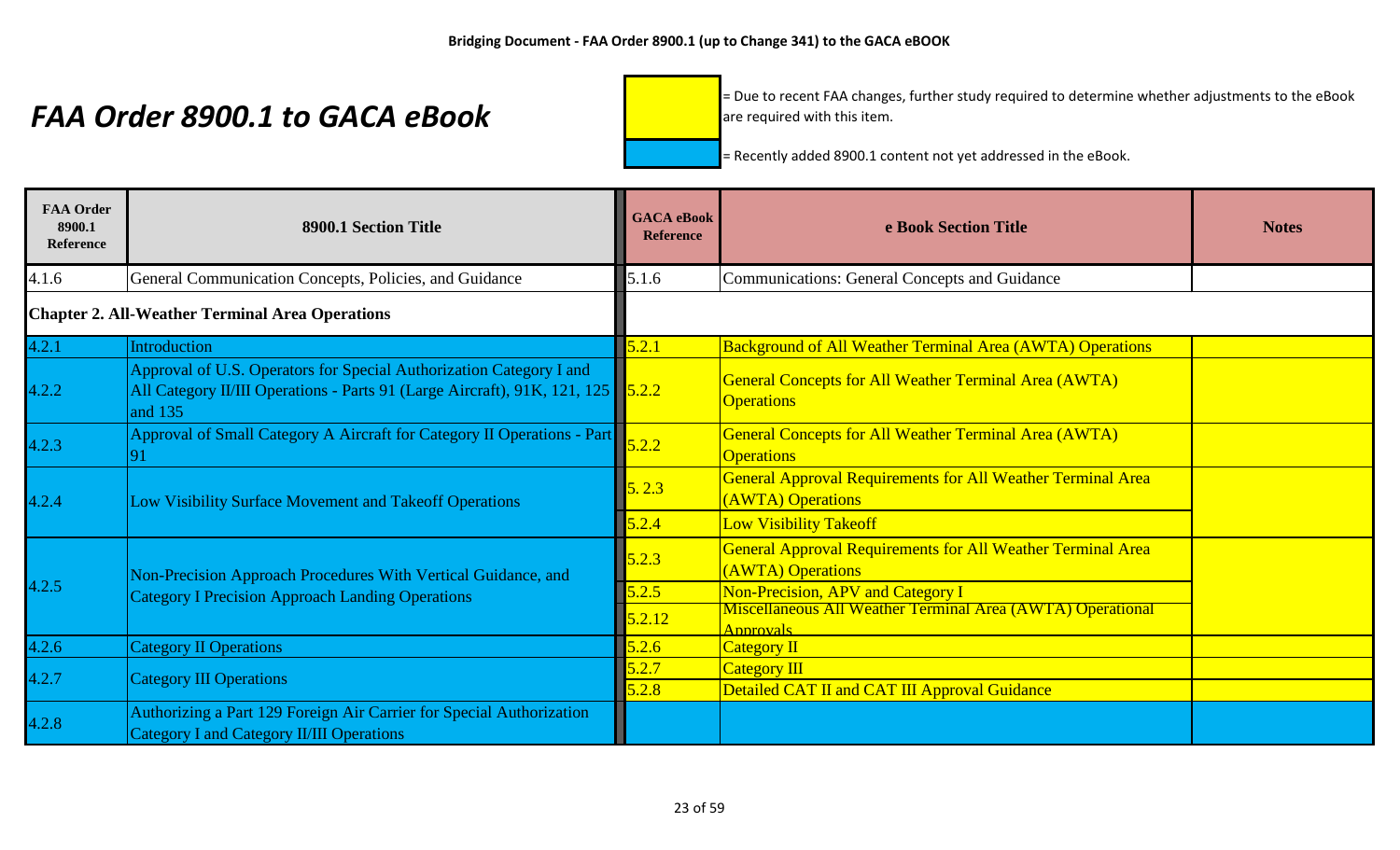**Bridging Document - FAA Order 8900.1 (up to Change 341) to the GACA eBOOK**

# *FAA Order 8900.1 to GACA eBook*

(Yellow) = Due to recent FAA changes, further study required to determine whether adjustments to the eBook are required with this item.

(Blue) = Recently added 8900.1 content not yet addressed in the eBook.

| FAA Order 8900.1 Reference | 8900.1 Section Title | GACA eBook Reference | e Book Section Title | Notes |
|---|---|---|---|---|
| 4.1.6 | General Communication Concepts, Policies, and Guidance | 5.1.6 | Communications: General Concepts and Guidance | |
| **Chapter 2. All-Weather Terminal Area Operations** | | | | |
| 4.2.1 | Introduction | 5.2.1 | Background of All Weather Terminal Area (AWTA) Operations | |
| 4.2.2 | Approval of U.S. Operators for Special Authorization Category I and All Category II/III Operations - Parts 91 (Large Aircraft), 91K, 121, 125 and 135 | 5.2.2 | General Concepts for All Weather Terminal Area (AWTA) Operations | |
| 4.2.3 | Approval of Small Category A Aircraft for Category II Operations - Part 91 | 5.2.2 | General Concepts for All Weather Terminal Area (AWTA) Operations | |
| 4.2.4 | Low Visibility Surface Movement and Takeoff Operations | 5. 2.3 | General Approval Requirements for All Weather Terminal Area (AWTA) Operations | |
| | | 5.2.4 | Low Visibility Takeoff | |
| 4.2.5 | Non-Precision Approach Procedures With Vertical Guidance, and Category I Precision Approach Landing Operations | 5.2.3 | General Approval Requirements for All Weather Terminal Area (AWTA) Operations | |
| | | 5.2.5 | Non-Precision, APV and Category I | |
| | | 5.2.12 | Miscellaneous All Weather Terminal Area (AWTA) Operational Approvals | |
| 4.2.6 | Category II Operations | 5.2.6 | Category II | |
| 4.2.7 | Category III Operations | 5.2.7 | Category III | |
| | | 5.2.8 | Detailed CAT II and CAT III Approval Guidance | |
| 4.2.8 | Authorizing a Part 129 Foreign Air Carrier for Special Authorization Category I and Category II/III Operations | | | |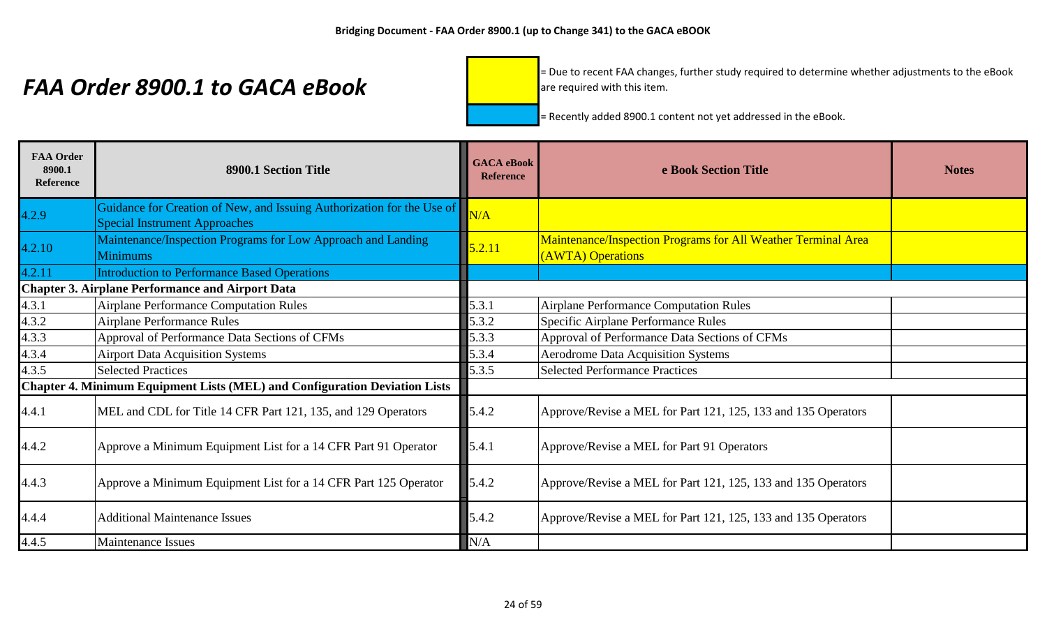# FAA Order 8900.1 to GACA eBook

= Due to recent FAA changes, further study required to determine whether adjustments to the eBook are required with this item.

= Recently added 8900.1 content not yet addressed in the eBook.

| FAA Order 8900.1 Reference | 8900.1 Section Title | GACA eBook Reference | e Book Section Title | Notes |
|---|---|---|---|---|
| 4.2.9 | Guidance for Creation of New, and Issuing Authorization for the Use of Special Instrument Approaches | N/A | | |
| 4.2.10 | Maintenance/Inspection Programs for Low Approach and Landing Minimums | 5.2.11 | Maintenance/Inspection Programs for All Weather Terminal Area (AWTA) Operations | |
| 4.2.11 | Introduction to Performance Based Operations | | | |
| **Chapter 3. Airplane Performance and Airport Data** | | | | |
| 4.3.1 | Airplane Performance Computation Rules | 5.3.1 | Airplane Performance Computation Rules | |
| 4.3.2 | Airplane Performance Rules | 5.3.2 | Specific Airplane Performance Rules | |
| 4.3.3 | Approval of Performance Data Sections of CFMs | 5.3.3 | Approval of Performance Data Sections of CFMs | |
| 4.3.4 | Airport Data Acquisition Systems | 5.3.4 | Aerodrome Data Acquisition Systems | |
| 4.3.5 | Selected Practices | 5.3.5 | Selected Performance Practices | |
| **Chapter 4. Minimum Equipment Lists (MEL) and Configuration Deviation Lists** | | | | |
| 4.4.1 | MEL and CDL for Title 14 CFR Part 121, 135, and 129 Operators | 5.4.2 | Approve/Revise a MEL for Part 121, 125, 133 and 135 Operators | |
| 4.4.2 | Approve a Minimum Equipment List for a 14 CFR Part 91 Operator | 5.4.1 | Approve/Revise a MEL for Part 91 Operators | |
| 4.4.3 | Approve a Minimum Equipment List for a 14 CFR Part 125 Operator | 5.4.2 | Approve/Revise a MEL for Part 121, 125, 133 and 135 Operators | |
| 4.4.4 | Additional Maintenance Issues | 5.4.2 | Approve/Revise a MEL for Part 121, 125, 133 and 135 Operators | |
| 4.4.5 | Maintenance Issues | N/A | | |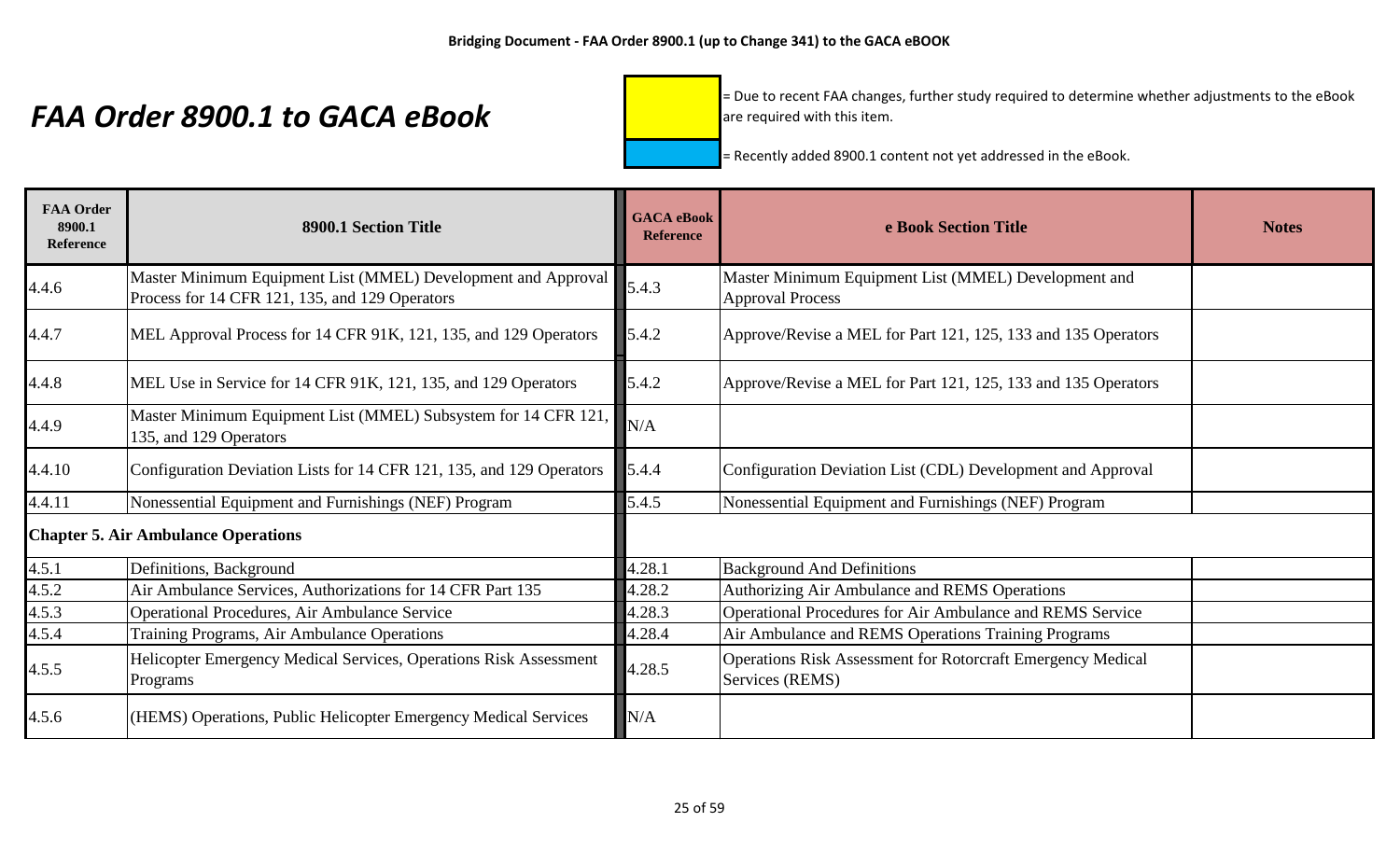# *FAA Order 8900.1 to GACA eBook*

= Due to recent FAA changes, further study required to determine whether adjustments to the eBook are required with this item.

= Recently added 8900.1 content not yet addressed in the eBook.

| FAA Order 8900.1 Reference | 8900.1 Section Title | GACA eBook Reference | e Book Section Title | Notes |
|---|---|---|---|---|
| 4.4.6 | Master Minimum Equipment List (MMEL) Development and Approval Process for 14 CFR 121, 135, and 129 Operators | 5.4.3 | Master Minimum Equipment List (MMEL) Development and Approval Process | |
| 4.4.7 | MEL Approval Process for 14 CFR 91K, 121, 135, and 129 Operators | 5.4.2 | Approve/Revise a MEL for Part 121, 125, 133 and 135 Operators | |
| 4.4.8 | MEL Use in Service for 14 CFR 91K, 121, 135, and 129 Operators | 5.4.2 | Approve/Revise a MEL for Part 121, 125, 133 and 135 Operators | |
| 4.4.9 | Master Minimum Equipment List (MMEL) Subsystem for 14 CFR 121, 135, and 129 Operators | N/A | | |
| 4.4.10 | Configuration Deviation Lists for 14 CFR 121, 135, and 129 Operators | 5.4.4 | Configuration Deviation List (CDL) Development and Approval | |
| 4.4.11 | Nonessential Equipment and Furnishings (NEF) Program | 5.4.5 | Nonessential Equipment and Furnishings (NEF) Program | |
| **Chapter 5. Air Ambulance Operations** | | | | |
| 4.5.1 | Definitions, Background | 4.28.1 | Background And Definitions | |
| 4.5.2 | Air Ambulance Services, Authorizations for 14 CFR Part 135 | 4.28.2 | Authorizing Air Ambulance and REMS Operations | |
| 4.5.3 | Operational Procedures, Air Ambulance Service | 4.28.3 | Operational Procedures for Air Ambulance and REMS Service | |
| 4.5.4 | Training Programs, Air Ambulance Operations | 4.28.4 | Air Ambulance and REMS Operations Training Programs | |
| 4.5.5 | Helicopter Emergency Medical Services, Operations Risk Assessment Programs | 4.28.5 | Operations Risk Assessment for Rotorcraft Emergency Medical Services (REMS) | |
| 4.5.6 | (HEMS) Operations, Public Helicopter Emergency Medical Services | N/A | | |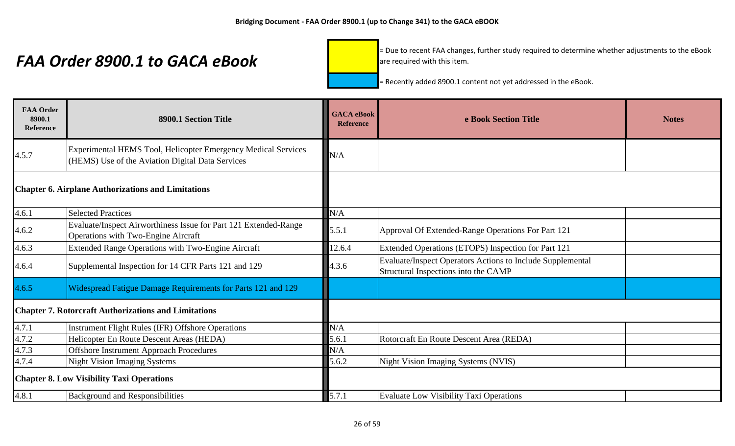# FAA Order 8900.1 to GACA eBook

= Due to recent FAA changes, further study required to determine whether adjustments to the eBook are required with this item.

= Recently added 8900.1 content not yet addressed in the eBook.

| FAA Order 8900.1 Reference | 8900.1 Section Title | GACA eBook Reference | e Book Section Title | Notes |
|---|---|---|---|---|
| 4.5.7 | Experimental HEMS Tool, Helicopter Emergency Medical Services (HEMS) Use of the Aviation Digital Data Services | N/A | | |
| **Chapter 6. Airplane Authorizations and Limitations** | | | | |
| 4.6.1 | Selected Practices | N/A | | |
| 4.6.2 | Evaluate/Inspect Airworthiness Issue for Part 121 Extended-Range Operations with Two-Engine Aircraft | 5.5.1 | Approval Of Extended-Range Operations For Part 121 | |
| 4.6.3 | Extended Range Operations with Two-Engine Aircraft | 12.6.4 | Extended Operations (ETOPS) Inspection for Part 121 | |
| 4.6.4 | Supplemental Inspection for 14 CFR Parts 121 and 129 | 4.3.6 | Evaluate/Inspect Operators Actions to Include Supplemental Structural Inspections into the CAMP | |
| 4.6.5 | Widespread Fatigue Damage Requirements for Parts 121 and 129 | | | |
| **Chapter 7. Rotorcraft Authorizations and Limitations** | | | | |
| 4.7.1 | Instrument Flight Rules (IFR) Offshore Operations | N/A | | |
| 4.7.2 | Helicopter En Route Descent Areas (HEDA) | 5.6.1 | Rotorcraft En Route Descent Area (REDA) | |
| 4.7.3 | Offshore Instrument Approach Procedures | N/A | | |
| 4.7.4 | Night Vision Imaging Systems | 5.6.2 | Night Vision Imaging Systems (NVIS) | |
| **Chapter 8. Low Visibility Taxi Operations** | | | | |
| 4.8.1 | Background and Responsibilities | 5.7.1 | Evaluate Low Visibility Taxi Operations | |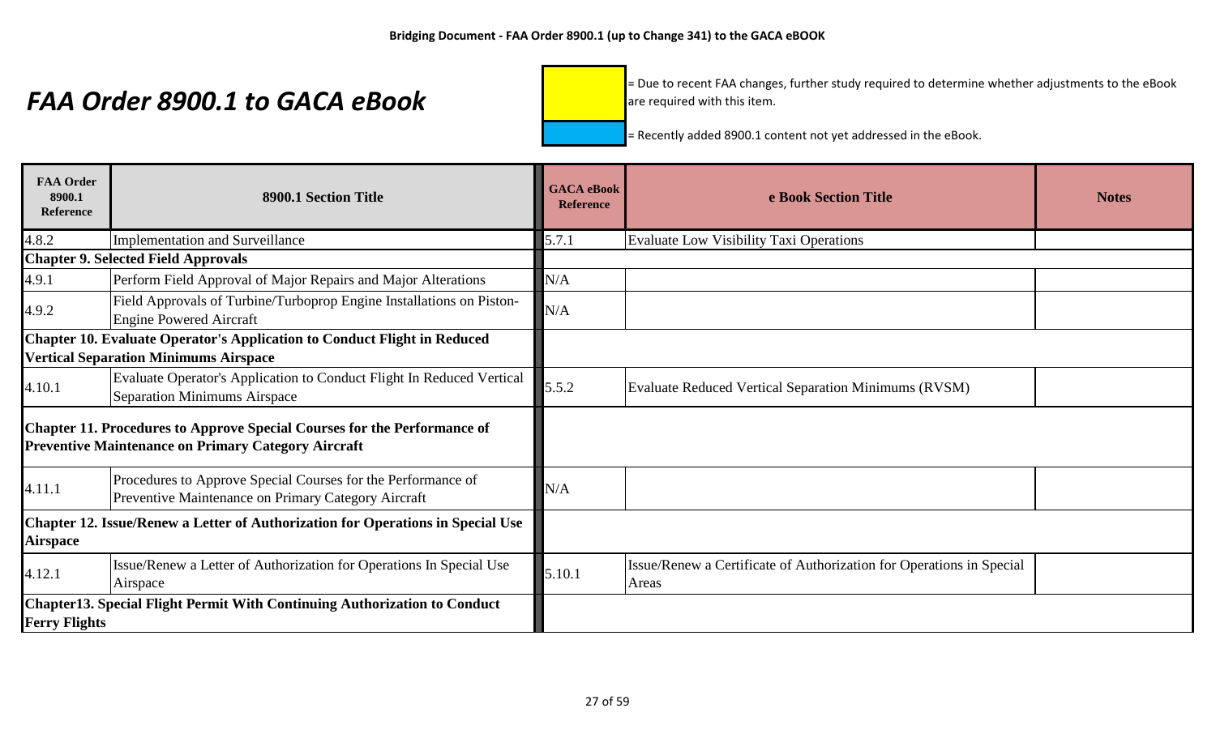# FAA Order 8900.1 to GACA eBook

= Due to recent FAA changes, further study required to determine whether adjustments to the eBook are required with this item.

= Recently added 8900.1 content not yet addressed in the eBook.

| FAA Order 8900.1 Reference | 8900.1 Section Title | GACA eBook Reference | e Book Section Title | Notes |
|---|---|---|---|---|
| 4.8.2 | Implementation and Surveillance | 5.7.1 | Evaluate Low Visibility Taxi Operations | |
| **Chapter 9. Selected Field Approvals** | | | | |
| 4.9.1 | Perform Field Approval of Major Repairs and Major Alterations | N/A | | |
| 4.9.2 | Field Approvals of Turbine/Turboprop Engine Installations on Piston-Engine Powered Aircraft | N/A | | |
| **Chapter 10. Evaluate Operator's Application to Conduct Flight in Reduced Vertical Separation Minimums Airspace** | | | | |
| 4.10.1 | Evaluate Operator's Application to Conduct Flight In Reduced Vertical Separation Minimums Airspace | 5.5.2 | Evaluate Reduced Vertical Separation Minimums (RVSM) | |
| **Chapter 11. Procedures to Approve Special Courses for the Performance of Preventive Maintenance on Primary Category Aircraft** | | | | |
| 4.11.1 | Procedures to Approve Special Courses for the Performance of Preventive Maintenance on Primary Category Aircraft | N/A | | |
| **Chapter 12. Issue/Renew a Letter of Authorization for Operations in Special Use Airspace** | | | | |
| 4.12.1 | Issue/Renew a Letter of Authorization for Operations In Special Use Airspace | 5.10.1 | Issue/Renew a Certificate of Authorization for Operations in Special Areas | |
| **Chapter13. Special Flight Permit With Continuing Authorization to Conduct Ferry Flights** | | | | |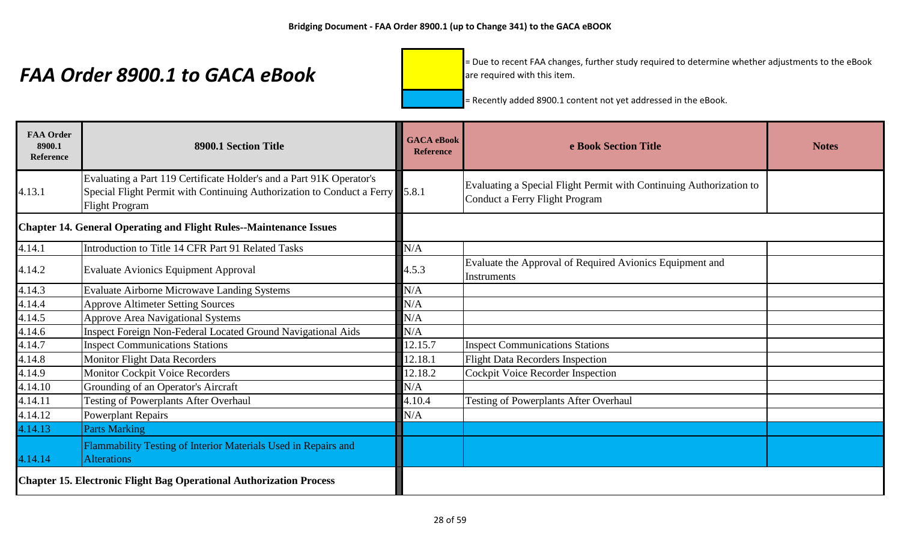# FAA Order 8900.1 to GACA eBook

= Due to recent FAA changes, further study required to determine whether adjustments to the eBook are required with this item.

= Recently added 8900.1 content not yet addressed in the eBook.

| FAA Order 8900.1 Reference | 8900.1 Section Title | GACA eBook Reference | e Book Section Title | Notes |
|---|---|---|---|---|
| 4.13.1 | Evaluating a Part 119 Certificate Holder's and a Part 91K Operator's Special Flight Permit with Continuing Authorization to Conduct a Ferry Flight Program | 5.8.1 | Evaluating a Special Flight Permit with Continuing Authorization to Conduct a Ferry Flight Program | |
| **Chapter 14. General Operating and Flight Rules--Maintenance Issues** | | | | |
| 4.14.1 | Introduction to Title 14 CFR Part 91 Related Tasks | N/A | | |
| 4.14.2 | Evaluate Avionics Equipment Approval | 4.5.3 | Evaluate the Approval of Required Avionics Equipment and Instruments | |
| 4.14.3 | Evaluate Airborne Microwave Landing Systems | N/A | | |
| 4.14.4 | Approve Altimeter Setting Sources | N/A | | |
| 4.14.5 | Approve Area Navigational Systems | N/A | | |
| 4.14.6 | Inspect Foreign Non-Federal Located Ground Navigational Aids | N/A | | |
| 4.14.7 | Inspect Communications Stations | 12.15.7 | Inspect Communications Stations | |
| 4.14.8 | Monitor Flight Data Recorders | 12.18.1 | Flight Data Recorders Inspection | |
| 4.14.9 | Monitor Cockpit Voice Recorders | 12.18.2 | Cockpit Voice Recorder Inspection | |
| 4.14.10 | Grounding of an Operator's Aircraft | N/A | | |
| 4.14.11 | Testing of Powerplants After Overhaul | 4.10.4 | Testing of Powerplants After Overhaul | |
| 4.14.12 | Powerplant Repairs | N/A | | |
| 4.14.13 | Parts Marking | | | |
| 4.14.14 | Flammability Testing of Interior Materials Used in Repairs and Alterations | | | |
| **Chapter 15. Electronic Flight Bag Operational Authorization Process** | | | | |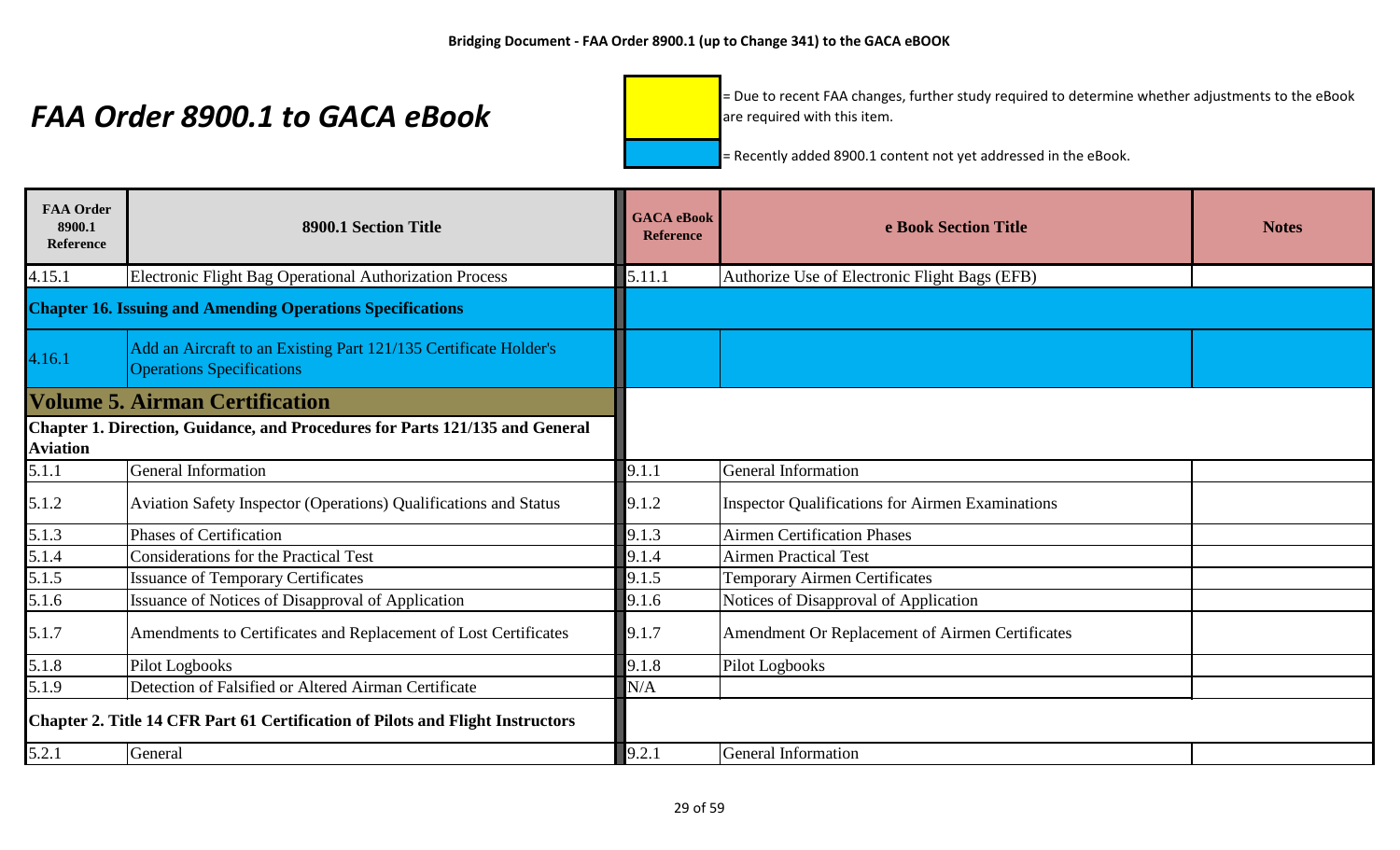# FAA Order 8900.1 to GACA eBook

= Due to recent FAA changes, further study required to determine whether adjustments to the eBook are required with this item.

= Recently added 8900.1 content not yet addressed in the eBook.

| FAA Order 8900.1 Reference | 8900.1 Section Title | GACA eBook Reference | e Book Section Title | Notes |
|---|---|---|---|---|
| 4.15.1 | Electronic Flight Bag Operational Authorization Process | 5.11.1 | Authorize Use of Electronic Flight Bags (EFB) | |
| **Chapter 16. Issuing and Amending Operations Specifications** | | | | |
| 4.16.1 | Add an Aircraft to an Existing Part 121/135 Certificate Holder's Operations Specifications | | | |
| **Volume 5. Airman Certification** | | | | |
| **Chapter 1. Direction, Guidance, and Procedures for Parts 121/135 and General Aviation** | | | | |
| 5.1.1 | General Information | 9.1.1 | General Information | |
| 5.1.2 | Aviation Safety Inspector (Operations) Qualifications and Status | 9.1.2 | Inspector Qualifications for Airmen Examinations | |
| 5.1.3 | Phases of Certification | 9.1.3 | Airmen Certification Phases | |
| 5.1.4 | Considerations for the Practical Test | 9.1.4 | Airmen Practical Test | |
| 5.1.5 | Issuance of Temporary Certificates | 9.1.5 | Temporary Airmen Certificates | |
| 5.1.6 | Issuance of Notices of Disapproval of Application | 9.1.6 | Notices of Disapproval of Application | |
| 5.1.7 | Amendments to Certificates and Replacement of Lost Certificates | 9.1.7 | Amendment Or Replacement of Airmen Certificates | |
| 5.1.8 | Pilot Logbooks | 9.1.8 | Pilot Logbooks | |
| 5.1.9 | Detection of Falsified or Altered Airman Certificate | N/A | | |
| **Chapter 2. Title 14 CFR Part 61 Certification of Pilots and Flight Instructors** | | | | |
| 5.2.1 | General | 9.2.1 | General Information | |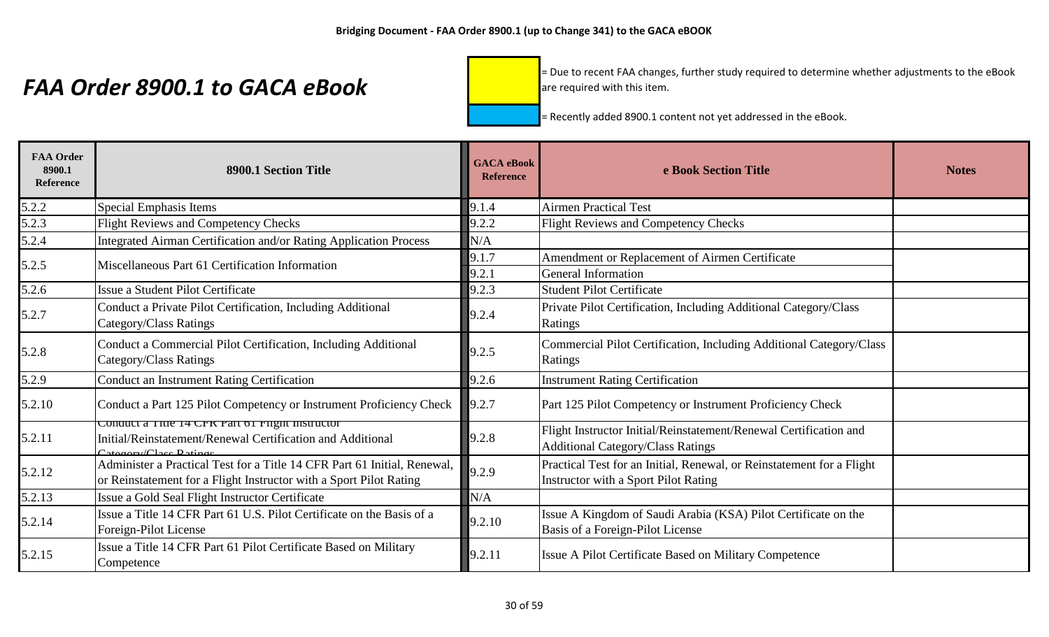# FAA Order 8900.1 to GACA eBook

= Due to recent FAA changes, further study required to determine whether adjustments to the eBook are required with this item.

= Recently added 8900.1 content not yet addressed in the eBook.

| FAA Order 8900.1 Reference | 8900.1 Section Title | GACA eBook Reference | e Book Section Title | Notes |
|---|---|---|---|---|
| 5.2.2 | Special Emphasis Items | 9.1.4 | Airmen Practical Test | |
| 5.2.3 | Flight Reviews and Competency Checks | 9.2.2 | Flight Reviews and Competency Checks | |
| 5.2.4 | Integrated Airman Certification and/or Rating Application Process | N/A | | |
| 5.2.5 | Miscellaneous Part 61 Certification Information | 9.1.7 | Amendment or Replacement of Airmen Certificate | |
| | | 9.2.1 | General Information | |
| 5.2.6 | Issue a Student Pilot Certificate | 9.2.3 | Student Pilot Certificate | |
| 5.2.7 | Conduct a Private Pilot Certification, Including Additional Category/Class Ratings | 9.2.4 | Private Pilot Certification, Including Additional Category/Class Ratings | |
| 5.2.8 | Conduct a Commercial Pilot Certification, Including Additional Category/Class Ratings | 9.2.5 | Commercial Pilot Certification, Including Additional Category/Class Ratings | |
| 5.2.9 | Conduct an Instrument Rating Certification | 9.2.6 | Instrument Rating Certification | |
| 5.2.10 | Conduct a Part 125 Pilot Competency or Instrument Proficiency Check | 9.2.7 | Part 125 Pilot Competency or Instrument Proficiency Check | |
| 5.2.11 | Conduct a Title 14 CFR Part 61 Flight Instructor Initial/Reinstatement/Renewal Certification and Additional Category/Class Ratings | 9.2.8 | Flight Instructor Initial/Reinstatement/Renewal Certification and Additional Category/Class Ratings | |
| 5.2.12 | Administer a Practical Test for a Title 14 CFR Part 61 Initial, Renewal, or Reinstatement for a Flight Instructor with a Sport Pilot Rating | 9.2.9 | Practical Test for an Initial, Renewal, or Reinstatement for a Flight Instructor with a Sport Pilot Rating | |
| 5.2.13 | Issue a Gold Seal Flight Instructor Certificate | N/A | | |
| 5.2.14 | Issue a Title 14 CFR Part 61 U.S. Pilot Certificate on the Basis of a Foreign-Pilot License | 9.2.10 | Issue A Kingdom of Saudi Arabia (KSA) Pilot Certificate on the Basis of a Foreign-Pilot License | |
| 5.2.15 | Issue a Title 14 CFR Part 61 Pilot Certificate Based on Military Competence | 9.2.11 | Issue A Pilot Certificate Based on Military Competence | |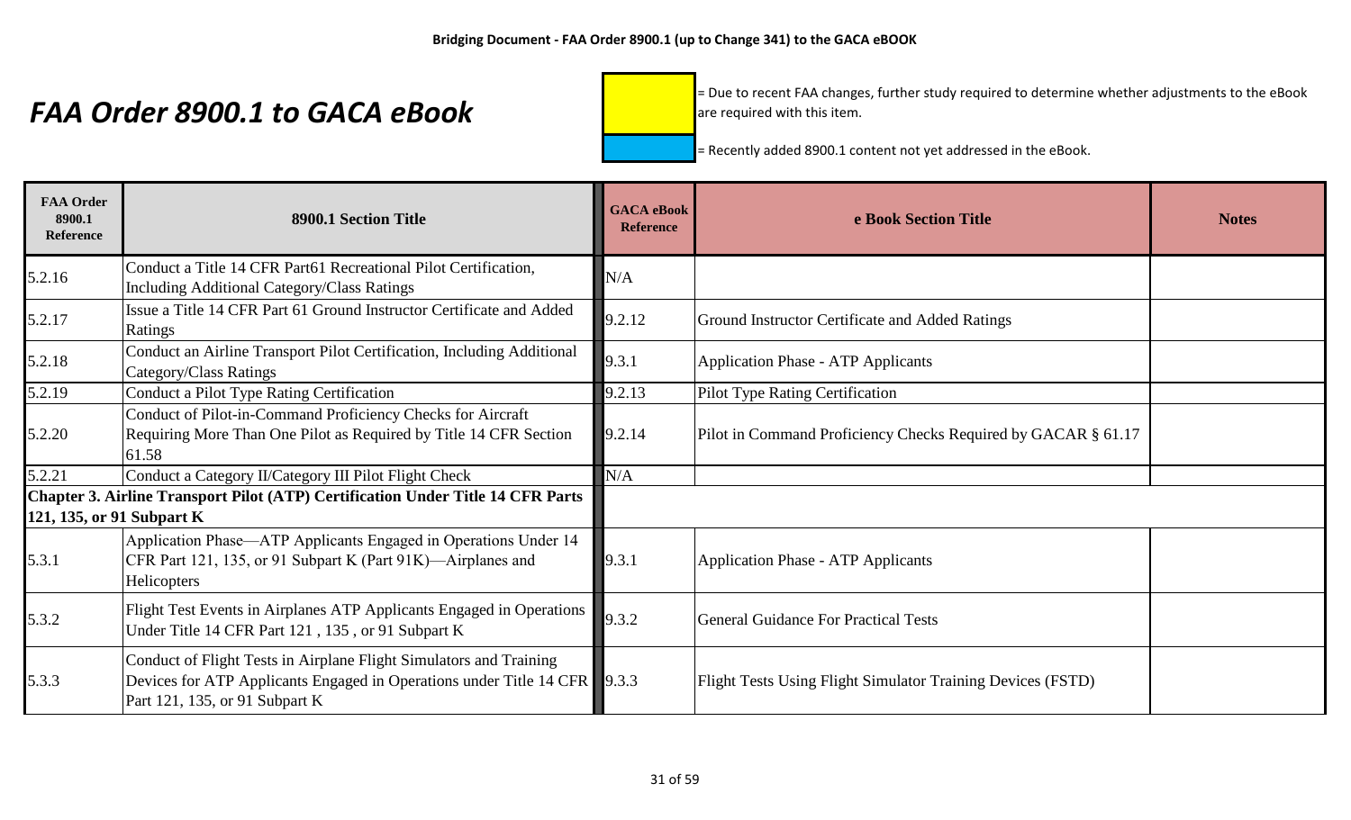# FAA Order 8900.1 to GACA eBook

= Due to recent FAA changes, further study required to determine whether adjustments to the eBook are required with this item.

= Recently added 8900.1 content not yet addressed in the eBook.

| FAA Order 8900.1 Reference | 8900.1 Section Title | GACA eBook Reference | e Book Section Title | Notes |
|---|---|---|---|---|
| 5.2.16 | Conduct a Title 14 CFR Part61 Recreational Pilot Certification, Including Additional Category/Class Ratings | N/A | | |
| 5.2.17 | Issue a Title 14 CFR Part 61 Ground Instructor Certificate and Added Ratings | 9.2.12 | Ground Instructor Certificate and Added Ratings | |
| 5.2.18 | Conduct an Airline Transport Pilot Certification, Including Additional Category/Class Ratings | 9.3.1 | Application Phase - ATP Applicants | |
| 5.2.19 | Conduct a Pilot Type Rating Certification | 9.2.13 | Pilot Type Rating Certification | |
| 5.2.20 | Conduct of Pilot-in-Command Proficiency Checks for Aircraft Requiring More Than One Pilot as Required by Title 14 CFR Section 61.58 | 9.2.14 | Pilot in Command Proficiency Checks Required by GACAR § 61.17 | |
| 5.2.21 | Conduct a Category II/Category III Pilot Flight Check | N/A | | |
| **Chapter 3. Airline Transport Pilot (ATP) Certification Under Title 14 CFR Parts 121, 135, or 91 Subpart K** | | | | |
| 5.3.1 | Application Phase—ATP Applicants Engaged in Operations Under 14 CFR Part 121, 135, or 91 Subpart K (Part 91K)—Airplanes and Helicopters | 9.3.1 | Application Phase - ATP Applicants | |
| 5.3.2 | Flight Test Events in Airplanes ATP Applicants Engaged in Operations Under Title 14 CFR Part 121 , 135 , or 91 Subpart K | 9.3.2 | General Guidance For Practical Tests | |
| 5.3.3 | Conduct of Flight Tests in Airplane Flight Simulators and Training Devices for ATP Applicants Engaged in Operations under Title 14 CFR Part 121, 135, or 91 Subpart K | 9.3.3 | Flight Tests Using Flight Simulator Training Devices (FSTD) | |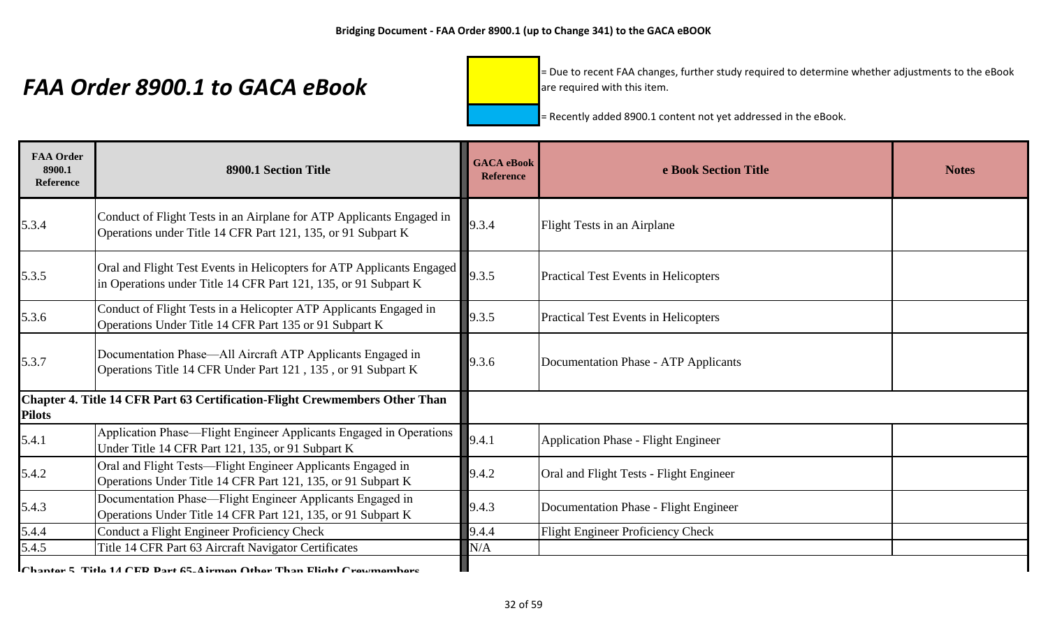**Bridging Document - FAA Order 8900.1 (up to Change 341) to the GACA eBOOK**

# *FAA Order 8900.1 to GACA eBook*

= Due to recent FAA changes, further study required to determine whether adjustments to the eBook are required with this item.

= Recently added 8900.1 content not yet addressed in the eBook.

| FAA Order 8900.1 Reference | 8900.1 Section Title | GACA eBook Reference | e Book Section Title | Notes |
|---|---|---|---|---|
| 5.3.4 | Conduct of Flight Tests in an Airplane for ATP Applicants Engaged in Operations under Title 14 CFR Part 121, 135, or 91 Subpart K | 9.3.4 | Flight Tests in an Airplane | |
| 5.3.5 | Oral and Flight Test Events in Helicopters for ATP Applicants Engaged in Operations under Title 14 CFR Part 121, 135, or 91 Subpart K | 9.3.5 | Practical Test Events in Helicopters | |
| 5.3.6 | Conduct of Flight Tests in a Helicopter ATP Applicants Engaged in Operations Under Title 14 CFR Part 135 or 91 Subpart K | 9.3.5 | Practical Test Events in Helicopters | |
| 5.3.7 | Documentation Phase—All Aircraft ATP Applicants Engaged in Operations Title 14 CFR Under Part 121 , 135 , or 91 Subpart K | 9.3.6 | Documentation Phase - ATP Applicants | |
| **Chapter 4. Title 14 CFR Part 63 Certification-Flight Crewmembers Other Than Pilots** | | | | |
| 5.4.1 | Application Phase—Flight Engineer Applicants Engaged in Operations Under Title 14 CFR Part 121, 135, or 91 Subpart K | 9.4.1 | Application Phase - Flight Engineer | |
| 5.4.2 | Oral and Flight Tests—Flight Engineer Applicants Engaged in Operations Under Title 14 CFR Part 121, 135, or 91 Subpart K | 9.4.2 | Oral and Flight Tests - Flight Engineer | |
| 5.4.3 | Documentation Phase—Flight Engineer Applicants Engaged in Operations Under Title 14 CFR Part 121, 135, or 91 Subpart K | 9.4.3 | Documentation Phase - Flight Engineer | |
| 5.4.4 | Conduct a Flight Engineer Proficiency Check | 9.4.4 | Flight Engineer Proficiency Check | |
| 5.4.5 | Title 14 CFR Part 63 Aircraft Navigator Certificates | N/A | | |
| **Chapter 5. Title 14 CFR Part 65-Airmen Other Than Flight Crewmembers** | | | | |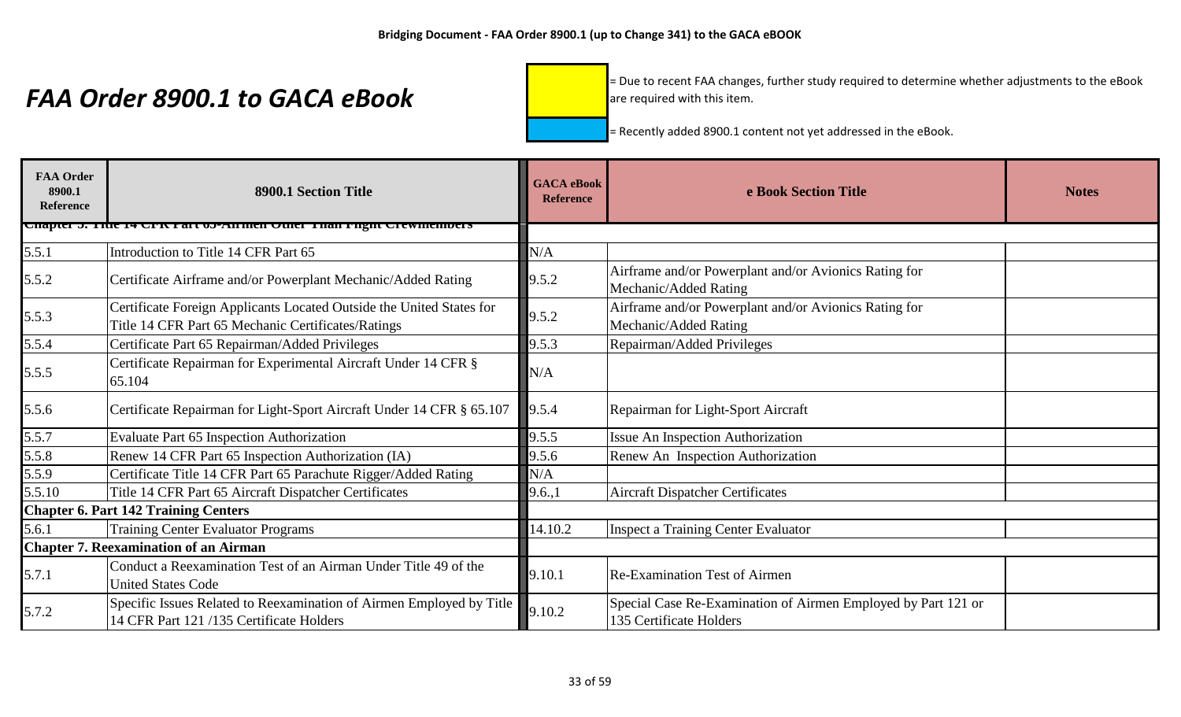# FAA Order 8900.1 to GACA eBook

= Due to recent FAA changes, further study required to determine whether adjustments to the eBook are required with this item.

= Recently added 8900.1 content not yet addressed in the eBook.

| FAA Order 8900.1 Reference | 8900.1 Section Title | GACA eBook Reference | e Book Section Title | Notes |
|---|---|---|---|---|
| **Chapter 5. Title 14 CFR Part 65-Airmen Other Than Flight Crewmembers** | | | | |
| 5.5.1 | Introduction to Title 14 CFR Part 65 | N/A | | |
| 5.5.2 | Certificate Airframe and/or Powerplant Mechanic/Added Rating | 9.5.2 | Airframe and/or Powerplant and/or Avionics Rating for Mechanic/Added Rating | |
| 5.5.3 | Certificate Foreign Applicants Located Outside the United States for Title 14 CFR Part 65 Mechanic Certificates/Ratings | 9.5.2 | Airframe and/or Powerplant and/or Avionics Rating for Mechanic/Added Rating | |
| 5.5.4 | Certificate Part 65 Repairman/Added Privileges | 9.5.3 | Repairman/Added Privileges | |
| 5.5.5 | Certificate Repairman for Experimental Aircraft Under 14 CFR § 65.104 | N/A | | |
| 5.5.6 | Certificate Repairman for Light-Sport Aircraft Under 14 CFR § 65.107 | 9.5.4 | Repairman for Light-Sport Aircraft | |
| 5.5.7 | Evaluate Part 65 Inspection Authorization | 9.5.5 | Issue An Inspection Authorization | |
| 5.5.8 | Renew 14 CFR Part 65 Inspection Authorization (IA) | 9.5.6 | Renew An Inspection Authorization | |
| 5.5.9 | Certificate Title 14 CFR Part 65 Parachute Rigger/Added Rating | N/A | | |
| 5.5.10 | Title 14 CFR Part 65 Aircraft Dispatcher Certificates | 9.6.,1 | Aircraft Dispatcher Certificates | |
| **Chapter 6. Part 142 Training Centers** | | | | |
| 5.6.1 | Training Center Evaluator Programs | 14.10.2 | Inspect a Training Center Evaluator | |
| **Chapter 7. Reexamination of an Airman** | | | | |
| 5.7.1 | Conduct a Reexamination Test of an Airman Under Title 49 of the United States Code | 9.10.1 | Re-Examination Test of Airmen | |
| 5.7.2 | Specific Issues Related to Reexamination of Airmen Employed by Title 14 CFR Part 121 /135 Certificate Holders | 9.10.2 | Special Case Re-Examination of Airmen Employed by Part 121 or 135 Certificate Holders | |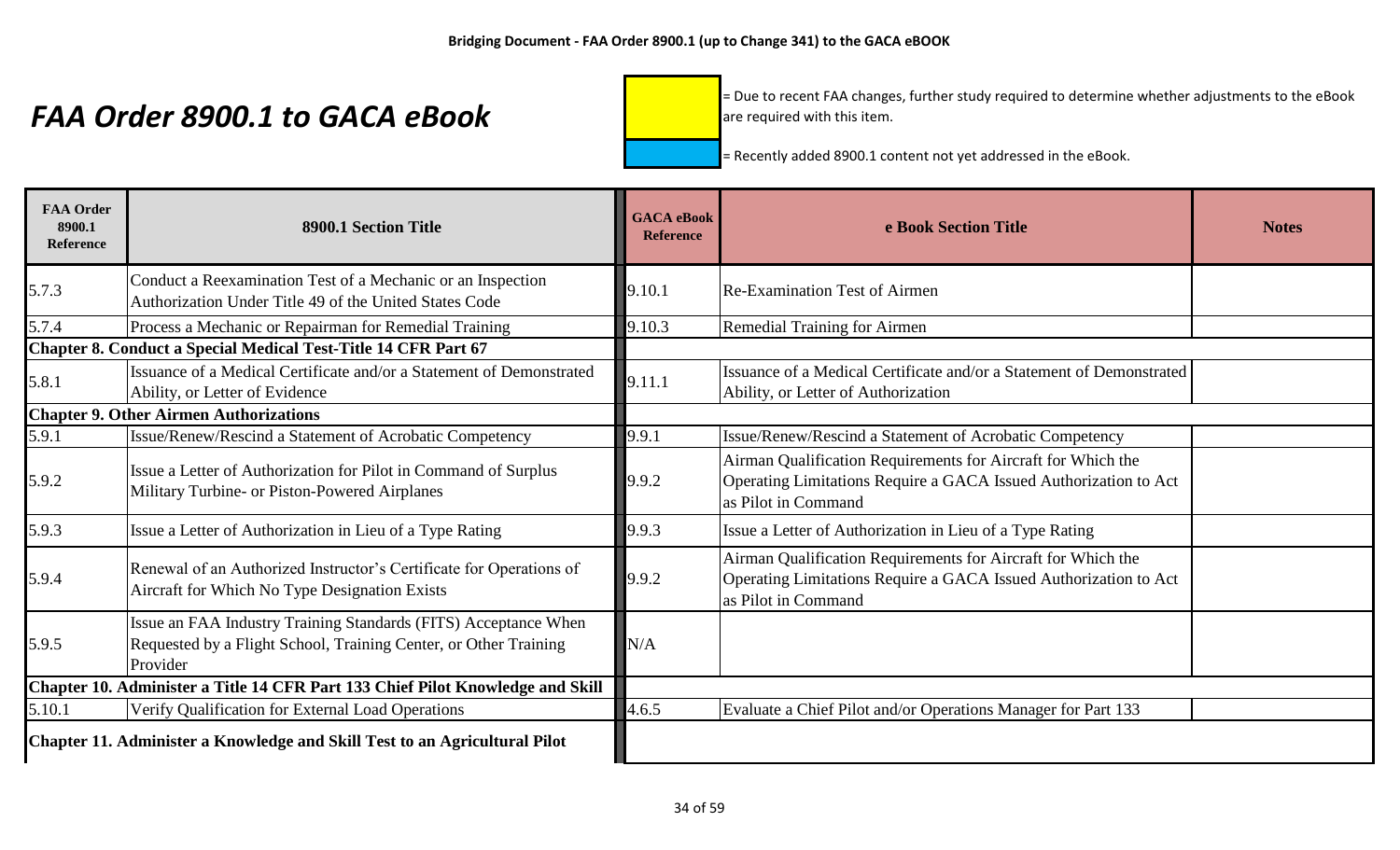# FAA Order 8900.1 to GACA eBook

= Due to recent FAA changes, further study required to determine whether adjustments to the eBook are required with this item.

= Recently added 8900.1 content not yet addressed in the eBook.

| FAA Order 8900.1 Reference | 8900.1 Section Title | GACA eBook Reference | e Book Section Title | Notes |
|---|---|---|---|---|
| 5.7.3 | Conduct a Reexamination Test of a Mechanic or an Inspection Authorization Under Title 49 of the United States Code | 9.10.1 | Re-Examination Test of Airmen | |
| 5.7.4 | Process a Mechanic or Repairman for Remedial Training | 9.10.3 | Remedial Training for Airmen | |
| **Chapter 8. Conduct a Special Medical Test-Title 14 CFR Part 67** | | | | |
| 5.8.1 | Issuance of a Medical Certificate and/or a Statement of Demonstrated Ability, or Letter of Evidence | 9.11.1 | Issuance of a Medical Certificate and/or a Statement of Demonstrated Ability, or Letter of Authorization | |
| **Chapter 9. Other Airmen Authorizations** | | | | |
| 5.9.1 | Issue/Renew/Rescind a Statement of Acrobatic Competency | 9.9.1 | Issue/Renew/Rescind a Statement of Acrobatic Competency | |
| 5.9.2 | Issue a Letter of Authorization for Pilot in Command of Surplus Military Turbine- or Piston-Powered Airplanes | 9.9.2 | Airman Qualification Requirements for Aircraft for Which the Operating Limitations Require a GACA Issued Authorization to Act as Pilot in Command | |
| 5.9.3 | Issue a Letter of Authorization in Lieu of a Type Rating | 9.9.3 | Issue a Letter of Authorization in Lieu of a Type Rating | |
| 5.9.4 | Renewal of an Authorized Instructor's Certificate for Operations of Aircraft for Which No Type Designation Exists | 9.9.2 | Airman Qualification Requirements for Aircraft for Which the Operating Limitations Require a GACA Issued Authorization to Act as Pilot in Command | |
| 5.9.5 | Issue an FAA Industry Training Standards (FITS) Acceptance When Requested by a Flight School, Training Center, or Other Training Provider | N/A | | |
| **Chapter 10. Administer a Title 14 CFR Part 133 Chief Pilot Knowledge and Skill** | | | | |
| 5.10.1 | Verify Qualification for External Load Operations | 4.6.5 | Evaluate a Chief Pilot and/or Operations Manager for Part 133 | |
| **Chapter 11. Administer a Knowledge and Skill Test to an Agricultural Pilot** | | | | |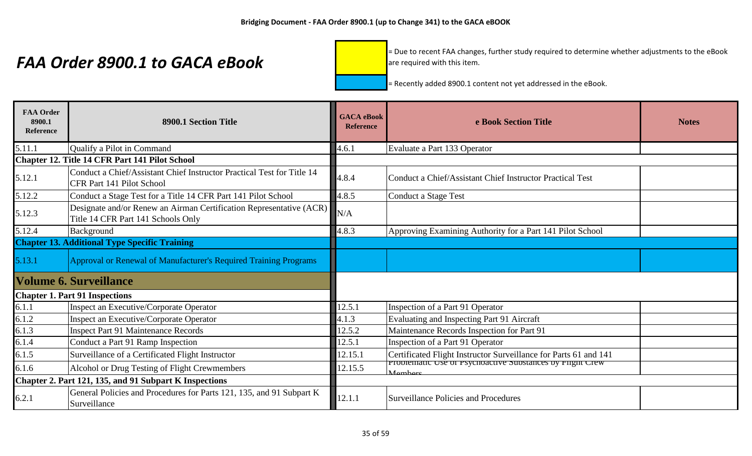Bridging Document - FAA Order 8900.1 (up to Change 341) to the GACA eBOOK

# *FAA Order 8900.1 to GACA eBook*

= Due to recent FAA changes, further study required to determine whether adjustments to the eBook are required with this item.

= Recently added 8900.1 content not yet addressed in the eBook.

| FAA Order 8900.1 Reference | 8900.1 Section Title | GACA eBook Reference | e Book Section Title | Notes |
|---|---|---|---|---|
| 5.11.1 | Qualify a Pilot in Command | 4.6.1 | Evaluate a Part 133 Operator | |
| **Chapter 12. Title 14 CFR Part 141 Pilot School** | | | | |
| 5.12.1 | Conduct a Chief/Assistant Chief Instructor Practical Test for Title 14 CFR Part 141 Pilot School | 4.8.4 | Conduct a Chief/Assistant Chief Instructor Practical Test | |
| 5.12.2 | Conduct a Stage Test for a Title 14 CFR Part 141 Pilot School | 4.8.5 | Conduct a Stage Test | |
| 5.12.3 | Designate and/or Renew an Airman Certification Representative (ACR) Title 14 CFR Part 141 Schools Only | N/A | | |
| 5.12.4 | Background | 4.8.3 | Approving Examining Authority for a Part 141 Pilot School | |
| **Chapter 13. Additional Type Specific Training** | | | | |
| 5.13.1 | Approval or Renewal of Manufacturer's Required Training Programs | | | |
| **Volume 6. Surveillance** | | | | |
| **Chapter 1. Part 91 Inspections** | | | | |
| 6.1.1 | Inspect an Executive/Corporate Operator | 12.5.1 | Inspection of a Part 91 Operator | |
| 6.1.2 | Inspect an Executive/Corporate Operator | 4.1.3 | Evaluating and Inspecting Part 91 Aircraft | |
| 6.1.3 | Inspect Part 91 Maintenance Records | 12.5.2 | Maintenance Records Inspection for Part 91 | |
| 6.1.4 | Conduct a Part 91 Ramp Inspection | 12.5.1 | Inspection of a Part 91 Operator | |
| 6.1.5 | Surveillance of a Certificated Flight Instructor | 12.15.1 | Certificated Flight Instructor Surveillance for Parts 61 and 141 | |
| 6.1.6 | Alcohol or Drug Testing of Flight Crewmembers | 12.15.5 | Problematic Use of Psychoactive Substances by Flight Crew Members | |
| **Chapter 2. Part 121, 135, and 91 Subpart K Inspections** | | | | |
| 6.2.1 | General Policies and Procedures for Parts 121, 135, and 91 Subpart K Surveillance | 12.1.1 | Surveillance Policies and Procedures | |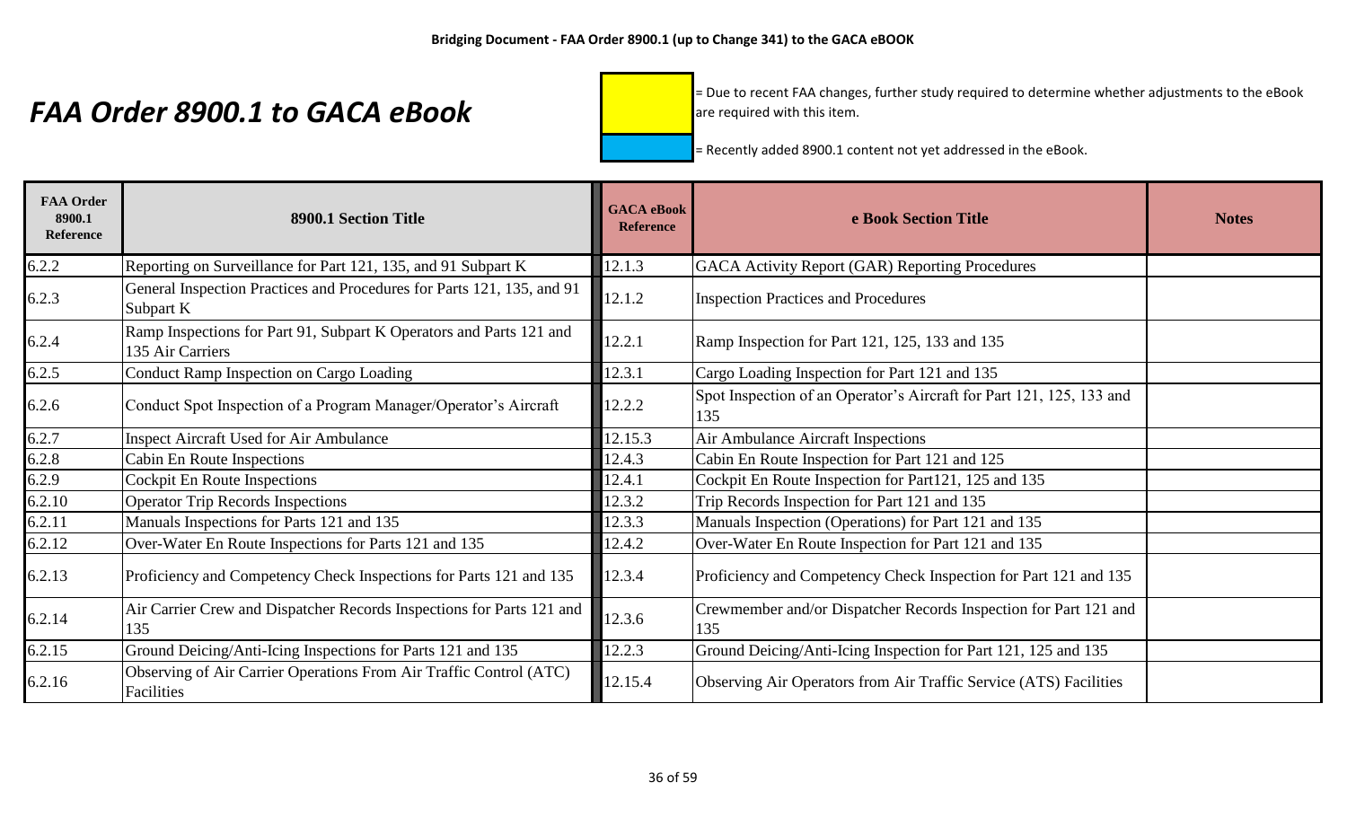# FAA Order 8900.1 to GACA eBook

= Due to recent FAA changes, further study required to determine whether adjustments to the eBook are required with this item.

= Recently added 8900.1 content not yet addressed in the eBook.

| FAA Order 8900.1 Reference | 8900.1 Section Title | GACA eBook Reference | e Book Section Title | Notes |
|---|---|---|---|---|
| 6.2.2 | Reporting on Surveillance for Part 121, 135, and 91 Subpart K | 12.1.3 | GACA Activity Report (GAR) Reporting Procedures | |
| 6.2.3 | General Inspection Practices and Procedures for Parts 121, 135, and 91 Subpart K | 12.1.2 | Inspection Practices and Procedures | |
| 6.2.4 | Ramp Inspections for Part 91, Subpart K Operators and Parts 121 and 135 Air Carriers | 12.2.1 | Ramp Inspection for Part 121, 125, 133 and 135 | |
| 6.2.5 | Conduct Ramp Inspection on Cargo Loading | 12.3.1 | Cargo Loading Inspection for Part 121 and 135 | |
| 6.2.6 | Conduct Spot Inspection of a Program Manager/Operator's Aircraft | 12.2.2 | Spot Inspection of an Operator's Aircraft for Part 121, 125, 133 and 135 | |
| 6.2.7 | Inspect Aircraft Used for Air Ambulance | 12.15.3 | Air Ambulance Aircraft Inspections | |
| 6.2.8 | Cabin En Route Inspections | 12.4.3 | Cabin En Route Inspection for Part 121 and 125 | |
| 6.2.9 | Cockpit En Route Inspections | 12.4.1 | Cockpit En Route Inspection for Part121, 125 and 135 | |
| 6.2.10 | Operator Trip Records Inspections | 12.3.2 | Trip Records Inspection for Part 121 and 135 | |
| 6.2.11 | Manuals Inspections for Parts 121 and 135 | 12.3.3 | Manuals Inspection (Operations) for Part 121 and 135 | |
| 6.2.12 | Over-Water En Route Inspections for Parts 121 and 135 | 12.4.2 | Over-Water En Route Inspection for Part 121 and 135 | |
| 6.2.13 | Proficiency and Competency Check Inspections for Parts 121 and 135 | 12.3.4 | Proficiency and Competency Check Inspection for Part 121 and 135 | |
| 6.2.14 | Air Carrier Crew and Dispatcher Records Inspections for Parts 121 and 135 | 12.3.6 | Crewmember and/or Dispatcher Records Inspection for Part 121 and 135 | |
| 6.2.15 | Ground Deicing/Anti-Icing Inspections for Parts 121 and 135 | 12.2.3 | Ground Deicing/Anti-Icing Inspection for Part 121, 125 and 135 | |
| 6.2.16 | Observing of Air Carrier Operations From Air Traffic Control (ATC) Facilities | 12.15.4 | Observing Air Operators from Air Traffic Service (ATS) Facilities | |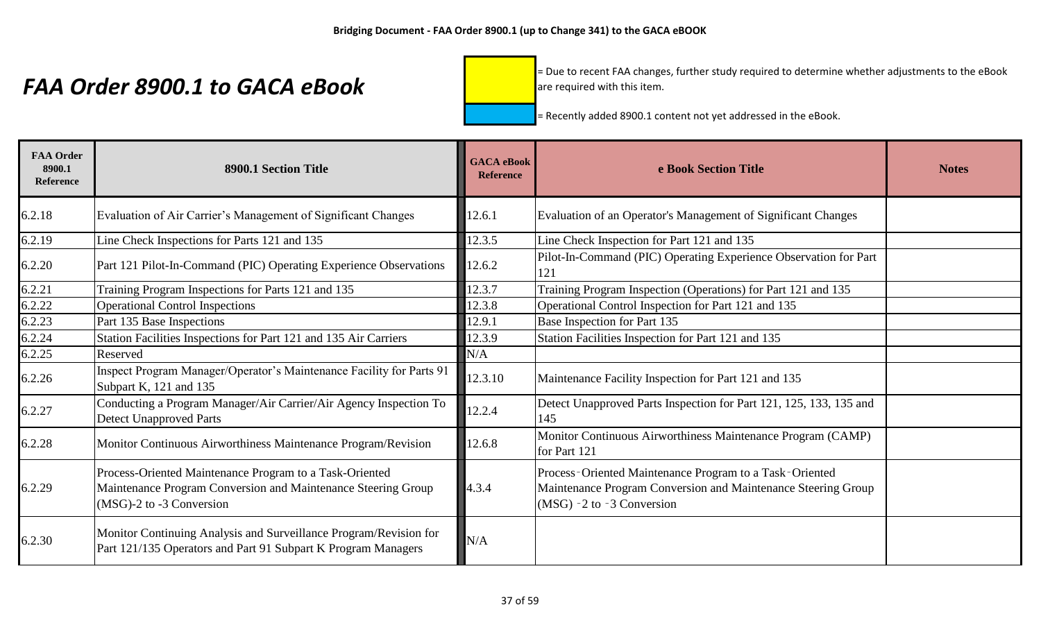# FAA Order 8900.1 to GACA eBook

= Due to recent FAA changes, further study required to determine whether adjustments to the eBook are required with this item.

= Recently added 8900.1 content not yet addressed in the eBook.

| FAA Order 8900.1 Reference | 8900.1 Section Title | GACA eBook Reference | e Book Section Title | Notes |
|---|---|---|---|---|
| 6.2.18 | Evaluation of Air Carrier's Management of Significant Changes | 12.6.1 | Evaluation of an Operator's Management of Significant Changes | |
| 6.2.19 | Line Check Inspections for Parts 121 and 135 | 12.3.5 | Line Check Inspection for Part 121 and 135 | |
| 6.2.20 | Part 121 Pilot-In-Command (PIC) Operating Experience Observations | 12.6.2 | Pilot-In-Command (PIC) Operating Experience Observation for Part 121 | |
| 6.2.21 | Training Program Inspections for Parts 121 and 135 | 12.3.7 | Training Program Inspection (Operations) for Part 121 and 135 | |
| 6.2.22 | Operational Control Inspections | 12.3.8 | Operational Control Inspection for Part 121 and 135 | |
| 6.2.23 | Part 135 Base Inspections | 12.9.1 | Base Inspection for Part 135 | |
| 6.2.24 | Station Facilities Inspections for Part 121 and 135 Air Carriers | 12.3.9 | Station Facilities Inspection for Part 121 and 135 | |
| 6.2.25 | Reserved | N/A | | |
| 6.2.26 | Inspect Program Manager/Operator's Maintenance Facility for Parts 91 Subpart K, 121 and 135 | 12.3.10 | Maintenance Facility Inspection for Part 121 and 135 | |
| 6.2.27 | Conducting a Program Manager/Air Carrier/Air Agency Inspection To Detect Unapproved Parts | 12.2.4 | Detect Unapproved Parts Inspection for Part 121, 125, 133, 135 and 145 | |
| 6.2.28 | Monitor Continuous Airworthiness Maintenance Program/Revision | 12.6.8 | Monitor Continuous Airworthiness Maintenance Program (CAMP) for Part 121 | |
| 6.2.29 | Process-Oriented Maintenance Program to a Task-Oriented Maintenance Program Conversion and Maintenance Steering Group (MSG)-2 to -3 Conversion | 4.3.4 | Process-Oriented Maintenance Program to a Task-Oriented Maintenance Program Conversion and Maintenance Steering Group (MSG) -2 to -3 Conversion | |
| 6.2.30 | Monitor Continuing Analysis and Surveillance Program/Revision for Part 121/135 Operators and Part 91 Subpart K Program Managers | N/A | | |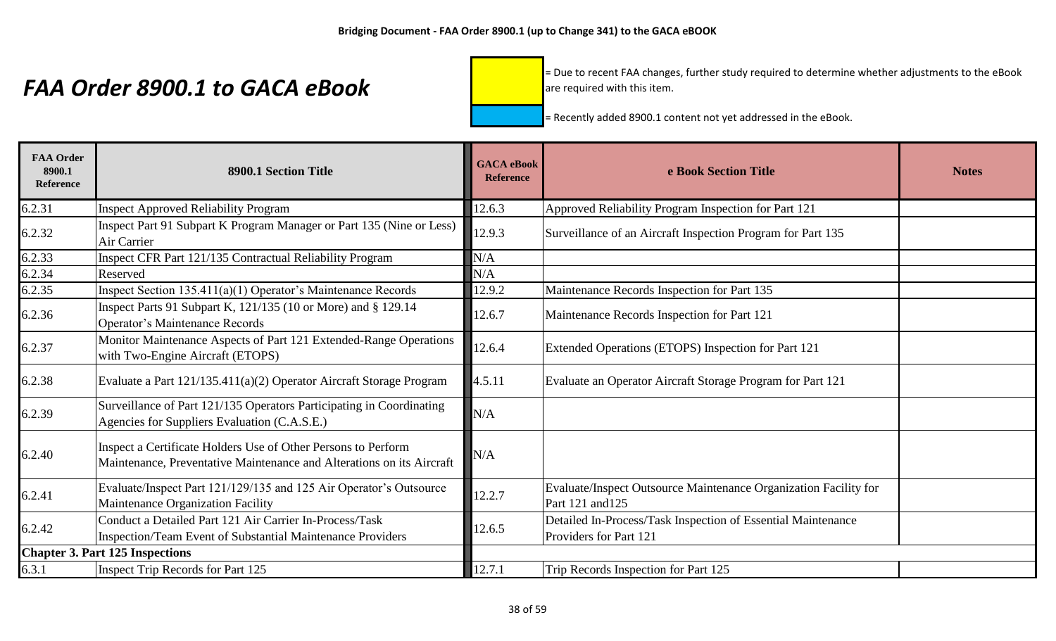# FAA Order 8900.1 to GACA eBook

= Due to recent FAA changes, further study required to determine whether adjustments to the eBook are required with this item.

= Recently added 8900.1 content not yet addressed in the eBook.

| FAA Order 8900.1 Reference | 8900.1 Section Title | GACA eBook Reference | e Book Section Title | Notes |
|---|---|---|---|---|
| 6.2.31 | Inspect Approved Reliability Program | 12.6.3 | Approved Reliability Program Inspection for Part 121 | |
| 6.2.32 | Inspect Part 91 Subpart K Program Manager or Part 135 (Nine or Less) Air Carrier | 12.9.3 | Surveillance of an Aircraft Inspection Program for Part 135 | |
| 6.2.33 | Inspect CFR Part 121/135 Contractual Reliability Program | N/A | | |
| 6.2.34 | Reserved | N/A | | |
| 6.2.35 | Inspect Section 135.411(a)(1) Operator's Maintenance Records | 12.9.2 | Maintenance Records Inspection for Part 135 | |
| 6.2.36 | Inspect Parts 91 Subpart K, 121/135 (10 or More) and § 129.14 Operator's Maintenance Records | 12.6.7 | Maintenance Records Inspection for Part 121 | |
| 6.2.37 | Monitor Maintenance Aspects of Part 121 Extended-Range Operations with Two-Engine Aircraft (ETOPS) | 12.6.4 | Extended Operations (ETOPS) Inspection for Part 121 | |
| 6.2.38 | Evaluate a Part 121/135.411(a)(2) Operator Aircraft Storage Program | 4.5.11 | Evaluate an Operator Aircraft Storage Program for Part 121 | |
| 6.2.39 | Surveillance of Part 121/135 Operators Participating in Coordinating Agencies for Suppliers Evaluation (C.A.S.E.) | N/A | | |
| 6.2.40 | Inspect a Certificate Holders Use of Other Persons to Perform Maintenance, Preventative Maintenance and Alterations on its Aircraft | N/A | | |
| 6.2.41 | Evaluate/Inspect Part 121/129/135 and 125 Air Operator's Outsource Maintenance Organization Facility | 12.2.7 | Evaluate/Inspect Outsource Maintenance Organization Facility for Part 121 and125 | |
| 6.2.42 | Conduct a Detailed Part 121 Air Carrier In-Process/Task Inspection/Team Event of Substantial Maintenance Providers | 12.6.5 | Detailed In-Process/Task Inspection of Essential Maintenance Providers for Part 121 | |
| **Chapter 3. Part 125 Inspections** | | | | |
| 6.3.1 | Inspect Trip Records for Part 125 | 12.7.1 | Trip Records Inspection for Part 125 | |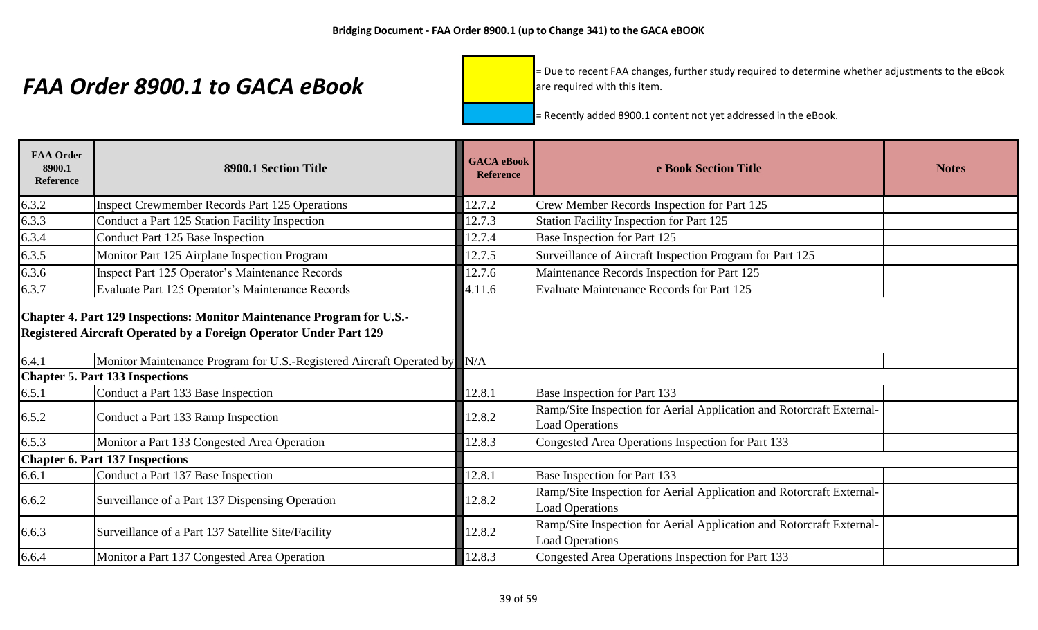# FAA Order 8900.1 to GACA eBook

= Due to recent FAA changes, further study required to determine whether adjustments to the eBook are required with this item.

= Recently added 8900.1 content not yet addressed in the eBook.

| FAA Order 8900.1 Reference | 8900.1 Section Title | GACA eBook Reference | e Book Section Title | Notes |
|---|---|---|---|---|
| 6.3.2 | Inspect Crewmember Records Part 125 Operations | 12.7.2 | Crew Member Records Inspection for Part 125 | |
| 6.3.3 | Conduct a Part 125 Station Facility Inspection | 12.7.3 | Station Facility Inspection for Part 125 | |
| 6.3.4 | Conduct Part 125 Base Inspection | 12.7.4 | Base Inspection for Part 125 | |
| 6.3.5 | Monitor Part 125 Airplane Inspection Program | 12.7.5 | Surveillance of Aircraft Inspection Program for Part 125 | |
| 6.3.6 | Inspect Part 125 Operator's Maintenance Records | 12.7.6 | Maintenance Records Inspection for Part 125 | |
| 6.3.7 | Evaluate Part 125 Operator's Maintenance Records | 4.11.6 | Evaluate Maintenance Records for Part 125 | |
| **Chapter 4. Part 129 Inspections: Monitor Maintenance Program for U.S.-Registered Aircraft Operated by a Foreign Operator Under Part 129** | | | | |
| 6.4.1 | Monitor Maintenance Program for U.S.-Registered Aircraft Operated by | N/A | | |
| **Chapter 5. Part 133 Inspections** | | | | |
| 6.5.1 | Conduct a Part 133 Base Inspection | 12.8.1 | Base Inspection for Part 133 | |
| 6.5.2 | Conduct a Part 133 Ramp Inspection | 12.8.2 | Ramp/Site Inspection for Aerial Application and Rotorcraft External-Load Operations | |
| 6.5.3 | Monitor a Part 133 Congested Area Operation | 12.8.3 | Congested Area Operations Inspection for Part 133 | |
| **Chapter 6. Part 137 Inspections** | | | | |
| 6.6.1 | Conduct a Part 137 Base Inspection | 12.8.1 | Base Inspection for Part 133 | |
| 6.6.2 | Surveillance of a Part 137 Dispensing Operation | 12.8.2 | Ramp/Site Inspection for Aerial Application and Rotorcraft External-Load Operations | |
| 6.6.3 | Surveillance of a Part 137 Satellite Site/Facility | 12.8.2 | Ramp/Site Inspection for Aerial Application and Rotorcraft External-Load Operations | |
| 6.6.4 | Monitor a Part 137 Congested Area Operation | 12.8.3 | Congested Area Operations Inspection for Part 133 | |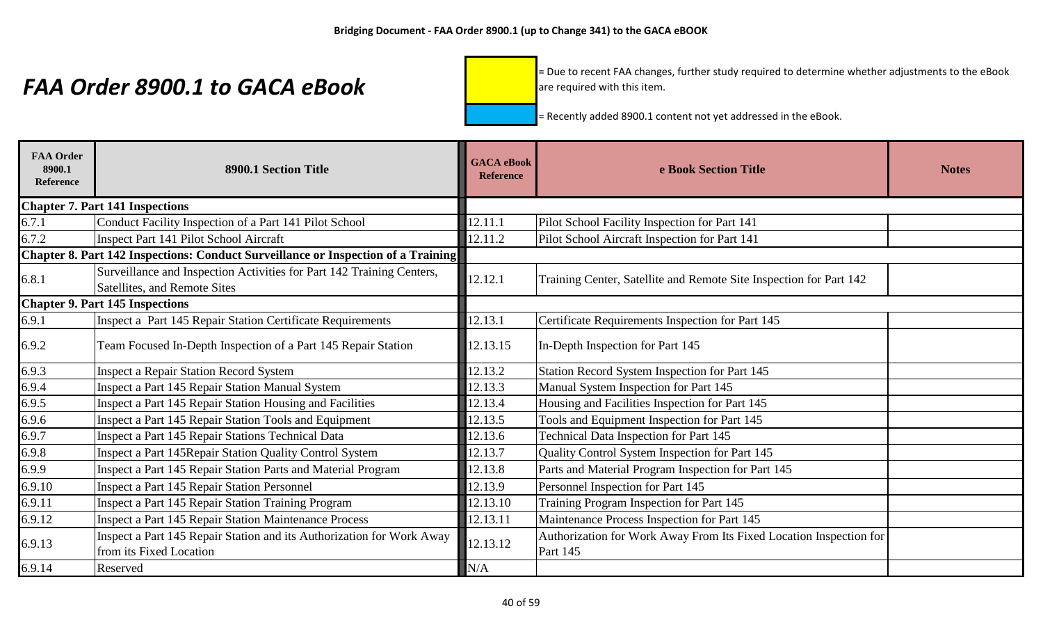# FAA Order 8900.1 to GACA eBook

= Due to recent FAA changes, further study required to determine whether adjustments to the eBook are required with this item.

= Recently added 8900.1 content not yet addressed in the eBook.

| FAA Order 8900.1 Reference | 8900.1 Section Title | GACA eBook Reference | e Book Section Title | Notes |
|---|---|---|---|---|
| **Chapter 7. Part 141 Inspections** | | | | |
| 6.7.1 | Conduct Facility Inspection of a Part 141 Pilot School | 12.11.1 | Pilot School Facility Inspection for Part 141 | |
| 6.7.2 | Inspect Part 141 Pilot School Aircraft | 12.11.2 | Pilot School Aircraft Inspection for Part 141 | |
| **Chapter 8. Part 142 Inspections: Conduct Surveillance or Inspection of a Training** | | | | |
| 6.8.1 | Surveillance and Inspection Activities for Part 142 Training Centers, Satellites, and Remote Sites | 12.12.1 | Training Center, Satellite and Remote Site Inspection for Part 142 | |
| **Chapter 9. Part 145 Inspections** | | | | |
| 6.9.1 | Inspect a Part 145 Repair Station Certificate Requirements | 12.13.1 | Certificate Requirements Inspection for Part 145 | |
| 6.9.2 | Team Focused In-Depth Inspection of a Part 145 Repair Station | 12.13.15 | In-Depth Inspection for Part 145 | |
| 6.9.3 | Inspect a Repair Station Record System | 12.13.2 | Station Record System Inspection for Part 145 | |
| 6.9.4 | Inspect a Part 145 Repair Station Manual System | 12.13.3 | Manual System Inspection for Part 145 | |
| 6.9.5 | Inspect a Part 145 Repair Station Housing and Facilities | 12.13.4 | Housing and Facilities Inspection for Part 145 | |
| 6.9.6 | Inspect a Part 145 Repair Station Tools and Equipment | 12.13.5 | Tools and Equipment Inspection for Part 145 | |
| 6.9.7 | Inspect a Part 145 Repair Stations Technical Data | 12.13.6 | Technical Data Inspection for Part 145 | |
| 6.9.8 | Inspect a Part 145Repair Station Quality Control System | 12.13.7 | Quality Control System Inspection for Part 145 | |
| 6.9.9 | Inspect a Part 145 Repair Station Parts and Material Program | 12.13.8 | Parts and Material Program Inspection for Part 145 | |
| 6.9.10 | Inspect a Part 145 Repair Station Personnel | 12.13.9 | Personnel Inspection for Part 145 | |
| 6.9.11 | Inspect a Part 145 Repair Station Training Program | 12.13.10 | Training Program Inspection for Part 145 | |
| 6.9.12 | Inspect a Part 145 Repair Station Maintenance Process | 12.13.11 | Maintenance Process Inspection for Part 145 | |
| 6.9.13 | Inspect a Part 145 Repair Station and its Authorization for Work Away from its Fixed Location | 12.13.12 | Authorization for Work Away From Its Fixed Location Inspection for Part 145 | |
| 6.9.14 | Reserved | N/A | | |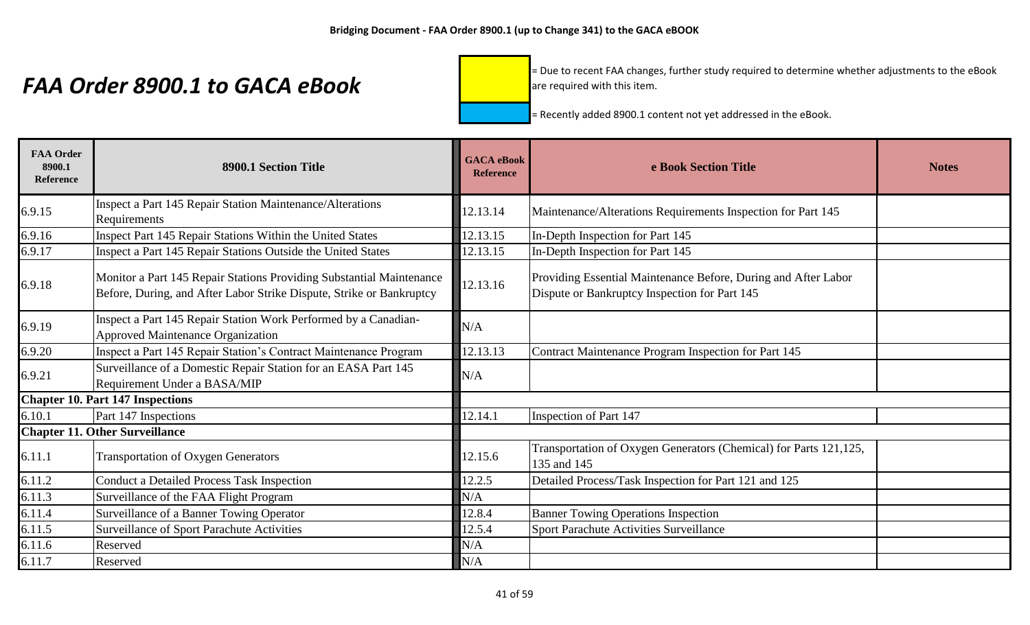# FAA Order 8900.1 to GACA eBook

= Due to recent FAA changes, further study required to determine whether adjustments to the eBook are required with this item.

= Recently added 8900.1 content not yet addressed in the eBook.

| FAA Order 8900.1 Reference | 8900.1 Section Title | GACA eBook Reference | e Book Section Title | Notes |
|---|---|---|---|---|
| 6.9.15 | Inspect a Part 145 Repair Station Maintenance/Alterations Requirements | 12.13.14 | Maintenance/Alterations Requirements Inspection for Part 145 | |
| 6.9.16 | Inspect Part 145 Repair Stations Within the United States | 12.13.15 | In-Depth Inspection for Part 145 | |
| 6.9.17 | Inspect a Part 145 Repair Stations Outside the United States | 12.13.15 | In-Depth Inspection for Part 145 | |
| 6.9.18 | Monitor a Part 145 Repair Stations Providing Substantial Maintenance Before, During, and After Labor Strike Dispute, Strike or Bankruptcy | 12.13.16 | Providing Essential Maintenance Before, During and After Labor Dispute or Bankruptcy Inspection for Part 145 | |
| 6.9.19 | Inspect a Part 145 Repair Station Work Performed by a Canadian-Approved Maintenance Organization | N/A | | |
| 6.9.20 | Inspect a Part 145 Repair Station's Contract Maintenance Program | 12.13.13 | Contract Maintenance Program Inspection for Part 145 | |
| 6.9.21 | Surveillance of a Domestic Repair Station for an EASA Part 145 Requirement Under a BASA/MIP | N/A | | |
| **Chapter 10. Part 147 Inspections** | | | | |
| 6.10.1 | Part 147 Inspections | 12.14.1 | Inspection of Part 147 | |
| **Chapter 11. Other Surveillance** | | | | |
| 6.11.1 | Transportation of Oxygen Generators | 12.15.6 | Transportation of Oxygen Generators (Chemical) for Parts 121,125, 135 and 145 | |
| 6.11.2 | Conduct a Detailed Process Task Inspection | 12.2.5 | Detailed Process/Task Inspection for Part 121 and 125 | |
| 6.11.3 | Surveillance of the FAA Flight Program | N/A | | |
| 6.11.4 | Surveillance of a Banner Towing Operator | 12.8.4 | Banner Towing Operations Inspection | |
| 6.11.5 | Surveillance of Sport Parachute Activities | 12.5.4 | Sport Parachute Activities Surveillance | |
| 6.11.6 | Reserved | N/A | | |
| 6.11.7 | Reserved | N/A | | |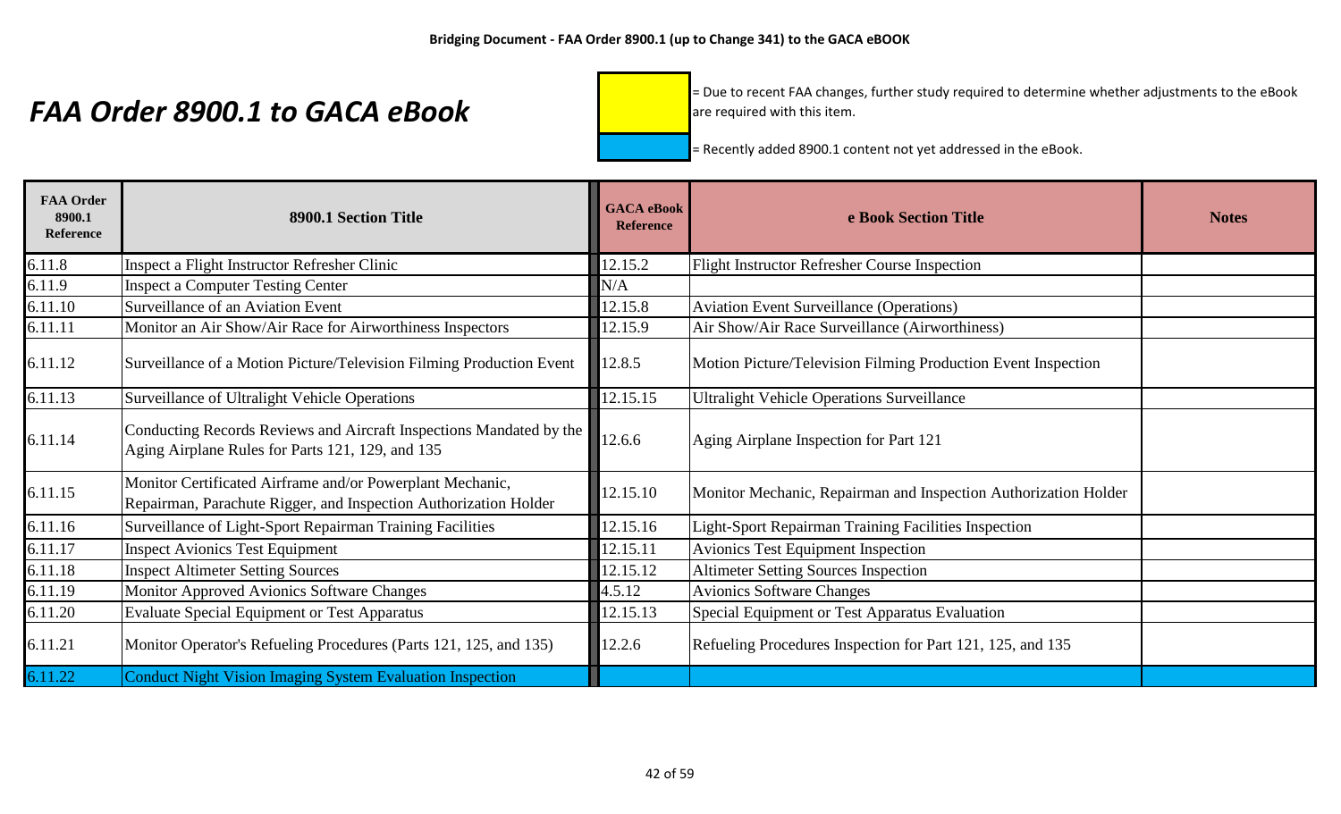# FAA Order 8900.1 to GACA eBook

= Due to recent FAA changes, further study required to determine whether adjustments to the eBook are required with this item.

= Recently added 8900.1 content not yet addressed in the eBook.

| FAA Order 8900.1 Reference | 8900.1 Section Title | GACA eBook Reference | e Book Section Title | Notes |
|---|---|---|---|---|
| 6.11.8 | Inspect a Flight Instructor Refresher Clinic | 12.15.2 | Flight Instructor Refresher Course Inspection | |
| 6.11.9 | Inspect a Computer Testing Center | N/A | | |
| 6.11.10 | Surveillance of an Aviation Event | 12.15.8 | Aviation Event Surveillance (Operations) | |
| 6.11.11 | Monitor an Air Show/Air Race for Airworthiness Inspectors | 12.15.9 | Air Show/Air Race Surveillance (Airworthiness) | |
| 6.11.12 | Surveillance of a Motion Picture/Television Filming Production Event | 12.8.5 | Motion Picture/Television Filming Production Event Inspection | |
| 6.11.13 | Surveillance of Ultralight Vehicle Operations | 12.15.15 | Ultralight Vehicle Operations Surveillance | |
| 6.11.14 | Conducting Records Reviews and Aircraft Inspections Mandated by the Aging Airplane Rules for Parts 121, 129, and 135 | 12.6.6 | Aging Airplane Inspection for Part 121 | |
| 6.11.15 | Monitor Certificated Airframe and/or Powerplant Mechanic, Repairman, Parachute Rigger, and Inspection Authorization Holder | 12.15.10 | Monitor Mechanic, Repairman and Inspection Authorization Holder | |
| 6.11.16 | Surveillance of Light-Sport Repairman Training Facilities | 12.15.16 | Light-Sport Repairman Training Facilities Inspection | |
| 6.11.17 | Inspect Avionics Test Equipment | 12.15.11 | Avionics Test Equipment Inspection | |
| 6.11.18 | Inspect Altimeter Setting Sources | 12.15.12 | Altimeter Setting Sources Inspection | |
| 6.11.19 | Monitor Approved Avionics Software Changes | 4.5.12 | Avionics Software Changes | |
| 6.11.20 | Evaluate Special Equipment or Test Apparatus | 12.15.13 | Special Equipment or Test Apparatus Evaluation | |
| 6.11.21 | Monitor Operator's Refueling Procedures (Parts 121, 125, and 135) | 12.2.6 | Refueling Procedures Inspection for Part 121, 125, and 135 | |
| 6.11.22 | Conduct Night Vision Imaging System Evaluation Inspection | | | |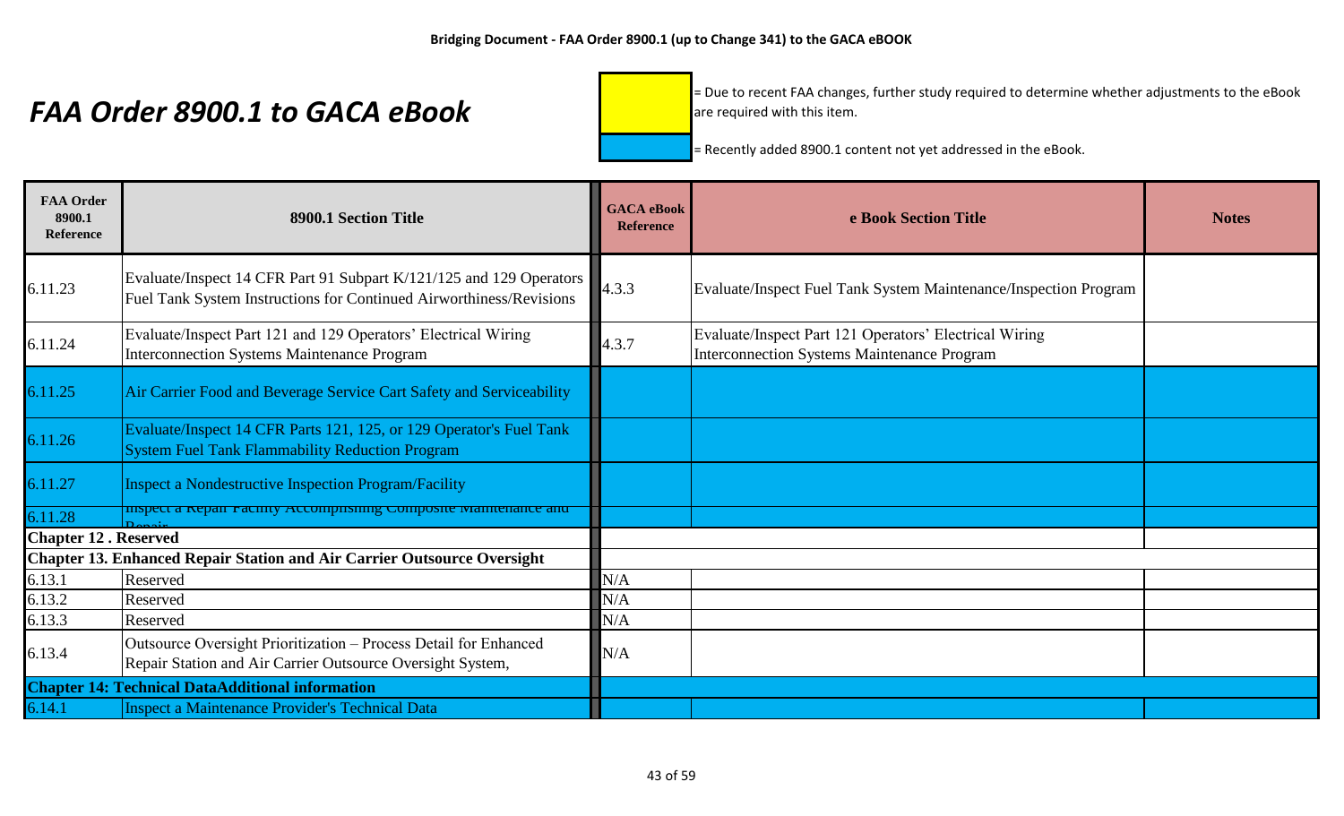# FAA Order 8900.1 to GACA eBook

= Due to recent FAA changes, further study required to determine whether adjustments to the eBook are required with this item.

= Recently added 8900.1 content not yet addressed in the eBook.

| FAA Order 8900.1 Reference | 8900.1 Section Title | GACA eBook Reference | e Book Section Title | Notes |
|---|---|---|---|---|
| 6.11.23 | Evaluate/Inspect 14 CFR Part 91 Subpart K/121/125 and 129 Operators Fuel Tank System Instructions for Continued Airworthiness/Revisions | 4.3.3 | Evaluate/Inspect Fuel Tank System Maintenance/Inspection Program | |
| 6.11.24 | Evaluate/Inspect Part 121 and 129 Operators' Electrical Wiring Interconnection Systems Maintenance Program | 4.3.7 | Evaluate/Inspect Part 121 Operators' Electrical Wiring Interconnection Systems Maintenance Program | |
| 6.11.25 | Air Carrier Food and Beverage Service Cart Safety and Serviceability | | | |
| 6.11.26 | Evaluate/Inspect 14 CFR Parts 121, 125, or 129 Operator's Fuel Tank System Fuel Tank Flammability Reduction Program | | | |
| 6.11.27 | Inspect a Nondestructive Inspection Program/Facility | | | |
| 6.11.28 | Inspect a Repair Facility Accomplishing Composite Maintenance and Repair | | | |
| **Chapter 12 . Reserved** | | | | |
| **Chapter 13. Enhanced Repair Station and Air Carrier Outsource Oversight** | | | | |
| 6.13.1 | Reserved | N/A | | |
| 6.13.2 | Reserved | N/A | | |
| 6.13.3 | Reserved | N/A | | |
| 6.13.4 | Outsource Oversight Prioritization – Process Detail for Enhanced Repair Station and Air Carrier Outsource Oversight System, | N/A | | |
| **Chapter 14: Technical DataAdditional information** | | | | |
| 6.14.1 | Inspect a Maintenance Provider's Technical Data | | | |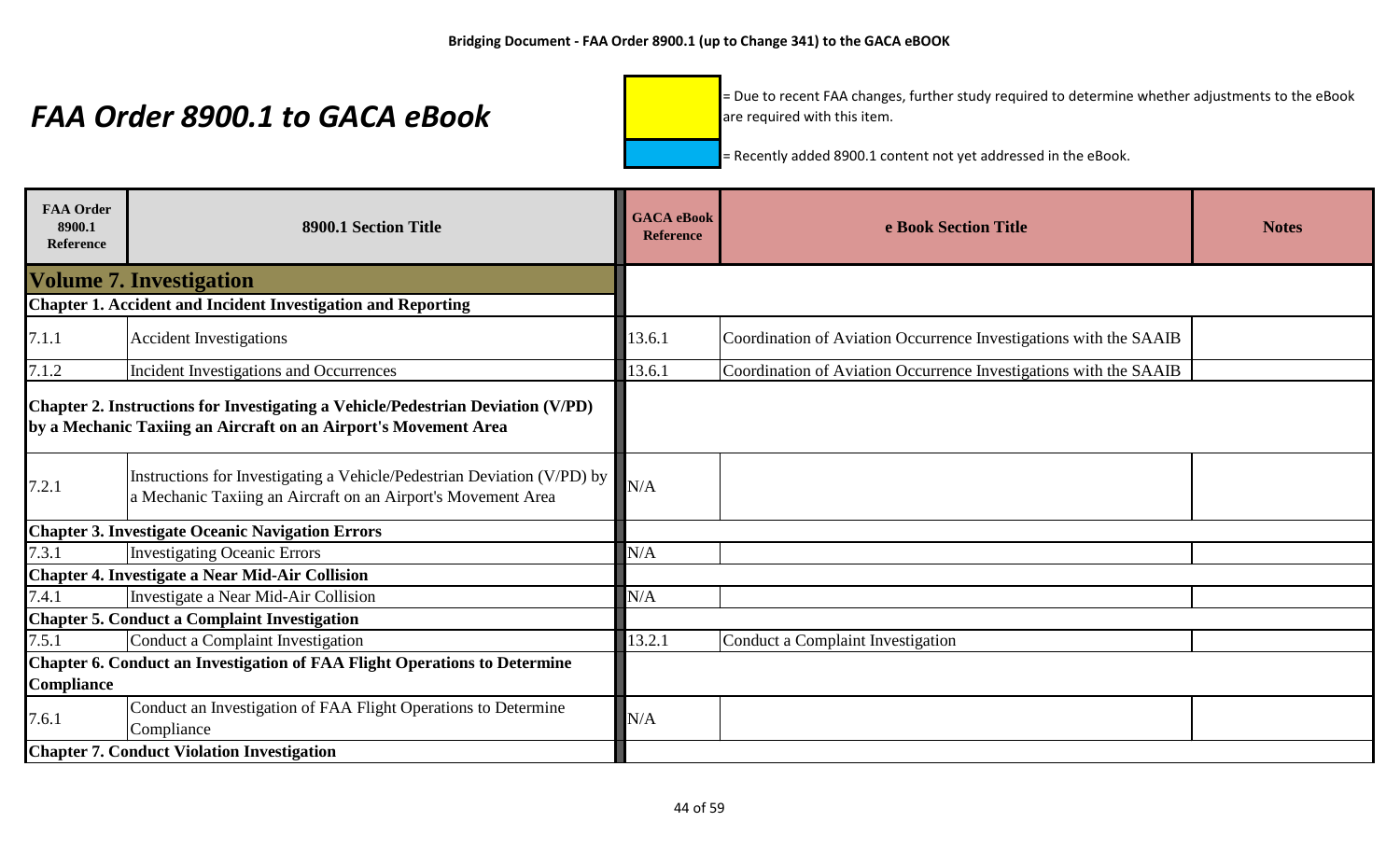# FAA Order 8900.1 to GACA eBook

= Due to recent FAA changes, further study required to determine whether adjustments to the eBook are required with this item.

= Recently added 8900.1 content not yet addressed in the eBook.

| FAA Order 8900.1 Reference | 8900.1 Section Title | GACA eBook Reference | e Book Section Title | Notes |
|---|---|---|---|---|
| **Volume 7. Investigation** | | | | |
| **Chapter 1. Accident and Incident Investigation and Reporting** | | | | |
| 7.1.1 | Accident Investigations | 13.6.1 | Coordination of Aviation Occurrence Investigations with the SAAIB | |
| 7.1.2 | Incident Investigations and Occurrences | 13.6.1 | Coordination of Aviation Occurrence Investigations with the SAAIB | |
| **Chapter 2. Instructions for Investigating a Vehicle/Pedestrian Deviation (V/PD) by a Mechanic Taxiing an Aircraft on an Airport's Movement Area** | | | | |
| 7.2.1 | Instructions for Investigating a Vehicle/Pedestrian Deviation (V/PD) by a Mechanic Taxiing an Aircraft on an Airport's Movement Area | N/A | | |
| **Chapter 3. Investigate Oceanic Navigation Errors** | | | | |
| 7.3.1 | Investigating Oceanic Errors | N/A | | |
| **Chapter 4. Investigate a Near Mid-Air Collision** | | | | |
| 7.4.1 | Investigate a Near Mid-Air Collision | N/A | | |
| **Chapter 5. Conduct a Complaint Investigation** | | | | |
| 7.5.1 | Conduct a Complaint Investigation | 13.2.1 | Conduct a Complaint Investigation | |
| **Chapter 6. Conduct an Investigation of FAA Flight Operations to Determine Compliance** | | | | |
| 7.6.1 | Conduct an Investigation of FAA Flight Operations to Determine Compliance | N/A | | |
| **Chapter 7. Conduct Violation Investigation** | | | | |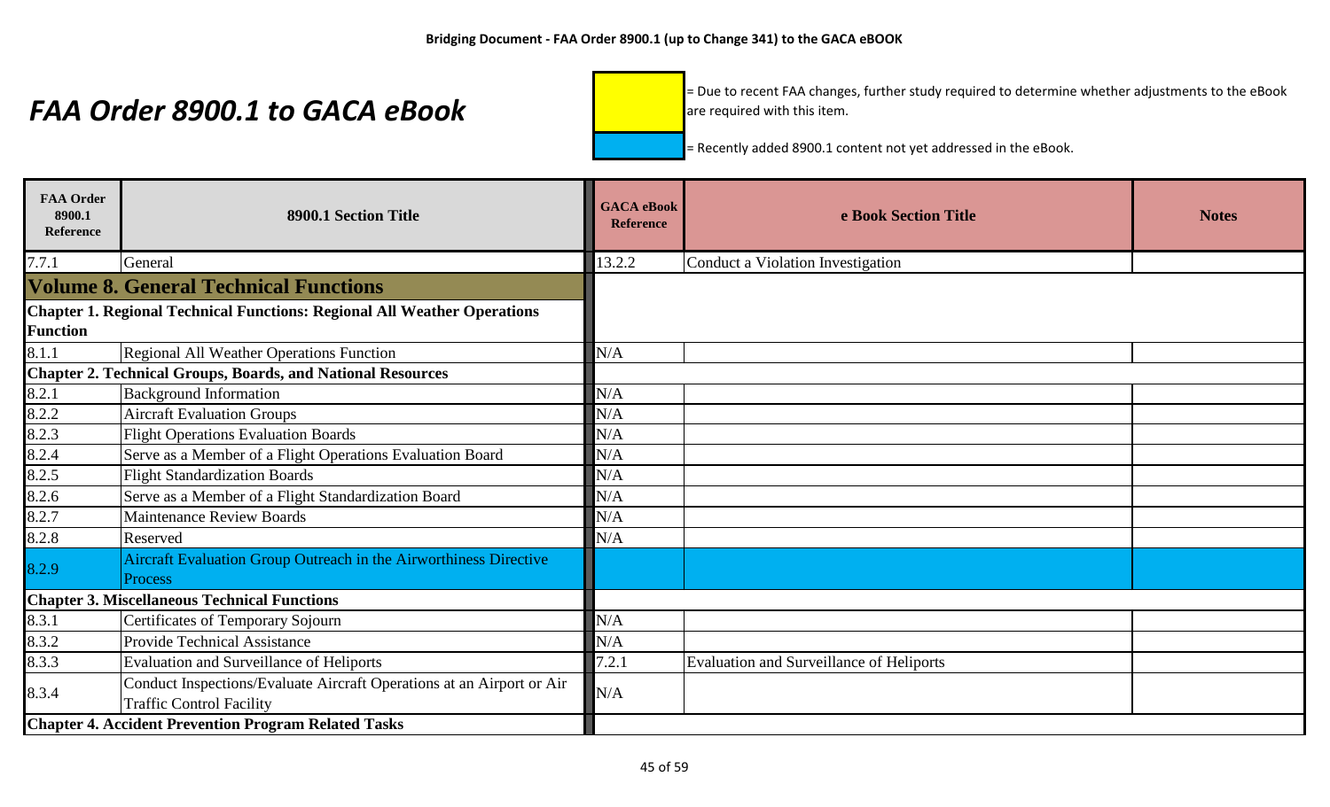**Bridging Document - FAA Order 8900.1 (up to Change 341) to the GACA eBOOK**

# FAA Order 8900.1 to GACA eBook

(Yellow) = Due to recent FAA changes, further study required to determine whether adjustments to the eBook are required with this item.

(Blue) = Recently added 8900.1 content not yet addressed in the eBook.

| FAA Order 8900.1 Reference | 8900.1 Section Title | GACA eBook Reference | e Book Section Title | Notes |
|---|---|---|---|---|
| 7.7.1 | General | 13.2.2 | Conduct a Violation Investigation | |
| **Volume 8. General Technical Functions** | | | | |
| **Chapter 1. Regional Technical Functions: Regional All Weather Operations Function** | | | | |
| 8.1.1 | Regional All Weather Operations Function | N/A | | |
| **Chapter 2. Technical Groups, Boards, and National Resources** | | | | |
| 8.2.1 | Background Information | N/A | | |
| 8.2.2 | Aircraft Evaluation Groups | N/A | | |
| 8.2.3 | Flight Operations Evaluation Boards | N/A | | |
| 8.2.4 | Serve as a Member of a Flight Operations Evaluation Board | N/A | | |
| 8.2.5 | Flight Standardization Boards | N/A | | |
| 8.2.6 | Serve as a Member of a Flight Standardization Board | N/A | | |
| 8.2.7 | Maintenance Review Boards | N/A | | |
| 8.2.8 | Reserved | N/A | | |
| 8.2.9 | Aircraft Evaluation Group Outreach in the Airworthiness Directive Process | | | |
| **Chapter 3. Miscellaneous Technical Functions** | | | | |
| 8.3.1 | Certificates of Temporary Sojourn | N/A | | |
| 8.3.2 | Provide Technical Assistance | N/A | | |
| 8.3.3 | Evaluation and Surveillance of Heliports | 7.2.1 | Evaluation and Surveillance of Heliports | |
| 8.3.4 | Conduct Inspections/Evaluate Aircraft Operations at an Airport or Air Traffic Control Facility | N/A | | |
| **Chapter 4. Accident Prevention Program Related Tasks** | | | | |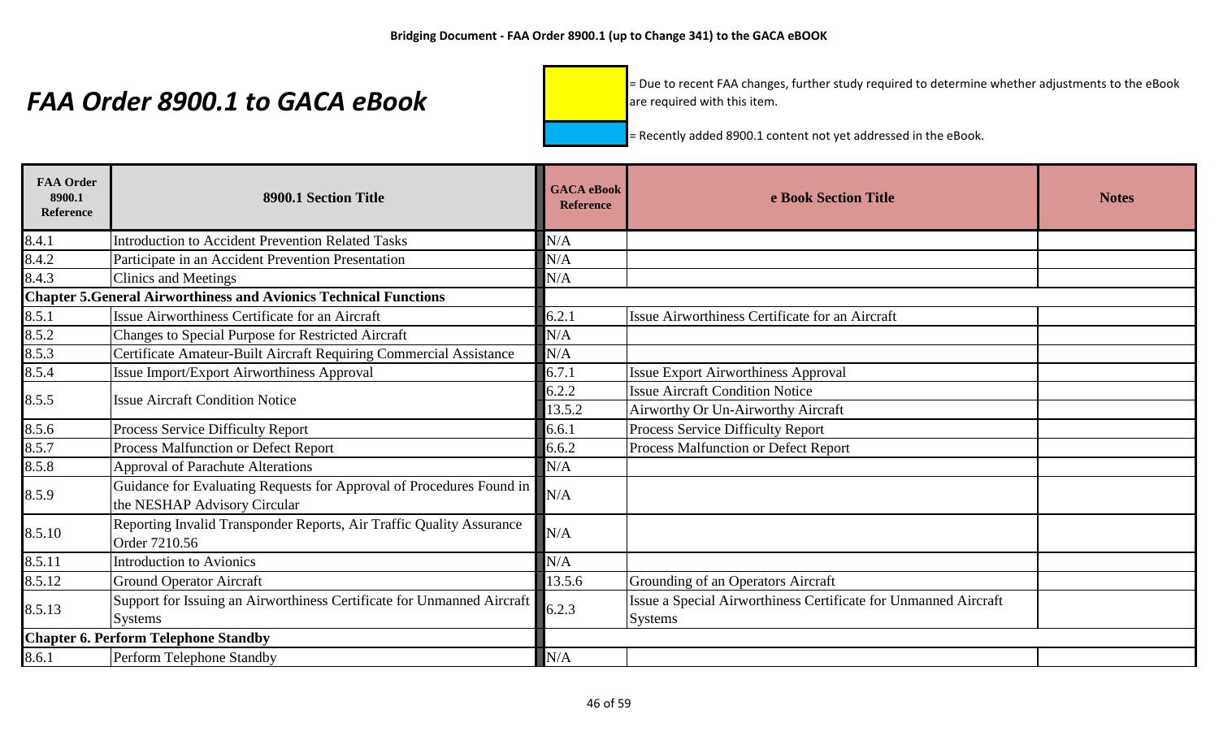# FAA Order 8900.1 to GACA eBook

= Due to recent FAA changes, further study required to determine whether adjustments to the eBook are required with this item.

= Recently added 8900.1 content not yet addressed in the eBook.

| FAA Order 8900.1 Reference | 8900.1 Section Title | GACA eBook Reference | e Book Section Title | Notes |
|---|---|---|---|---|
| 8.4.1 | Introduction to Accident Prevention Related Tasks | N/A | | |
| 8.4.2 | Participate in an Accident Prevention Presentation | N/A | | |
| 8.4.3 | Clinics and Meetings | N/A | | |
| **Chapter 5.General Airworthiness and Avionics Technical Functions** | | | | |
| 8.5.1 | Issue Airworthiness Certificate for an Aircraft | 6.2.1 | Issue Airworthiness Certificate for an Aircraft | |
| 8.5.2 | Changes to Special Purpose for Restricted Aircraft | N/A | | |
| 8.5.3 | Certificate Amateur-Built Aircraft Requiring Commercial Assistance | N/A | | |
| 8.5.4 | Issue Import/Export Airworthiness Approval | 6.7.1 | Issue Export Airworthiness Approval | |
| 8.5.5 | Issue Aircraft Condition Notice | 6.2.2 | Issue Aircraft Condition Notice | |
| | | 13.5.2 | Airworthy Or Un-Airworthy Aircraft | |
| 8.5.6 | Process Service Difficulty Report | 6.6.1 | Process Service Difficulty Report | |
| 8.5.7 | Process Malfunction or Defect Report | 6.6.2 | Process Malfunction or Defect Report | |
| 8.5.8 | Approval of Parachute Alterations | N/A | | |
| 8.5.9 | Guidance for Evaluating Requests for Approval of Procedures Found in the NESHAP Advisory Circular | N/A | | |
| 8.5.10 | Reporting Invalid Transponder Reports, Air Traffic Quality Assurance Order 7210.56 | N/A | | |
| 8.5.11 | Introduction to Avionics | N/A | | |
| 8.5.12 | Ground Operator Aircraft | 13.5.6 | Grounding of an Operators Aircraft | |
| 8.5.13 | Support for Issuing an Airworthiness Certificate for Unmanned Aircraft Systems | 6.2.3 | Issue a Special Airworthiness Certificate for Unmanned Aircraft Systems | |
| **Chapter 6. Perform Telephone Standby** | | | | |
| 8.6.1 | Perform Telephone Standby | N/A | | |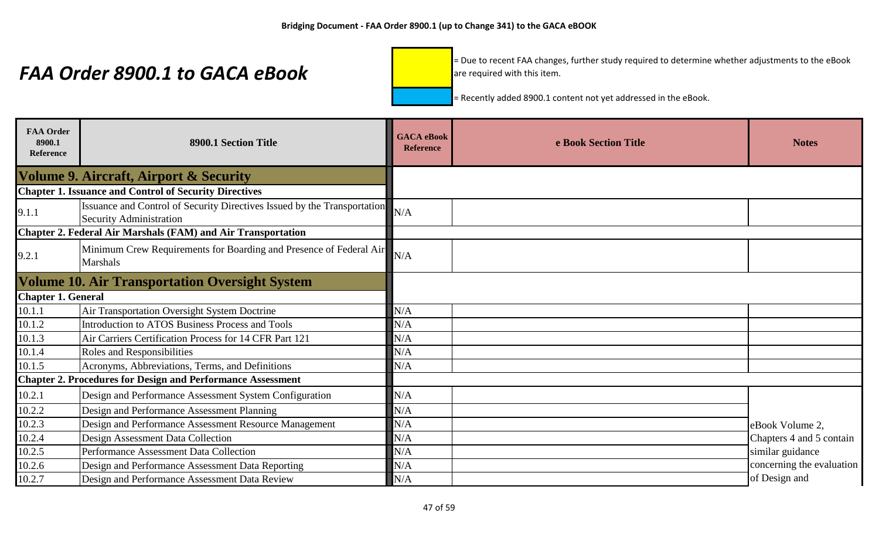# FAA Order 8900.1 to GACA eBook

= Due to recent FAA changes, further study required to determine whether adjustments to the eBook are required with this item.

= Recently added 8900.1 content not yet addressed in the eBook.

| FAA Order 8900.1 Reference | 8900.1 Section Title | GACA eBook Reference | e Book Section Title | Notes |
|---|---|---|---|---|
| **Volume 9. Aircraft, Airport & Security** | | | | |
| **Chapter 1. Issuance and Control of Security Directives** | | | | |
| 9.1.1 | Issuance and Control of Security Directives Issued by the Transportation Security Administration | N/A | | |
| **Chapter 2. Federal Air Marshals (FAM) and Air Transportation** | | | | |
| 9.2.1 | Minimum Crew Requirements for Boarding and Presence of Federal Air Marshals | N/A | | |
| **Volume 10. Air Transportation Oversight System** | | | | |
| **Chapter 1. General** | | | | |
| 10.1.1 | Air Transportation Oversight System Doctrine | N/A | | |
| 10.1.2 | Introduction to ATOS Business Process and Tools | N/A | | |
| 10.1.3 | Air Carriers Certification Process for 14 CFR Part 121 | N/A | | |
| 10.1.4 | Roles and Responsibilities | N/A | | |
| 10.1.5 | Acronyms, Abbreviations, Terms, and Definitions | N/A | | |
| **Chapter 2. Procedures for Design and Performance Assessment** | | | | |
| 10.2.1 | Design and Performance Assessment System Configuration | N/A | | eBook Volume 2, Chapters 4 and 5 contain similar guidance concerning the evaluation of Design and |
| 10.2.2 | Design and Performance Assessment Planning | N/A | | |
| 10.2.3 | Design and Performance Assessment Resource Management | N/A | | |
| 10.2.4 | Design Assessment Data Collection | N/A | | |
| 10.2.5 | Performance Assessment Data Collection | N/A | | |
| 10.2.6 | Design and Performance Assessment Data Reporting | N/A | | |
| 10.2.7 | Design and Performance Assessment Data Review | N/A | | |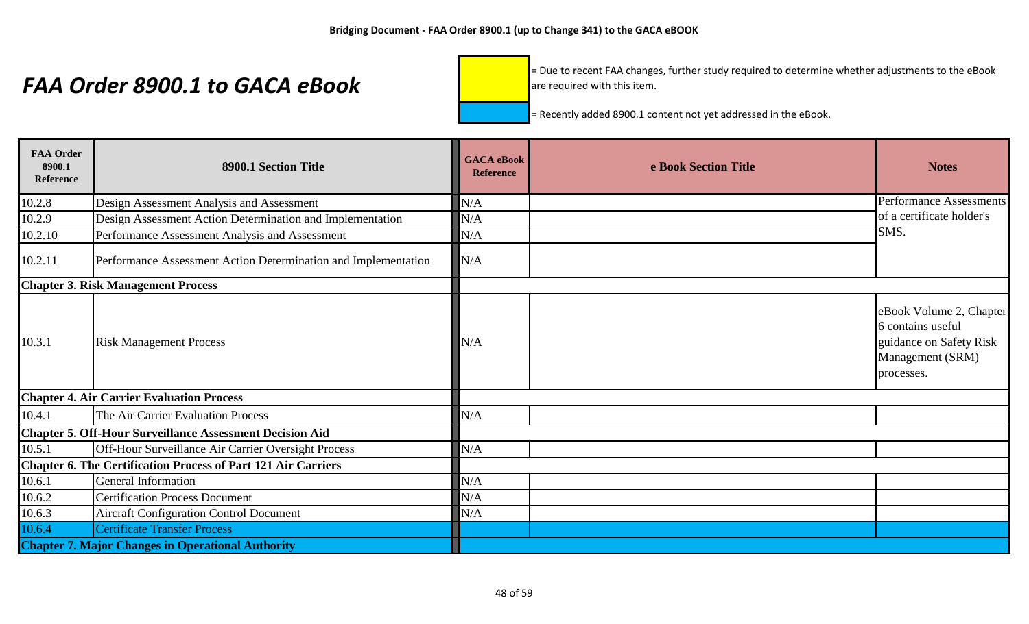**Bridging Document - FAA Order 8900.1 (up to Change 341) to the GACA eBOOK**

# *FAA Order 8900.1 to GACA eBook*

[Yellow] = Due to recent FAA changes, further study required to determine whether adjustments to the eBook are required with this item.

[Blue] = Recently added 8900.1 content not yet addressed in the eBook.

| FAA Order 8900.1 Reference | 8900.1 Section Title | GACA eBook Reference | e Book Section Title | Notes |
|---|---|---|---|---|
| 10.2.8 | Design Assessment Analysis and Assessment | N/A | | Performance Assessments of a certificate holder's SMS. |
| 10.2.9 | Design Assessment Action Determination and Implementation | N/A | | |
| 10.2.10 | Performance Assessment Analysis and Assessment | N/A | | |
| 10.2.11 | Performance Assessment Action Determination and Implementation | N/A | | |
| **Chapter 3. Risk Management Process** | | | | |
| 10.3.1 | Risk Management Process | N/A | | eBook Volume 2, Chapter 6 contains useful guidance on Safety Risk Management (SRM) processes. |
| **Chapter 4. Air Carrier Evaluation Process** | | | | |
| 10.4.1 | The Air Carrier Evaluation Process | N/A | | |
| **Chapter 5. Off-Hour Surveillance Assessment Decision Aid** | | | | |
| 10.5.1 | Off-Hour Surveillance Air Carrier Oversight Process | N/A | | |
| **Chapter 6. The Certification Process of Part 121 Air Carriers** | | | | |
| 10.6.1 | General Information | N/A | | |
| 10.6.2 | Certification Process Document | N/A | | |
| 10.6.3 | Aircraft Configuration Control Document | N/A | | |
| 10.6.4 | Certificate Transfer Process | | | |
| **Chapter 7. Major Changes in Operational Authority** | | | | |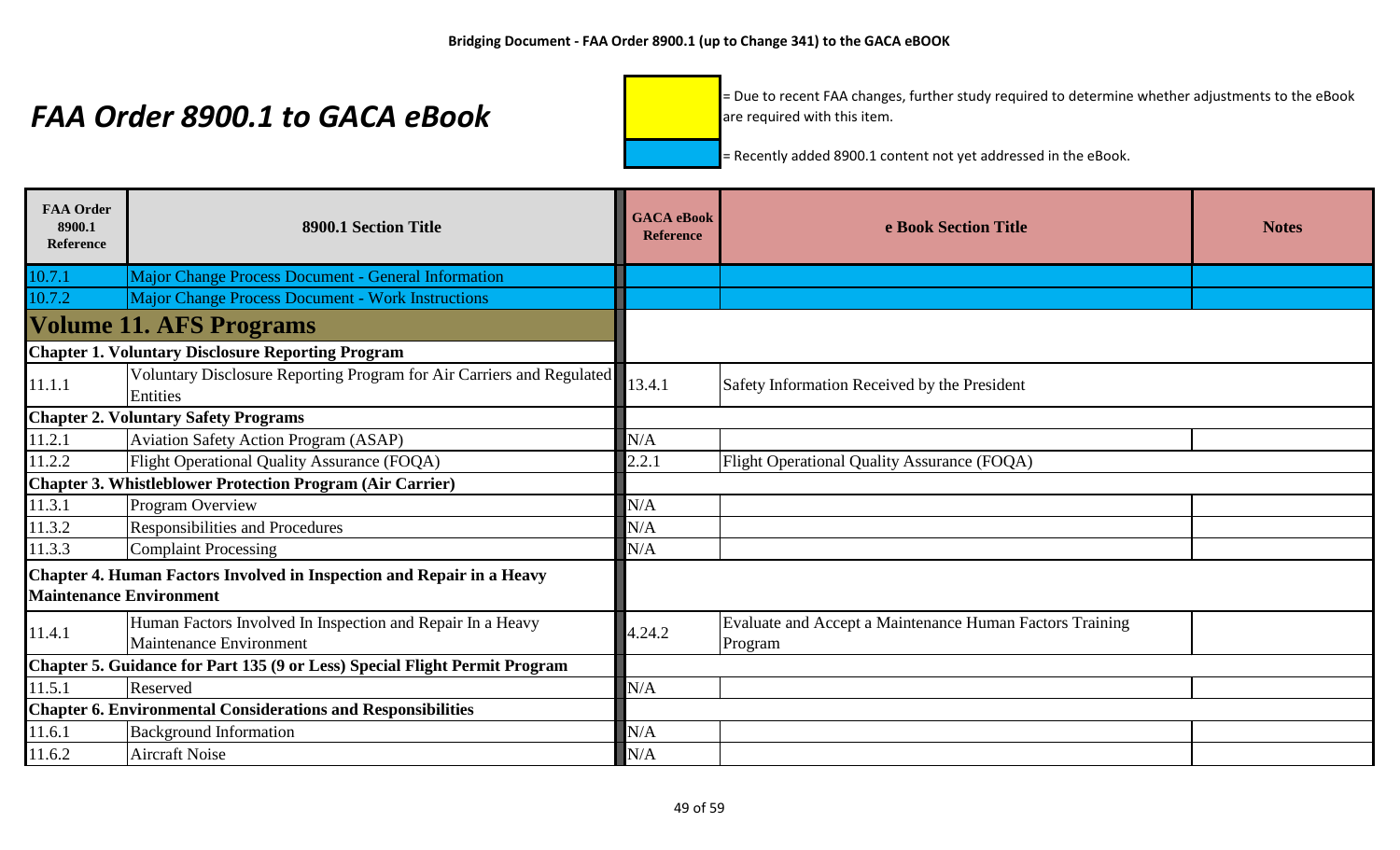**Bridging Document - FAA Order 8900.1 (up to Change 341) to the GACA eBOOK**

# *FAA Order 8900.1 to GACA eBook*

[Yellow] = Due to recent FAA changes, further study required to determine whether adjustments to the eBook are required with this item.

[Blue] = Recently added 8900.1 content not yet addressed in the eBook.

| FAA Order 8900.1 Reference | 8900.1 Section Title | GACA eBook Reference | e Book Section Title | Notes |
|---|---|---|---|---|
| 10.7.1 | Major Change Process Document - General Information | | | |
| 10.7.2 | Major Change Process Document - Work Instructions | | | |
| **Volume 11. AFS Programs** | | | | |
| **Chapter 1. Voluntary Disclosure Reporting Program** | | | | |
| 11.1.1 | Voluntary Disclosure Reporting Program for Air Carriers and Regulated Entities | 13.4.1 | Safety Information Received by the President | |
| **Chapter 2. Voluntary Safety Programs** | | | | |
| 11.2.1 | Aviation Safety Action Program (ASAP) | N/A | | |
| 11.2.2 | Flight Operational Quality Assurance (FOQA) | 2.2.1 | Flight Operational Quality Assurance (FOQA) | |
| **Chapter 3. Whistleblower Protection Program (Air Carrier)** | | | | |
| 11.3.1 | Program Overview | N/A | | |
| 11.3.2 | Responsibilities and Procedures | N/A | | |
| 11.3.3 | Complaint Processing | N/A | | |
| **Chapter 4. Human Factors Involved in Inspection and Repair in a Heavy Maintenance Environment** | | | | |
| 11.4.1 | Human Factors Involved In Inspection and Repair In a Heavy Maintenance Environment | 4.24.2 | Evaluate and Accept a Maintenance Human Factors Training Program | |
| **Chapter 5. Guidance for Part 135 (9 or Less) Special Flight Permit Program** | | | | |
| 11.5.1 | Reserved | N/A | | |
| **Chapter 6. Environmental Considerations and Responsibilities** | | | | |
| 11.6.1 | Background Information | N/A | | |
| 11.6.2 | Aircraft Noise | N/A | | |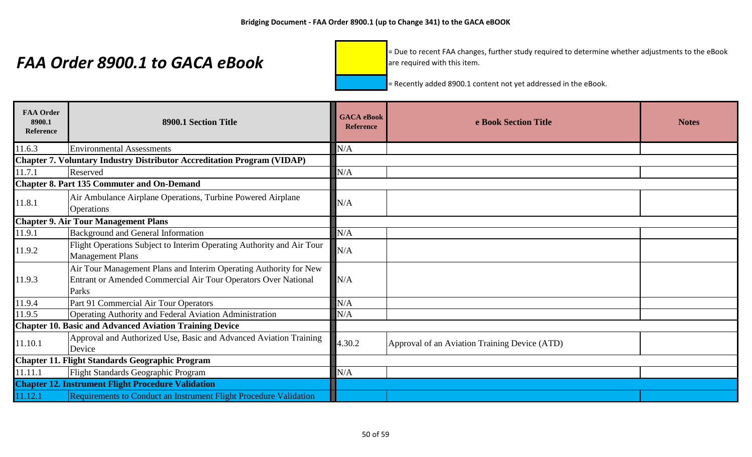# FAA Order 8900.1 to GACA eBook

= Due to recent FAA changes, further study required to determine whether adjustments to the eBook are required with this item.

= Recently added 8900.1 content not yet addressed in the eBook.

| FAA Order 8900.1 Reference | 8900.1 Section Title | GACA eBook Reference | e Book Section Title | Notes |
|---|---|---|---|---|
| 11.6.3 | Environmental Assessments | N/A | | |
| **Chapter 7. Voluntary Industry Distributor Accreditation Program (VIDAP)** | | | | |
| 11.7.1 | Reserved | N/A | | |
| **Chapter 8. Part 135 Commuter and On-Demand** | | | | |
| 11.8.1 | Air Ambulance Airplane Operations, Turbine Powered Airplane Operations | N/A | | |
| **Chapter 9. Air Tour Management Plans** | | | | |
| 11.9.1 | Background and General Information | N/A | | |
| 11.9.2 | Flight Operations Subject to Interim Operating Authority and Air Tour Management Plans | N/A | | |
| 11.9.3 | Air Tour Management Plans and Interim Operating Authority for New Entrant or Amended Commercial Air Tour Operators Over National Parks | N/A | | |
| 11.9.4 | Part 91 Commercial Air Tour Operators | N/A | | |
| 11.9.5 | Operating Authority and Federal Aviation Administration | N/A | | |
| **Chapter 10. Basic and Advanced Aviation Training Device** | | | | |
| 11.10.1 | Approval and Authorized Use, Basic and Advanced Aviation Training Device | 4.30.2 | Approval of an Aviation Training Device (ATD) | |
| **Chapter 11. Flight Standards Geographic Program** | | | | |
| 11.11.1 | Flight Standards Geographic Program | N/A | | |
| **Chapter 12. Instrument Flight Procedure Validation** | | | | |
| 11.12.1 | Requirements to Conduct an Instrument Flight Procedure Validation | | | |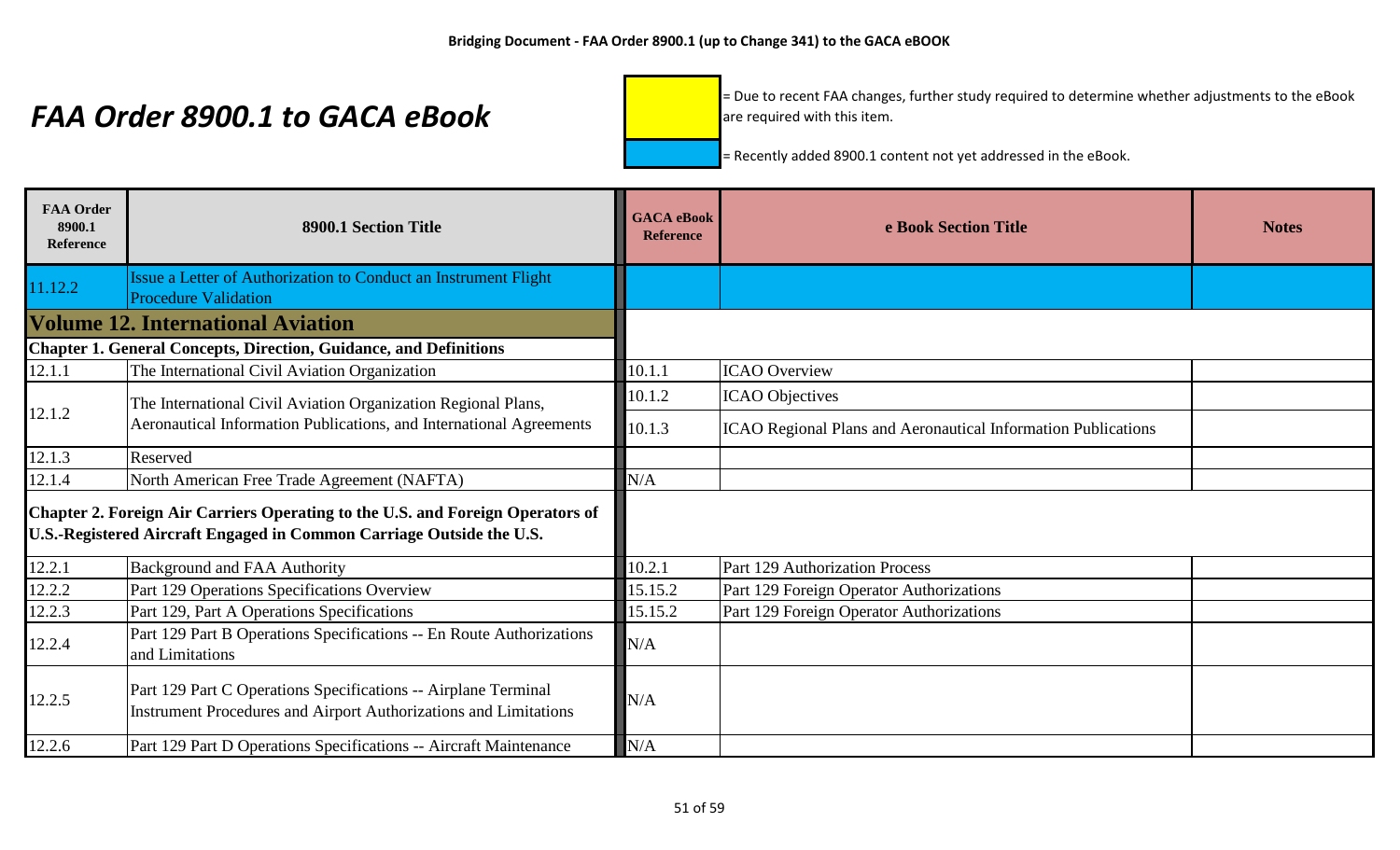# FAA Order 8900.1 to GACA eBook

= Due to recent FAA changes, further study required to determine whether adjustments to the eBook are required with this item.

= Recently added 8900.1 content not yet addressed in the eBook.

| FAA Order 8900.1 Reference | 8900.1 Section Title | GACA eBook Reference | e Book Section Title | Notes |
|---|---|---|---|---|
| 11.12.2 | Issue a Letter of Authorization to Conduct an Instrument Flight Procedure Validation | | | |
| **Volume 12. International Aviation** | | | | |
| **Chapter 1. General Concepts, Direction, Guidance, and Definitions** | | | | |
| 12.1.1 | The International Civil Aviation Organization | 10.1.1 | ICAO Overview | |
| 12.1.2 | The International Civil Aviation Organization Regional Plans, Aeronautical Information Publications, and International Agreements | 10.1.2 | ICAO Objectives | |
| | | 10.1.3 | ICAO Regional Plans and Aeronautical Information Publications | |
| 12.1.3 | Reserved | | | |
| 12.1.4 | North American Free Trade Agreement (NAFTA) | N/A | | |
| **Chapter 2. Foreign Air Carriers Operating to the U.S. and Foreign Operators of U.S.-Registered Aircraft Engaged in Common Carriage Outside the U.S.** | | | | |
| 12.2.1 | Background and FAA Authority | 10.2.1 | Part 129 Authorization Process | |
| 12.2.2 | Part 129 Operations Specifications Overview | 15.15.2 | Part 129 Foreign Operator Authorizations | |
| 12.2.3 | Part 129, Part A Operations Specifications | 15.15.2 | Part 129 Foreign Operator Authorizations | |
| 12.2.4 | Part 129 Part B Operations Specifications -- En Route Authorizations and Limitations | N/A | | |
| 12.2.5 | Part 129 Part C Operations Specifications -- Airplane Terminal Instrument Procedures and Airport Authorizations and Limitations | N/A | | |
| 12.2.6 | Part 129 Part D Operations Specifications -- Aircraft Maintenance | N/A | | |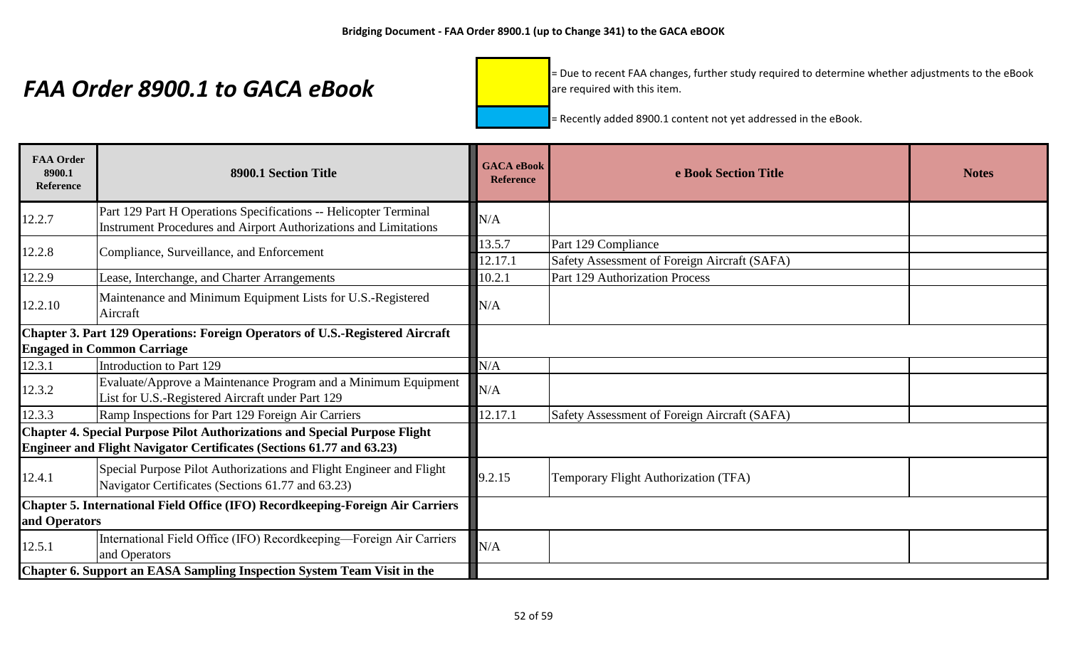# FAA Order 8900.1 to GACA eBook

= Due to recent FAA changes, further study required to determine whether adjustments to the eBook are required with this item.

= Recently added 8900.1 content not yet addressed in the eBook.

| FAA Order 8900.1 Reference | 8900.1 Section Title | GACA eBook Reference | e Book Section Title | Notes |
|---|---|---|---|---|
| 12.2.7 | Part 129 Part H Operations Specifications -- Helicopter Terminal Instrument Procedures and Airport Authorizations and Limitations | N/A | | |
| 12.2.8 | Compliance, Surveillance, and Enforcement | 13.5.7 | Part 129 Compliance | |
| | | 12.17.1 | Safety Assessment of Foreign Aircraft (SAFA) | |
| 12.2.9 | Lease, Interchange, and Charter Arrangements | 10.2.1 | Part 129 Authorization Process | |
| 12.2.10 | Maintenance and Minimum Equipment Lists for U.S.-Registered Aircraft | N/A | | |
| **Chapter 3. Part 129 Operations: Foreign Operators of U.S.-Registered Aircraft Engaged in Common Carriage** | | | | |
| 12.3.1 | Introduction to Part 129 | N/A | | |
| 12.3.2 | Evaluate/Approve a Maintenance Program and a Minimum Equipment List for U.S.-Registered Aircraft under Part 129 | N/A | | |
| 12.3.3 | Ramp Inspections for Part 129 Foreign Air Carriers | 12.17.1 | Safety Assessment of Foreign Aircraft (SAFA) | |
| **Chapter 4. Special Purpose Pilot Authorizations and Special Purpose Flight Engineer and Flight Navigator Certificates (Sections 61.77 and 63.23)** | | | | |
| 12.4.1 | Special Purpose Pilot Authorizations and Flight Engineer and Flight Navigator Certificates (Sections 61.77 and 63.23) | 9.2.15 | Temporary Flight Authorization (TFA) | |
| **Chapter 5. International Field Office (IFO) Recordkeeping-Foreign Air Carriers and Operators** | | | | |
| 12.5.1 | International Field Office (IFO) Recordkeeping—Foreign Air Carriers and Operators | N/A | | |
| **Chapter 6. Support an EASA Sampling Inspection System Team Visit in the** | | | | |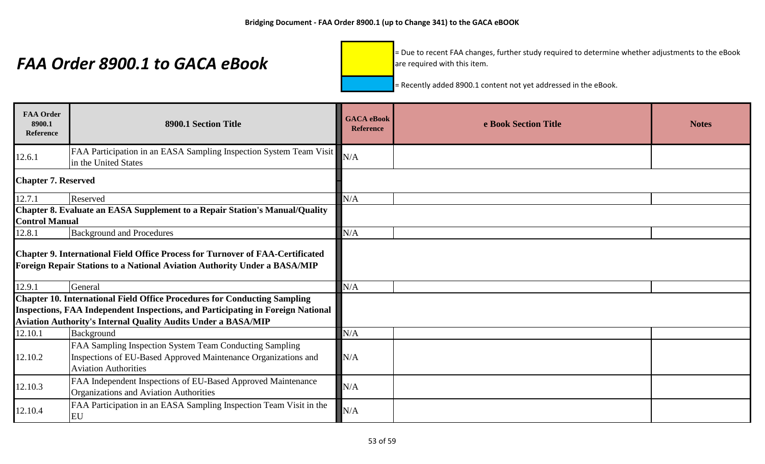# FAA Order 8900.1 to GACA eBook

= Due to recent FAA changes, further study required to determine whether adjustments to the eBook are required with this item.

= Recently added 8900.1 content not yet addressed in the eBook.

| FAA Order 8900.1 Reference | 8900.1 Section Title | GACA eBook Reference | e Book Section Title | Notes |
|---|---|---|---|---|
| 12.6.1 | FAA Participation in an EASA Sampling Inspection System Team Visit in the United States | N/A | | |
| **Chapter 7. Reserved** | | | | |
| 12.7.1 | Reserved | N/A | | |
| **Chapter 8. Evaluate an EASA Supplement to a Repair Station's Manual/Quality Control Manual** | | | | |
| 12.8.1 | Background and Procedures | N/A | | |
| **Chapter 9. International Field Office Process for Turnover of FAA-Certificated Foreign Repair Stations to a National Aviation Authority Under a BASA/MIP** | | | | |
| 12.9.1 | General | N/A | | |
| **Chapter 10. International Field Office Procedures for Conducting Sampling Inspections, FAA Independent Inspections, and Participating in Foreign National Aviation Authority's Internal Quality Audits Under a BASA/MIP** | | | | |
| 12.10.1 | Background | N/A | | |
| 12.10.2 | FAA Sampling Inspection System Team Conducting Sampling Inspections of EU-Based Approved Maintenance Organizations and Aviation Authorities | N/A | | |
| 12.10.3 | FAA Independent Inspections of EU-Based Approved Maintenance Organizations and Aviation Authorities | N/A | | |
| 12.10.4 | FAA Participation in an EASA Sampling Inspection Team Visit in the EU | N/A | | |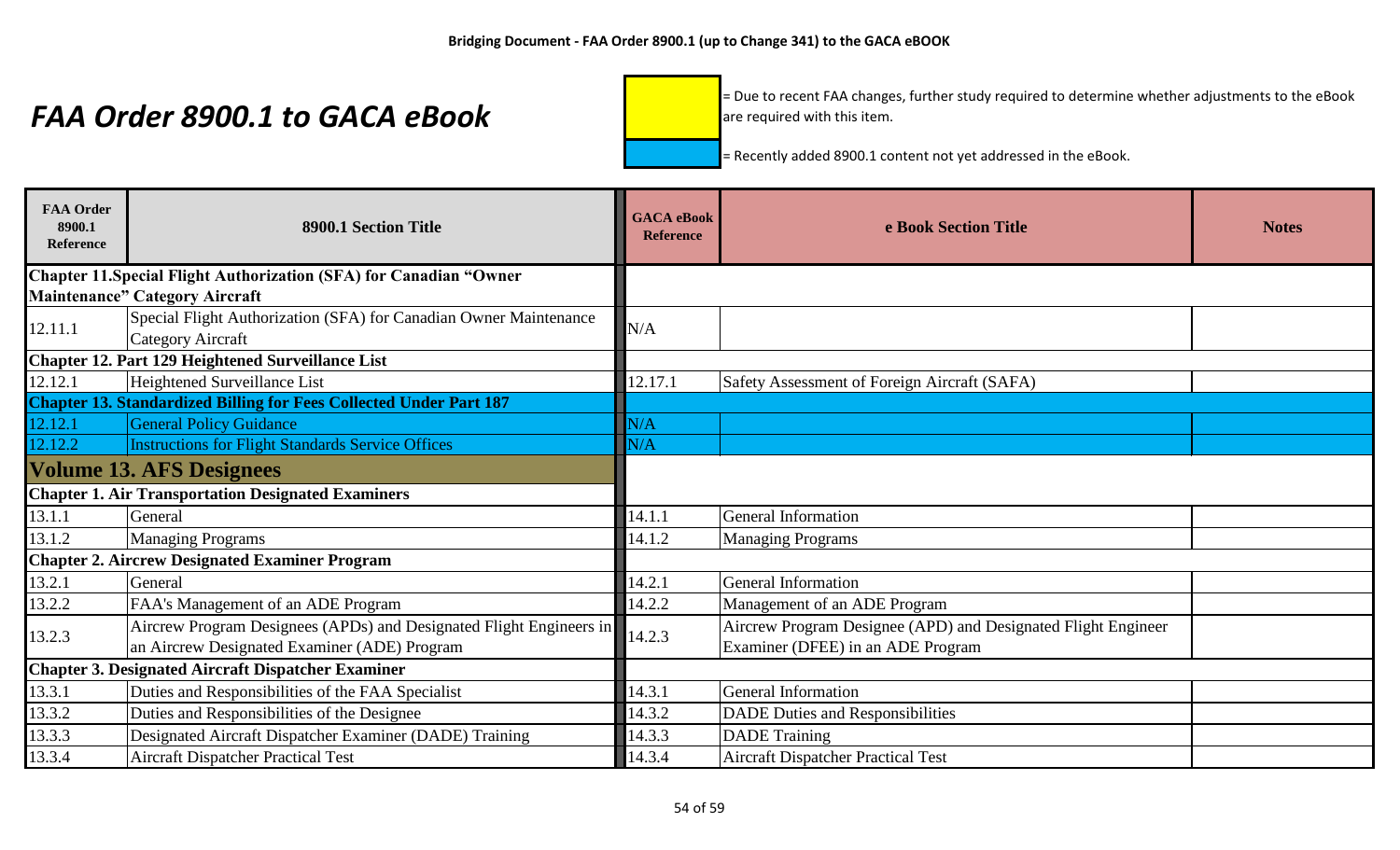# FAA Order 8900.1 to GACA eBook

= Due to recent FAA changes, further study required to determine whether adjustments to the eBook are required with this item. (yellow)

= Recently added 8900.1 content not yet addressed in the eBook. (blue)

| FAA Order 8900.1 Reference | 8900.1 Section Title | GACA eBook Reference | e Book Section Title | Notes |
|---|---|---|---|---|
| **Chapter 11.Special Flight Authorization (SFA) for Canadian "Owner Maintenance" Category Aircraft** | | | | |
| 12.11.1 | Special Flight Authorization (SFA) for Canadian Owner Maintenance Category Aircraft | N/A | | |
| **Chapter 12. Part 129 Heightened Surveillance List** | | | | |
| 12.12.1 | Heightened Surveillance List | 12.17.1 | Safety Assessment of Foreign Aircraft (SAFA) | |
| **Chapter 13. Standardized Billing for Fees Collected Under Part 187** | | | | |
| 12.12.1 | General Policy Guidance | N/A | | |
| 12.12.2 | Instructions for Flight Standards Service Offices | N/A | | |
| **Volume 13. AFS Designees** | | | | |
| **Chapter 1. Air Transportation Designated Examiners** | | | | |
| 13.1.1 | General | 14.1.1 | General Information | |
| 13.1.2 | Managing Programs | 14.1.2 | Managing Programs | |
| **Chapter 2. Aircrew Designated Examiner Program** | | | | |
| 13.2.1 | General | 14.2.1 | General Information | |
| 13.2.2 | FAA's Management of an ADE Program | 14.2.2 | Management of an ADE Program | |
| 13.2.3 | Aircrew Program Designees (APDs) and Designated Flight Engineers in an Aircrew Designated Examiner (ADE) Program | 14.2.3 | Aircrew Program Designee (APD) and Designated Flight Engineer Examiner (DFEE) in an ADE Program | |
| **Chapter 3. Designated Aircraft Dispatcher Examiner** | | | | |
| 13.3.1 | Duties and Responsibilities of the FAA Specialist | 14.3.1 | General Information | |
| 13.3.2 | Duties and Responsibilities of the Designee | 14.3.2 | DADE Duties and Responsibilities | |
| 13.3.3 | Designated Aircraft Dispatcher Examiner (DADE) Training | 14.3.3 | DADE Training | |
| 13.3.4 | Aircraft Dispatcher Practical Test | 14.3.4 | Aircraft Dispatcher Practical Test | |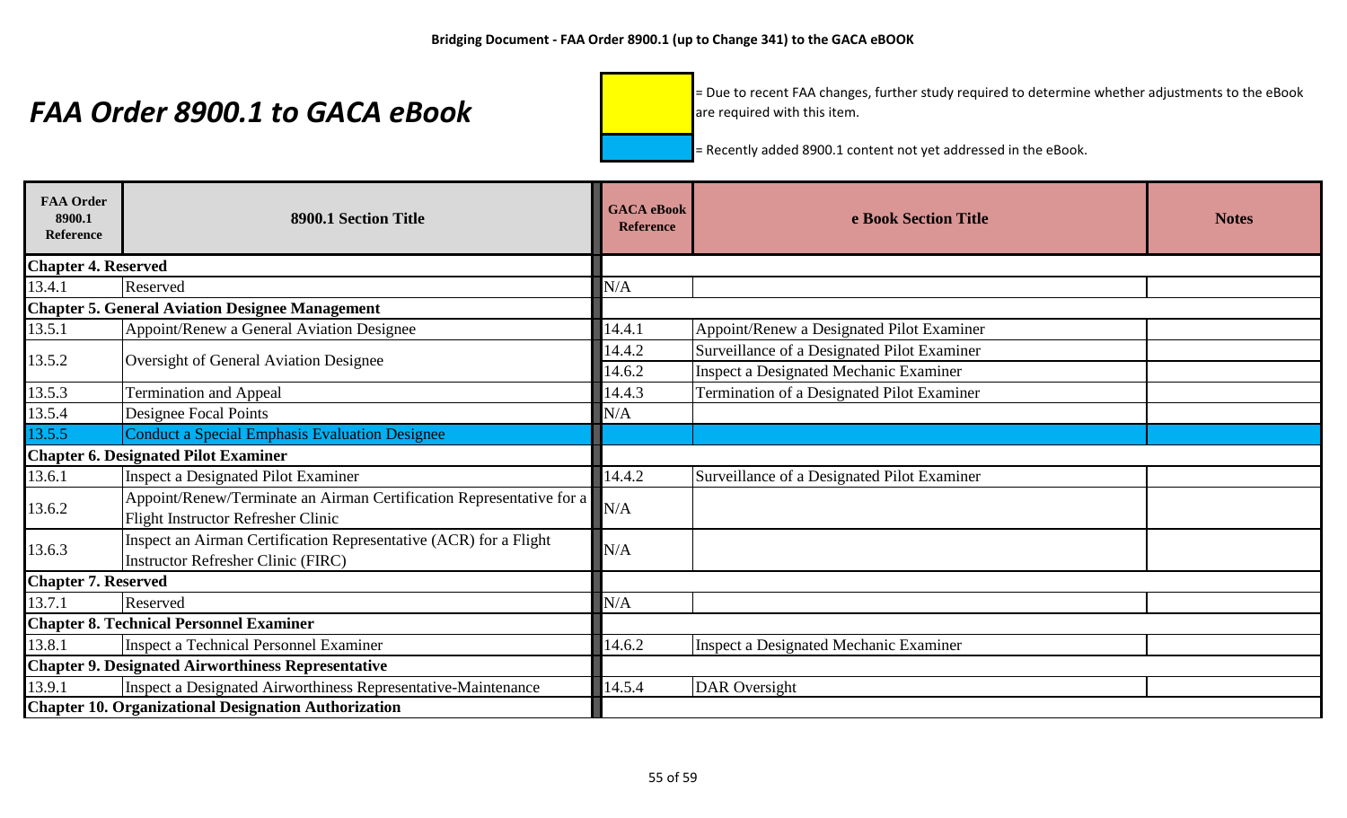Bridging Document - FAA Order 8900.1 (up to Change 341) to the GACA eBOOK

# *FAA Order 8900.1 to GACA eBook*

[Yellow] = Due to recent FAA changes, further study required to determine whether adjustments to the eBook are required with this item.

[Blue] = Recently added 8900.1 content not yet addressed in the eBook.

| FAA Order 8900.1 Reference | 8900.1 Section Title | GACA eBook Reference | e Book Section Title | Notes |
|---|---|---|---|---|
| **Chapter 4. Reserved** | | | | |
| 13.4.1 | Reserved | N/A | | |
| **Chapter 5. General Aviation Designee Management** | | | | |
| 13.5.1 | Appoint/Renew a General Aviation Designee | 14.4.1 | Appoint/Renew a Designated Pilot Examiner | |
| 13.5.2 | Oversight of General Aviation Designee | 14.4.2 | Surveillance of a Designated Pilot Examiner | |
| | | 14.6.2 | Inspect a Designated Mechanic Examiner | |
| 13.5.3 | Termination and Appeal | 14.4.3 | Termination of a Designated Pilot Examiner | |
| 13.5.4 | Designee Focal Points | N/A | | |
| 13.5.5 | Conduct a Special Emphasis Evaluation Designee | | | |
| **Chapter 6. Designated Pilot Examiner** | | | | |
| 13.6.1 | Inspect a Designated Pilot Examiner | 14.4.2 | Surveillance of a Designated Pilot Examiner | |
| 13.6.2 | Appoint/Renew/Terminate an Airman Certification Representative for a Flight Instructor Refresher Clinic | N/A | | |
| 13.6.3 | Inspect an Airman Certification Representative (ACR) for a Flight Instructor Refresher Clinic (FIRC) | N/A | | |
| **Chapter 7. Reserved** | | | | |
| 13.7.1 | Reserved | N/A | | |
| **Chapter 8. Technical Personnel Examiner** | | | | |
| 13.8.1 | Inspect a Technical Personnel Examiner | 14.6.2 | Inspect a Designated Mechanic Examiner | |
| **Chapter 9. Designated Airworthiness Representative** | | | | |
| 13.9.1 | Inspect a Designated Airworthiness Representative-Maintenance | 14.5.4 | DAR Oversight | |
| **Chapter 10. Organizational Designation Authorization** | | | | |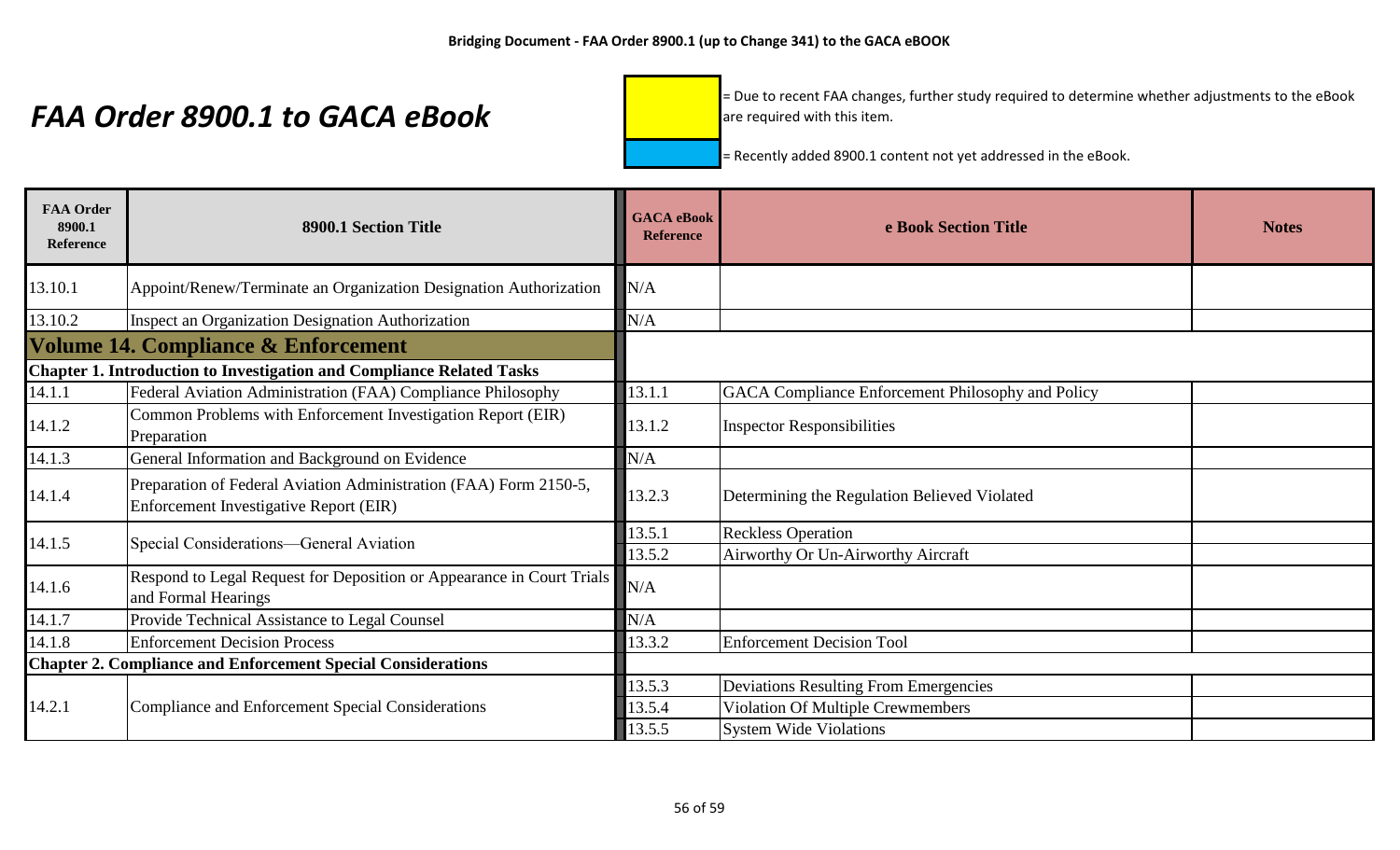# FAA Order 8900.1 to GACA eBook

= Due to recent FAA changes, further study required to determine whether adjustments to the eBook are required with this item.

= Recently added 8900.1 content not yet addressed in the eBook.

| FAA Order 8900.1 Reference | 8900.1 Section Title | GACA eBook Reference | e Book Section Title | Notes |
|---|---|---|---|---|
| 13.10.1 | Appoint/Renew/Terminate an Organization Designation Authorization | N/A | | |
| 13.10.2 | Inspect an Organization Designation Authorization | N/A | | |
| **Volume 14. Compliance & Enforcement** | | | | |
| **Chapter 1. Introduction to Investigation and Compliance Related Tasks** | | | | |
| 14.1.1 | Federal Aviation Administration (FAA) Compliance Philosophy | 13.1.1 | GACA Compliance Enforcement Philosophy and Policy | |
| 14.1.2 | Common Problems with Enforcement Investigation Report (EIR) Preparation | 13.1.2 | Inspector Responsibilities | |
| 14.1.3 | General Information and Background on Evidence | N/A | | |
| 14.1.4 | Preparation of Federal Aviation Administration (FAA) Form 2150-5, Enforcement Investigative Report (EIR) | 13.2.3 | Determining the Regulation Believed Violated | |
| 14.1.5 | Special Considerations—General Aviation | 13.5.1 | Reckless Operation | |
| | | 13.5.2 | Airworthy Or Un-Airworthy Aircraft | |
| 14.1.6 | Respond to Legal Request for Deposition or Appearance in Court Trials and Formal Hearings | N/A | | |
| 14.1.7 | Provide Technical Assistance to Legal Counsel | N/A | | |
| 14.1.8 | Enforcement Decision Process | 13.3.2 | Enforcement Decision Tool | |
| **Chapter 2. Compliance and Enforcement Special Considerations** | | | | |
| 14.2.1 | Compliance and Enforcement Special Considerations | 13.5.3 | Deviations Resulting From Emergencies | |
| | | 13.5.4 | Violation Of Multiple Crewmembers | |
| | | 13.5.5 | System Wide Violations | |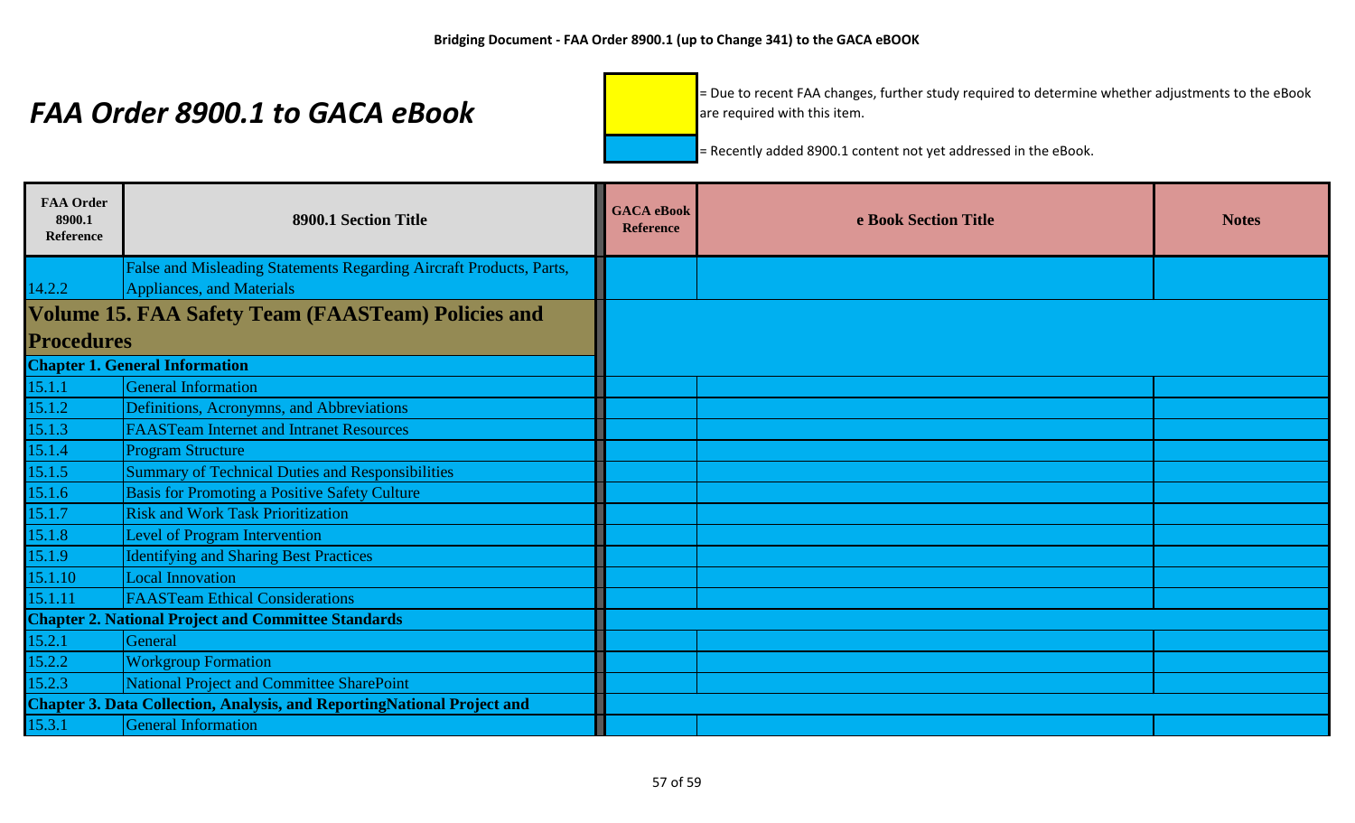# FAA Order 8900.1 to GACA eBook

= Due to recent FAA changes, further study required to determine whether adjustments to the eBook are required with this item.

= Recently added 8900.1 content not yet addressed in the eBook.

| FAA Order 8900.1 Reference | 8900.1 Section Title | GACA eBook Reference | e Book Section Title | Notes |
|---|---|---|---|---|
| 14.2.2 | False and Misleading Statements Regarding Aircraft Products, Parts, Appliances, and Materials | | | |
| **Volume 15. FAA Safety Team (FAASTeam) Policies and Procedures** | | | | |
| **Chapter 1. General Information** | | | | |
| 15.1.1 | General Information | | | |
| 15.1.2 | Definitions, Acronymns, and Abbreviations | | | |
| 15.1.3 | FAASTeam Internet and Intranet Resources | | | |
| 15.1.4 | Program Structure | | | |
| 15.1.5 | Summary of Technical Duties and Responsibilities | | | |
| 15.1.6 | Basis for Promoting a Positive Safety Culture | | | |
| 15.1.7 | Risk and Work Task Prioritization | | | |
| 15.1.8 | Level of Program Intervention | | | |
| 15.1.9 | Identifying and Sharing Best Practices | | | |
| 15.1.10 | Local Innovation | | | |
| 15.1.11 | FAASTeam Ethical Considerations | | | |
| **Chapter 2. National Project and Committee Standards** | | | | |
| 15.2.1 | General | | | |
| 15.2.2 | Workgroup Formation | | | |
| 15.2.3 | National Project and Committee SharePoint | | | |
| **Chapter 3. Data Collection, Analysis, and ReportingNational Project and** | | | | |
| 15.3.1 | General Information | | | |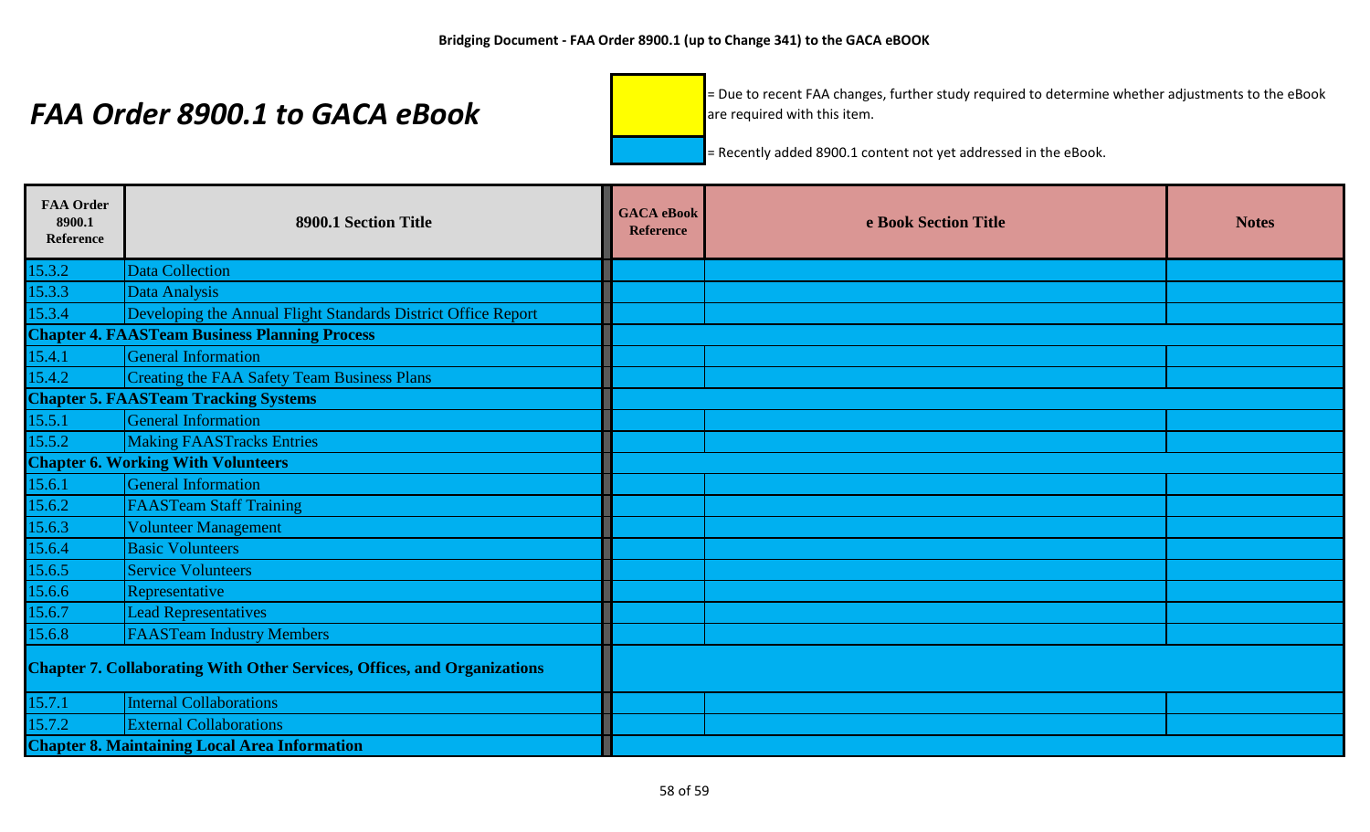# FAA Order 8900.1 to GACA eBook

= Due to recent FAA changes, further study required to determine whether adjustments to the eBook are required with this item.

= Recently added 8900.1 content not yet addressed in the eBook.

| FAA Order 8900.1 Reference | 8900.1 Section Title | GACA eBook Reference | e Book Section Title | Notes |
|---|---|---|---|---|
| 15.3.2 | Data Collection | | | |
| 15.3.3 | Data Analysis | | | |
| 15.3.4 | Developing the Annual Flight Standards District Office Report | | | |
| **Chapter 4. FAASTeam Business Planning Process** | | | | |
| 15.4.1 | General Information | | | |
| 15.4.2 | Creating the FAA Safety Team Business Plans | | | |
| **Chapter 5. FAASTeam Tracking Systems** | | | | |
| 15.5.1 | General Information | | | |
| 15.5.2 | Making FAASTracks Entries | | | |
| **Chapter 6. Working With Volunteers** | | | | |
| 15.6.1 | General Information | | | |
| 15.6.2 | FAASTeam Staff Training | | | |
| 15.6.3 | Volunteer Management | | | |
| 15.6.4 | Basic Volunteers | | | |
| 15.6.5 | Service Volunteers | | | |
| 15.6.6 | Representative | | | |
| 15.6.7 | Lead Representatives | | | |
| 15.6.8 | FAASTeam Industry Members | | | |
| **Chapter 7. Collaborating With Other Services, Offices, and Organizations** | | | | |
| 15.7.1 | Internal Collaborations | | | |
| 15.7.2 | External Collaborations | | | |
| **Chapter 8. Maintaining Local Area Information** | | | | |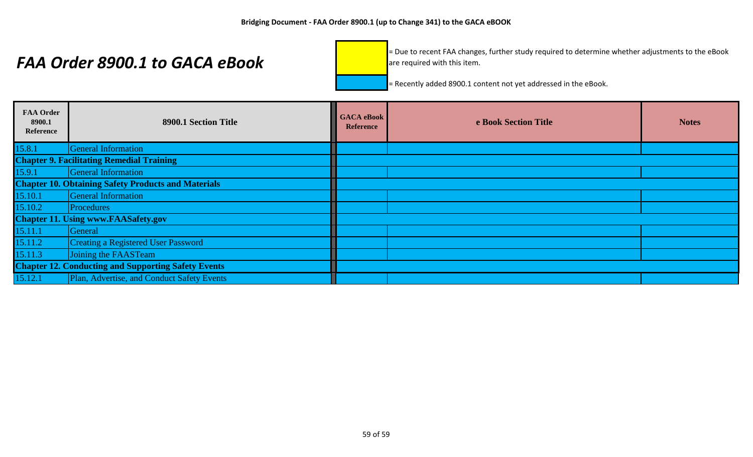# FAA Order 8900.1 to GACA eBook

= Due to recent FAA changes, further study required to determine whether adjustments to the eBook are required with this item.

= Recently added 8900.1 content not yet addressed in the eBook.

| FAA Order 8900.1 Reference | 8900.1 Section Title | GACA eBook Reference | e Book Section Title | Notes |
|---|---|---|---|---|
| 15.8.1 | General Information | | | |
| **Chapter 9. Facilitating Remedial Training** | | | | |
| 15.9.1 | General Information | | | |
| **Chapter 10. Obtaining Safety Products and Materials** | | | | |
| 15.10.1 | General Information | | | |
| 15.10.2 | Procedures | | | |
| **Chapter 11. Using www.FAASafety.gov** | | | | |
| 15.11.1 | General | | | |
| 15.11.2 | Creating a Registered User Password | | | |
| 15.11.3 | Joining the FAASTeam | | | |
| **Chapter 12. Conducting and Supporting Safety Events** | | | | |
| 15.12.1 | Plan, Advertise, and Conduct Safety Events | | | |